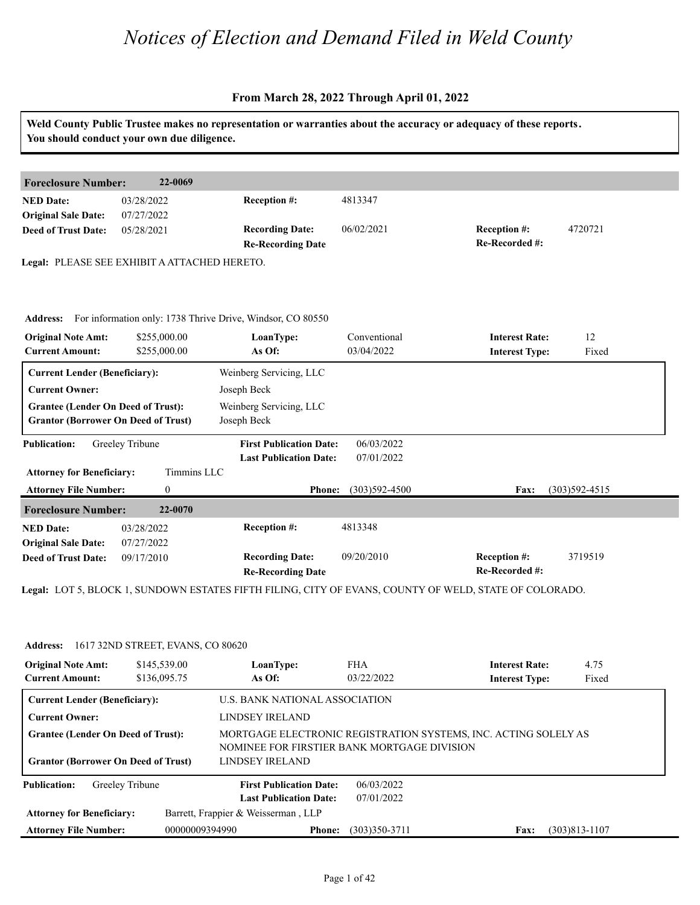# Notices of Election and Demand Filed in Weld County

### From March 28, 2022 Through April 01, 2022

**Weld County Public Trustee makes no representation or warranties about the accuracy or adequacy of these reports. You should conduct your own due diligence.**

---

**Foreclosure Number:** 22-0069

| | | | | | |
|---|---|---|---|---|---|
| **NED Date:** | 03/28/2022 | **Reception #:** | 4813347 | | |
| **Original Sale Date:** | 07/27/2022 | | | | |
| **Deed of Trust Date:** | 05/28/2021 | **Recording Date:** | 06/02/2021 | **Reception #:** | 4720721 |
| | | **Re-Recording Date** | | **Re-Recorded #:** | |

**Legal:** PLEASE SEE EXHIBIT A ATTACHED HERETO.

**Address:** For information only: 1738 Thrive Drive, Windsor, CO 80550

| | | | | | |
|---|---|---|---|---|---|
| **Original Note Amt:** | $255,000.00 | **LoanType:** | Conventional | **Interest Rate:** | 12 |
| **Current Amount:** | $255,000.00 | **As Of:** | 03/04/2022 | **Interest Type:** | Fixed |

| | |
|---|---|
| **Current Lender (Beneficiary):** | Weinberg Servicing, LLC |
| **Current Owner:** | Joseph Beck |
| **Grantee (Lender On Deed of Trust):** | Weinberg Servicing, LLC |
| **Grantor (Borrower On Deed of Trust)** | Joseph Beck |

| | | | |
|---|---|---|---|
| **Publication:** | Greeley Tribune | **First Publication Date:** | 06/03/2022 |
| | | **Last Publication Date:** | 07/01/2022 |

**Attorney for Beneficiary:** Timmins LLC

**Attorney File Number:** 0 **Phone:** (303)592-4500 **Fax:** (303)592-4515

---

**Foreclosure Number:** 22-0070

| | | | | | |
|---|---|---|---|---|---|
| **NED Date:** | 03/28/2022 | **Reception #:** | 4813348 | | |
| **Original Sale Date:** | 07/27/2022 | | | | |
| **Deed of Trust Date:** | 09/17/2010 | **Recording Date:** | 09/20/2010 | **Reception #:** | 3719519 |
| | | **Re-Recording Date** | | **Re-Recorded #:** | |

**Legal:** LOT 5, BLOCK 1, SUNDOWN ESTATES FIFTH FILING, CITY OF EVANS, COUNTY OF WELD, STATE OF COLORADO.

**Address:** 1617 32ND STREET, EVANS, CO 80620

| | | | | | |
|---|---|---|---|---|---|
| **Original Note Amt:** | $145,539.00 | **LoanType:** | FHA | **Interest Rate:** | 4.75 |
| **Current Amount:** | $136,095.75 | **As Of:** | 03/22/2022 | **Interest Type:** | Fixed |

| | |
|---|---|
| **Current Lender (Beneficiary):** | U.S. BANK NATIONAL ASSOCIATION |
| **Current Owner:** | LINDSEY IRELAND |
| **Grantee (Lender On Deed of Trust):** | MORTGAGE ELECTRONIC REGISTRATION SYSTEMS, INC. ACTING SOLELY AS NOMINEE FOR FIRSTIER BANK MORTGAGE DIVISION |
| **Grantor (Borrower On Deed of Trust)** | LINDSEY IRELAND |

| | | | |
|---|---|---|---|
| **Publication:** | Greeley Tribune | **First Publication Date:** | 06/03/2022 |
| | | **Last Publication Date:** | 07/01/2022 |

**Attorney for Beneficiary:** Barrett, Frappier & Weisserman , LLP

**Attorney File Number:** 00000009394990 **Phone:** (303)350-3711 **Fax:** (303)813-1107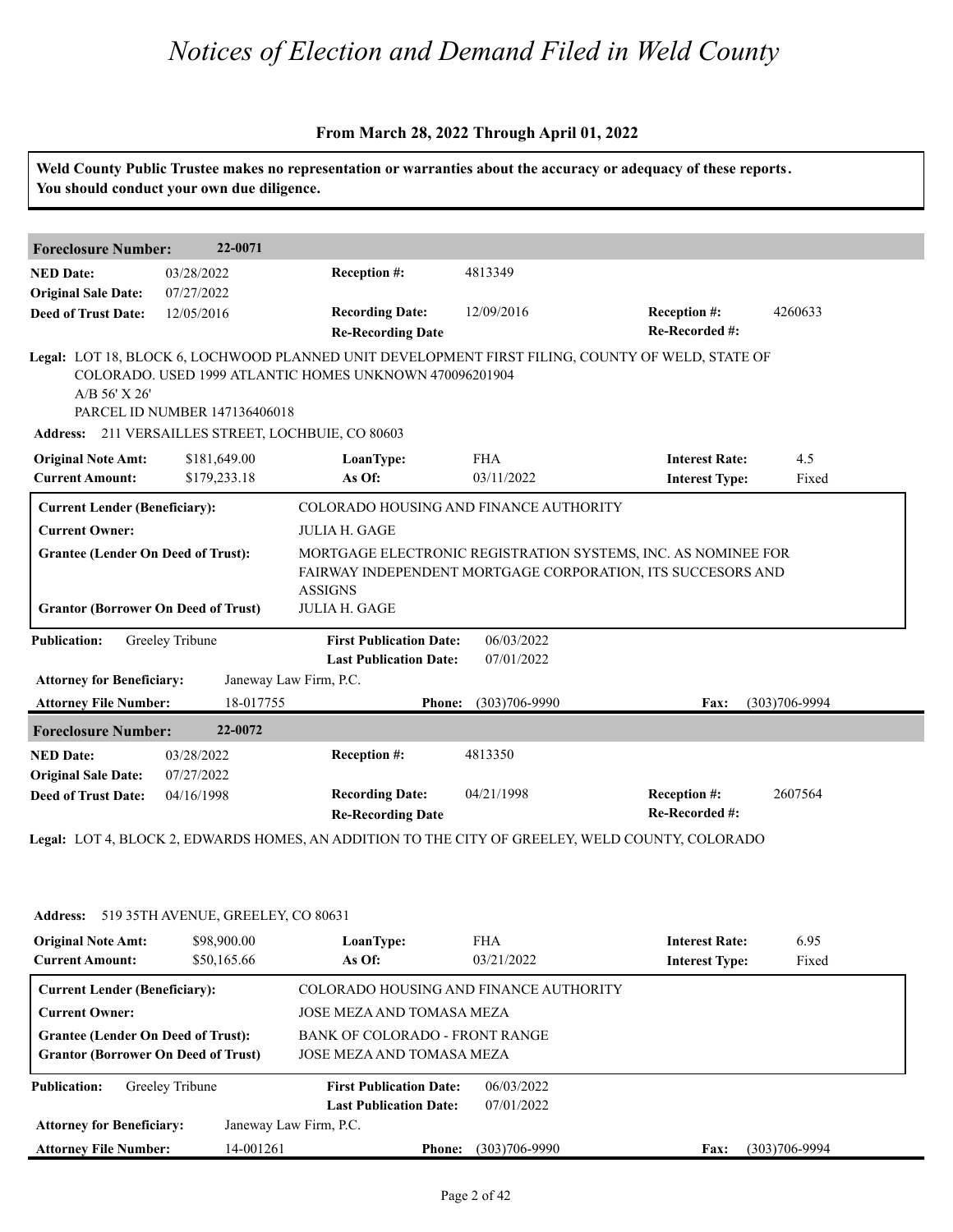# Notices of Election and Demand Filed in Weld County

**From March 28, 2022 Through April 01, 2022**

**Weld County Public Trustee makes no representation or warranties about the accuracy or adequacy of these reports. You should conduct your own due diligence.**

---

**Foreclosure Number:** 22-0071

| | | | | | |
|---|---|---|---|---|---|
| **NED Date:** | 03/28/2022 | **Reception #:** | 4813349 | | |
| **Original Sale Date:** | 07/27/2022 | | | | |
| **Deed of Trust Date:** | 12/05/2016 | **Recording Date:** | 12/09/2016 | **Reception #:** | 4260633 |
| | | **Re-Recording Date** | | **Re-Recorded #:** | |

**Legal:** LOT 18, BLOCK 6, LOCHWOOD PLANNED UNIT DEVELOPMENT FIRST FILING, COUNTY OF WELD, STATE OF COLORADO. USED 1999 ATLANTIC HOMES UNKNOWN 470096201904
A/B 56' X 26'
PARCEL ID NUMBER 147136406018

**Address:** 211 VERSAILLES STREET, LOCHBUIE, CO 80603

| | | | | | |
|---|---|---|---|---|---|
| **Original Note Amt:** | $181,649.00 | **LoanType:** | FHA | **Interest Rate:** | 4.5 |
| **Current Amount:** | $179,233.18 | **As Of:** | 03/11/2022 | **Interest Type:** | Fixed |

**Current Lender (Beneficiary):** COLORADO HOUSING AND FINANCE AUTHORITY
**Current Owner:** JULIA H. GAGE
**Grantee (Lender On Deed of Trust):** MORTGAGE ELECTRONIC REGISTRATION SYSTEMS, INC. AS NOMINEE FOR FAIRWAY INDEPENDENT MORTGAGE CORPORATION, ITS SUCCESORS AND ASSIGNS
**Grantor (Borrower On Deed of Trust)** JULIA H. GAGE

**Publication:** Greeley Tribune
**First Publication Date:** 06/03/2022
**Last Publication Date:** 07/01/2022

**Attorney for Beneficiary:** Janeway Law Firm, P.C.
**Attorney File Number:** 18-017755 **Phone:** (303)706-9990 **Fax:** (303)706-9994

---

**Foreclosure Number:** 22-0072

| | | | | | |
|---|---|---|---|---|---|
| **NED Date:** | 03/28/2022 | **Reception #:** | 4813350 | | |
| **Original Sale Date:** | 07/27/2022 | | | | |
| **Deed of Trust Date:** | 04/16/1998 | **Recording Date:** | 04/21/1998 | **Reception #:** | 2607564 |
| | | **Re-Recording Date** | | **Re-Recorded #:** | |

**Legal:** LOT 4, BLOCK 2, EDWARDS HOMES, AN ADDITION TO THE CITY OF GREELEY, WELD COUNTY, COLORADO

**Address:** 519 35TH AVENUE, GREELEY, CO 80631

| | | | | | |
|---|---|---|---|---|---|
| **Original Note Amt:** | $98,900.00 | **LoanType:** | FHA | **Interest Rate:** | 6.95 |
| **Current Amount:** | $50,165.66 | **As Of:** | 03/21/2022 | **Interest Type:** | Fixed |

**Current Lender (Beneficiary):** COLORADO HOUSING AND FINANCE AUTHORITY
**Current Owner:** JOSE MEZA AND TOMASA MEZA
**Grantee (Lender On Deed of Trust):** BANK OF COLORADO - FRONT RANGE
**Grantor (Borrower On Deed of Trust)** JOSE MEZA AND TOMASA MEZA

**Publication:** Greeley Tribune
**First Publication Date:** 06/03/2022
**Last Publication Date:** 07/01/2022

**Attorney for Beneficiary:** Janeway Law Firm, P.C.
**Attorney File Number:** 14-001261 **Phone:** (303)706-9990 **Fax:** (303)706-9994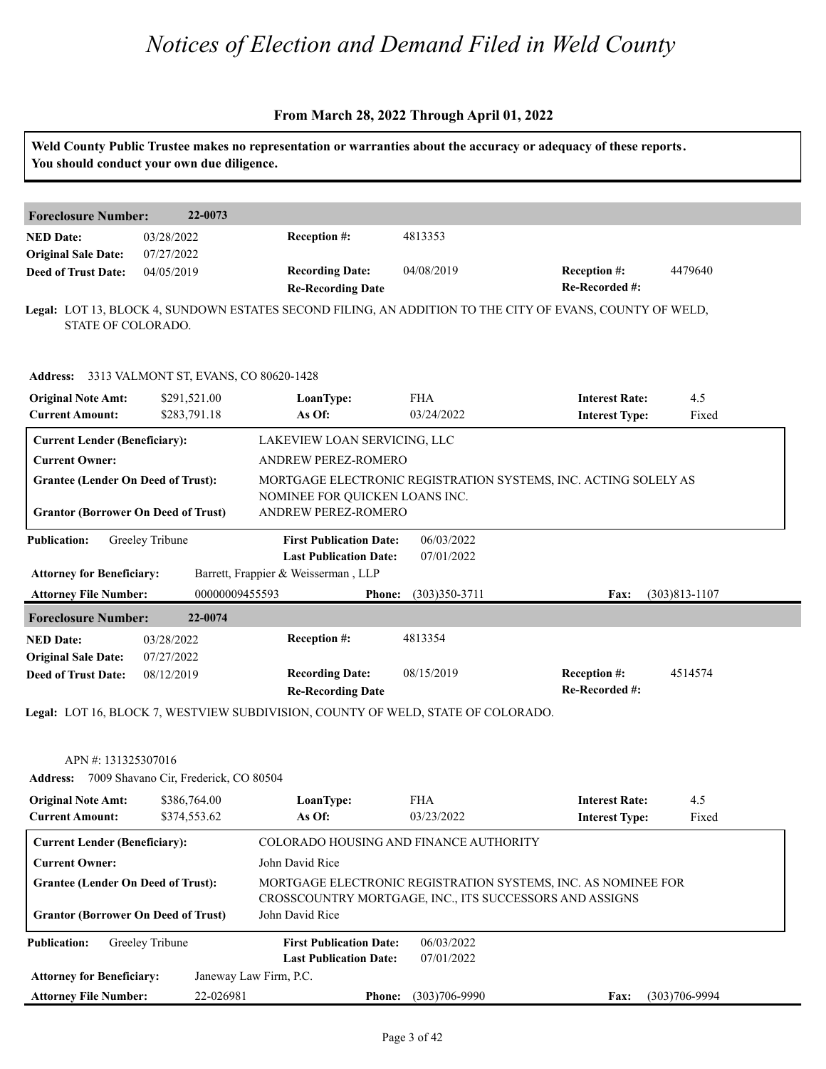# Notices of Election and Demand Filed in Weld County

**From March 28, 2022 Through April 01, 2022**

**Weld County Public Trustee makes no representation or warranties about the accuracy or adequacy of these reports. You should conduct your own due diligence.**

---

**Foreclosure Number:** 22-0073

| | | | | | |
|---|---|---|---|---|---|
| **NED Date:** | 03/28/2022 | **Reception #:** | 4813353 | | |
| **Original Sale Date:** | 07/27/2022 | | | | |
| **Deed of Trust Date:** | 04/05/2019 | **Recording Date:** | 04/08/2019 | **Reception #:** | 4479640 |
| | | **Re-Recording Date** | | **Re-Recorded #:** | |

**Legal:** LOT 13, BLOCK 4, SUNDOWN ESTATES SECOND FILING, AN ADDITION TO THE CITY OF EVANS, COUNTY OF WELD, STATE OF COLORADO.

**Address:** 3313 VALMONT ST, EVANS, CO 80620-1428

| | | | | | |
|---|---|---|---|---|---|
| **Original Note Amt:** | $291,521.00 | **LoanType:** | FHA | **Interest Rate:** | 4.5 |
| **Current Amount:** | $283,791.18 | **As Of:** | 03/24/2022 | **Interest Type:** | Fixed |

| | |
|---|---|
| **Current Lender (Beneficiary):** | LAKEVIEW LOAN SERVICING, LLC |
| **Current Owner:** | ANDREW PEREZ-ROMERO |
| **Grantee (Lender On Deed of Trust):** | MORTGAGE ELECTRONIC REGISTRATION SYSTEMS, INC. ACTING SOLELY AS NOMINEE FOR QUICKEN LOANS INC. |
| **Grantor (Borrower On Deed of Trust)** | ANDREW PEREZ-ROMERO |

| | | | |
|---|---|---|---|
| **Publication:** | Greeley Tribune | **First Publication Date:** | 06/03/2022 |
| | | **Last Publication Date:** | 07/01/2022 |

**Attorney for Beneficiary:** Barrett, Frappier & Weisserman , LLP

**Attorney File Number:** 00000009455593 **Phone:** (303)350-3711 **Fax:** (303)813-1107

---

**Foreclosure Number:** 22-0074

| | | | | | |
|---|---|---|---|---|---|
| **NED Date:** | 03/28/2022 | **Reception #:** | 4813354 | | |
| **Original Sale Date:** | 07/27/2022 | | | | |
| **Deed of Trust Date:** | 08/12/2019 | **Recording Date:** | 08/15/2019 | **Reception #:** | 4514574 |
| | | **Re-Recording Date** | | **Re-Recorded #:** | |

**Legal:** LOT 16, BLOCK 7, WESTVIEW SUBDIVISION, COUNTY OF WELD, STATE OF COLORADO.

APN #: 131325307016

**Address:** 7009 Shavano Cir, Frederick, CO 80504

| | | | | | |
|---|---|---|---|---|---|
| **Original Note Amt:** | $386,764.00 | **LoanType:** | FHA | **Interest Rate:** | 4.5 |
| **Current Amount:** | $374,553.62 | **As Of:** | 03/23/2022 | **Interest Type:** | Fixed |

| | |
|---|---|
| **Current Lender (Beneficiary):** | COLORADO HOUSING AND FINANCE AUTHORITY |
| **Current Owner:** | John David Rice |
| **Grantee (Lender On Deed of Trust):** | MORTGAGE ELECTRONIC REGISTRATION SYSTEMS, INC. AS NOMINEE FOR CROSSCOUNTRY MORTGAGE, INC., ITS SUCCESSORS AND ASSIGNS |
| **Grantor (Borrower On Deed of Trust)** | John David Rice |

| | | | |
|---|---|---|---|
| **Publication:** | Greeley Tribune | **First Publication Date:** | 06/03/2022 |
| | | **Last Publication Date:** | 07/01/2022 |

**Attorney for Beneficiary:** Janeway Law Firm, P.C.

**Attorney File Number:** 22-026981 **Phone:** (303)706-9990 **Fax:** (303)706-9994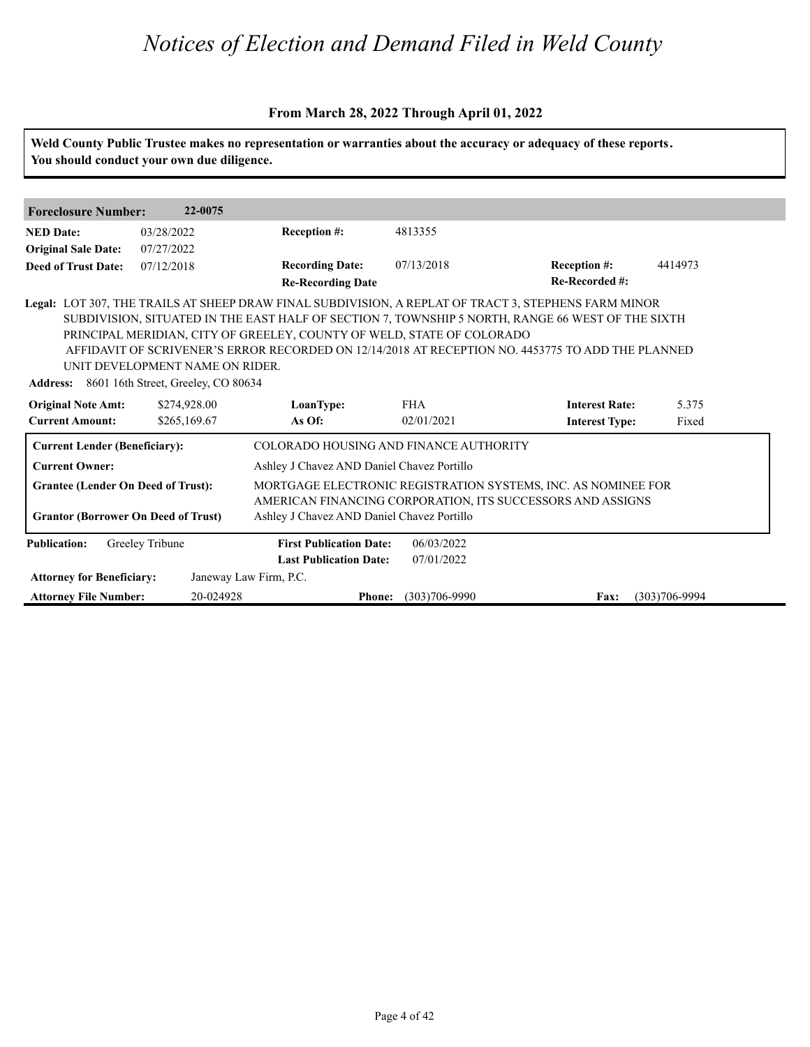# Notices of Election and Demand Filed in Weld County

### From March 28, 2022 Through April 01, 2022

**Weld County Public Trustee makes no representation or warranties about the accuracy or adequacy of these reports. You should conduct your own due diligence.**

| **Foreclosure Number:** | **22-0075** | | | | |
|---|---|---|---|---|---|
| **NED Date:** | 03/28/2022 | **Reception #:** | 4813355 | | |
| **Original Sale Date:** | 07/27/2022 | | | | |
| **Deed of Trust Date:** | 07/12/2018 | **Recording Date:** | 07/13/2018 | **Reception #:** | 4414973 |
| | | **Re-Recording Date** | | **Re-Recorded #:** | |

**Legal:** LOT 307, THE TRAILS AT SHEEP DRAW FINAL SUBDIVISION, A REPLAT OF TRACT 3, STEPHENS FARM MINOR SUBDIVISION, SITUATED IN THE EAST HALF OF SECTION 7, TOWNSHIP 5 NORTH, RANGE 66 WEST OF THE SIXTH PRINCIPAL MERIDIAN, CITY OF GREELEY, COUNTY OF WELD, STATE OF COLORADO
AFFIDAVIT OF SCRIVENER'S ERROR RECORDED ON 12/14/2018 AT RECEPTION NO. 4453775 TO ADD THE PLANNED UNIT DEVELOPMENT NAME ON RIDER.

**Address:** 8601 16th Street, Greeley, CO 80634

| **Original Note Amt:** | $274,928.00 | **LoanType:** | FHA | **Interest Rate:** | 5.375 |
|---|---|---|---|---|---|
| **Current Amount:** | $265,169.67 | **As Of:** | 02/01/2021 | **Interest Type:** | Fixed |

| | |
|---|---|
| **Current Lender (Beneficiary):** | COLORADO HOUSING AND FINANCE AUTHORITY |
| **Current Owner:** | Ashley J Chavez AND Daniel Chavez Portillo |
| **Grantee (Lender On Deed of Trust):** | MORTGAGE ELECTRONIC REGISTRATION SYSTEMS, INC. AS NOMINEE FOR AMERICAN FINANCING CORPORATION, ITS SUCCESSORS AND ASSIGNS |
| **Grantor (Borrower On Deed of Trust)** | Ashley J Chavez AND Daniel Chavez Portillo |

| **Publication:** | Greeley Tribune | **First Publication Date:** | 06/03/2022 | | |
|---|---|---|---|---|---|
| | | **Last Publication Date:** | 07/01/2022 | | |
| **Attorney for Beneficiary:** | Janeway Law Firm, P.C. | | | | |
| **Attorney File Number:** | 20-024928 | **Phone:** | (303)706-9990 | **Fax:** | (303)706-9994 |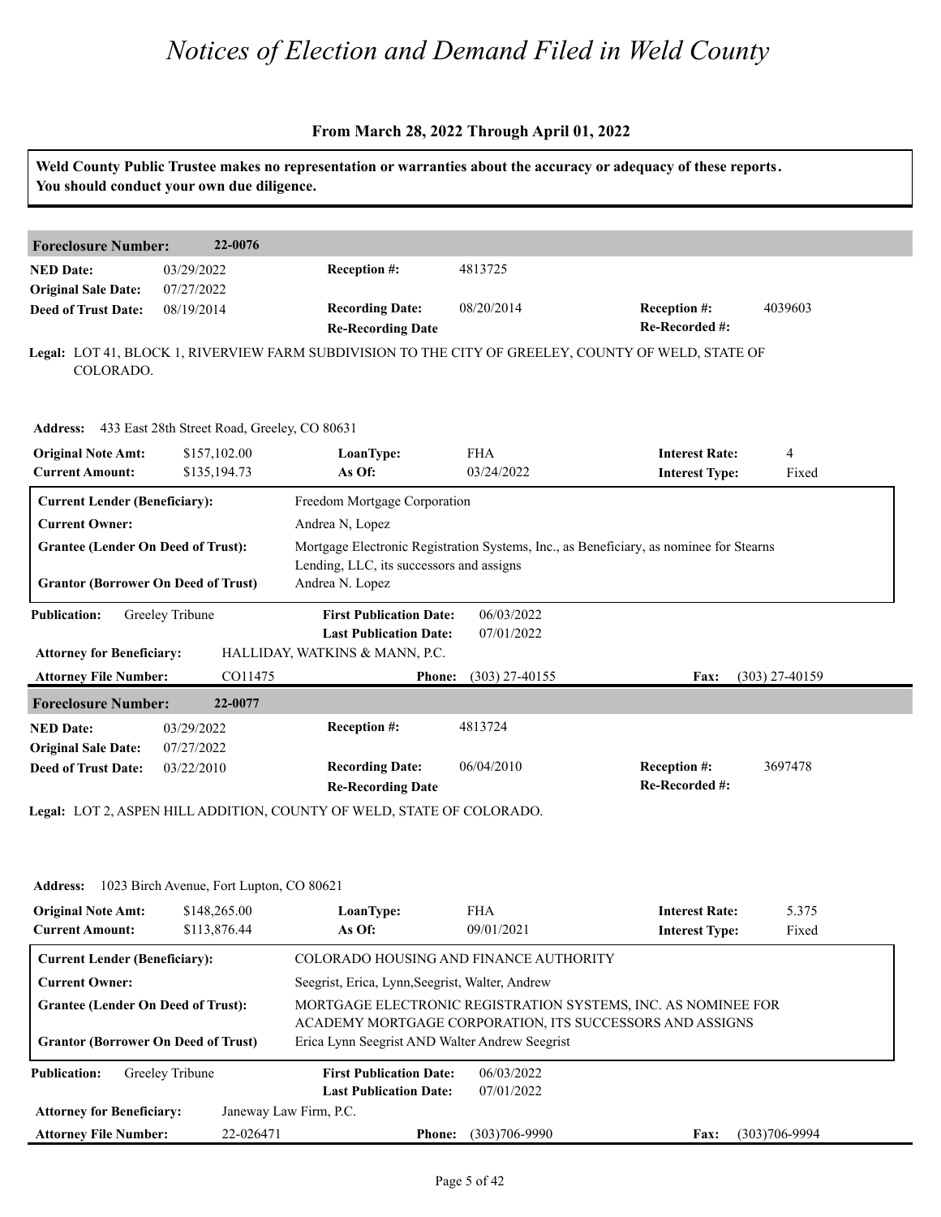# Notices of Election and Demand Filed in Weld County

**From March 28, 2022 Through April 01, 2022**

**Weld County Public Trustee makes no representation or warranties about the accuracy or adequacy of these reports. You should conduct your own due diligence.**

## Foreclosure Number: 22-0076

| | | | | | |
|---|---|---|---|---|---|
| **NED Date:** | 03/29/2022 | **Reception #:** | 4813725 | | |
| **Original Sale Date:** | 07/27/2022 | | | | |
| **Deed of Trust Date:** | 08/19/2014 | **Recording Date:** | 08/20/2014 | **Reception #:** | 4039603 |
| | | **Re-Recording Date** | | **Re-Recorded #:** | |

**Legal:** LOT 41, BLOCK 1, RIVERVIEW FARM SUBDIVISION TO THE CITY OF GREELEY, COUNTY OF WELD, STATE OF COLORADO.

**Address:** 433 East 28th Street Road, Greeley, CO 80631

| | | | | | |
|---|---|---|---|---|---|
| **Original Note Amt:** | $157,102.00 | **LoanType:** | FHA | **Interest Rate:** | 4 |
| **Current Amount:** | $135,194.73 | **As Of:** | 03/24/2022 | **Interest Type:** | Fixed |

| | |
|---|---|
| **Current Lender (Beneficiary):** | Freedom Mortgage Corporation |
| **Current Owner:** | Andrea N, Lopez |
| **Grantee (Lender On Deed of Trust):** | Mortgage Electronic Registration Systems, Inc., as Beneficiary, as nominee for Stearns Lending, LLC, its successors and assigns |
| **Grantor (Borrower On Deed of Trust)** | Andrea N. Lopez |

| | | | | | |
|---|---|---|---|---|---|
| **Publication:** | Greeley Tribune | **First Publication Date:** | 06/03/2022 | | |
| | | **Last Publication Date:** | 07/01/2022 | | |
| **Attorney for Beneficiary:** | HALLIDAY, WATKINS & MANN, P.C. | | | | |
| **Attorney File Number:** | CO11475 | **Phone:** | (303) 27-40155 | **Fax:** | (303) 27-40159 |

## Foreclosure Number: 22-0077

| | | | | | |
|---|---|---|---|---|---|
| **NED Date:** | 03/29/2022 | **Reception #:** | 4813724 | | |
| **Original Sale Date:** | 07/27/2022 | | | | |
| **Deed of Trust Date:** | 03/22/2010 | **Recording Date:** | 06/04/2010 | **Reception #:** | 3697478 |
| | | **Re-Recording Date** | | **Re-Recorded #:** | |

**Legal:** LOT 2, ASPEN HILL ADDITION, COUNTY OF WELD, STATE OF COLORADO.

**Address:** 1023 Birch Avenue, Fort Lupton, CO 80621

| | | | | | |
|---|---|---|---|---|---|
| **Original Note Amt:** | $148,265.00 | **LoanType:** | FHA | **Interest Rate:** | 5.375 |
| **Current Amount:** | $113,876.44 | **As Of:** | 09/01/2021 | **Interest Type:** | Fixed |

| | |
|---|---|
| **Current Lender (Beneficiary):** | COLORADO HOUSING AND FINANCE AUTHORITY |
| **Current Owner:** | Seegrist, Erica, Lynn,Seegrist, Walter, Andrew |
| **Grantee (Lender On Deed of Trust):** | MORTGAGE ELECTRONIC REGISTRATION SYSTEMS, INC. AS NOMINEE FOR ACADEMY MORTGAGE CORPORATION, ITS SUCCESSORS AND ASSIGNS |
| **Grantor (Borrower On Deed of Trust)** | Erica Lynn Seegrist AND Walter Andrew Seegrist |

| | | | | | |
|---|---|---|---|---|---|
| **Publication:** | Greeley Tribune | **First Publication Date:** | 06/03/2022 | | |
| | | **Last Publication Date:** | 07/01/2022 | | |
| **Attorney for Beneficiary:** | Janeway Law Firm, P.C. | | | | |
| **Attorney File Number:** | 22-026471 | **Phone:** | (303)706-9990 | **Fax:** | (303)706-9994 |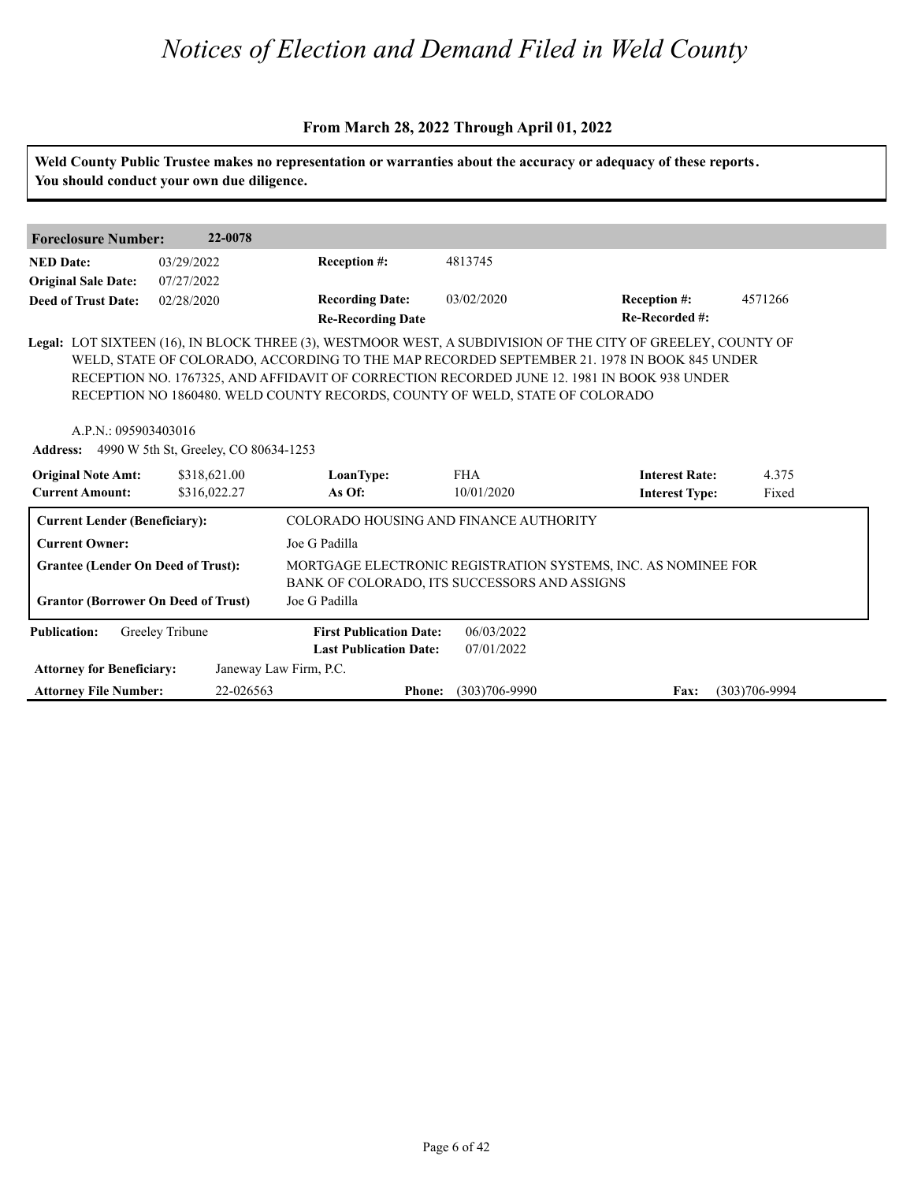# Notices of Election and Demand Filed in Weld County

**From March 28, 2022 Through April 01, 2022**

**Weld County Public Trustee makes no representation or warranties about the accuracy or adequacy of these reports. You should conduct your own due diligence.**

| **Foreclosure Number:** | **22-0078** | | | | |
|---|---|---|---|---|---|
| **NED Date:** | 03/29/2022 | **Reception #:** | 4813745 | | |
| **Original Sale Date:** | 07/27/2022 | | | | |
| **Deed of Trust Date:** | 02/28/2020 | **Recording Date:** | 03/02/2020 | **Reception #:** | 4571266 |
| | | **Re-Recording Date** | | **Re-Recorded #:** | |

**Legal:** LOT SIXTEEN (16), IN BLOCK THREE (3), WESTMOOR WEST, A SUBDIVISION OF THE CITY OF GREELEY, COUNTY OF WELD, STATE OF COLORADO, ACCORDING TO THE MAP RECORDED SEPTEMBER 21. 1978 IN BOOK 845 UNDER RECEPTION NO. 1767325, AND AFFIDAVIT OF CORRECTION RECORDED JUNE 12. 1981 IN BOOK 938 UNDER RECEPTION NO 1860480. WELD COUNTY RECORDS, COUNTY OF WELD, STATE OF COLORADO

A.P.N.: 095903403016

**Address:** 4990 W 5th St, Greeley, CO 80634-1253

| **Original Note Amt:** | $318,621.00 | **LoanType:** | FHA | **Interest Rate:** | 4.375 |
|---|---|---|---|---|---|
| **Current Amount:** | $316,022.27 | **As Of:** | 10/01/2020 | **Interest Type:** | Fixed |

| | |
|---|---|
| **Current Lender (Beneficiary):** | COLORADO HOUSING AND FINANCE AUTHORITY |
| **Current Owner:** | Joe G Padilla |
| **Grantee (Lender On Deed of Trust):** | MORTGAGE ELECTRONIC REGISTRATION SYSTEMS, INC. AS NOMINEE FOR BANK OF COLORADO, ITS SUCCESSORS AND ASSIGNS |
| **Grantor (Borrower On Deed of Trust)** | Joe G Padilla |

| **Publication:** | Greeley Tribune | **First Publication Date:** | 06/03/2022 | | |
|---|---|---|---|---|---|
| | | **Last Publication Date:** | 07/01/2022 | | |
| **Attorney for Beneficiary:** | Janeway Law Firm, P.C. | | | | |
| **Attorney File Number:** | 22-026563 | **Phone:** | (303)706-9990 | **Fax:** | (303)706-9994 |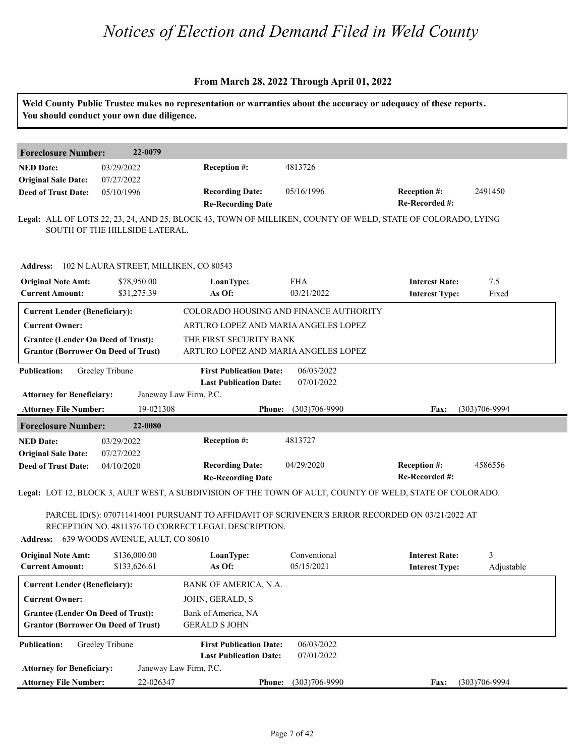# Notices of Election and Demand Filed in Weld County

**From March 28, 2022 Through April 01, 2022**

**Weld County Public Trustee makes no representation or warranties about the accuracy or adequacy of these reports. You should conduct your own due diligence.**

---

**Foreclosure Number:** 22-0079

| | | | | | |
|---|---|---|---|---|---|
| **NED Date:** | 03/29/2022 | **Reception #:** | 4813726 | | |
| **Original Sale Date:** | 07/27/2022 | | | | |
| **Deed of Trust Date:** | 05/10/1996 | **Recording Date:** | 05/16/1996 | **Reception #:** | 2491450 |
| | | **Re-Recording Date** | | **Re-Recorded #:** | |

**Legal:** ALL OF LOTS 22, 23, 24, AND 25, BLOCK 43, TOWN OF MILLIKEN, COUNTY OF WELD, STATE OF COLORADO, LYING SOUTH OF THE HILLSIDE LATERAL.

**Address:** 102 N LAURA STREET, MILLIKEN, CO 80543

| | | | | | |
|---|---|---|---|---|---|
| **Original Note Amt:** | $78,950.00 | **LoanType:** | FHA | **Interest Rate:** | 7.5 |
| **Current Amount:** | $31,275.39 | **As Of:** | 03/21/2022 | **Interest Type:** | Fixed |

| | |
|---|---|
| **Current Lender (Beneficiary):** | COLORADO HOUSING AND FINANCE AUTHORITY |
| **Current Owner:** | ARTURO LOPEZ AND MARIA ANGELES LOPEZ |
| **Grantee (Lender On Deed of Trust):** | THE FIRST SECURITY BANK |
| **Grantor (Borrower On Deed of Trust)** | ARTURO LOPEZ AND MARIA ANGELES LOPEZ |

| | | | |
|---|---|---|---|
| **Publication:** | Greeley Tribune | **First Publication Date:** | 06/03/2022 |
| | | **Last Publication Date:** | 07/01/2022 |
| **Attorney for Beneficiary:** | Janeway Law Firm, P.C. | | |
| **Attorney File Number:** | 19-021308 | **Phone:** | (303)706-9990 |
| | | **Fax:** | (303)706-9994 |

---

**Foreclosure Number:** 22-0080

| | | | | | |
|---|---|---|---|---|---|
| **NED Date:** | 03/29/2022 | **Reception #:** | 4813727 | | |
| **Original Sale Date:** | 07/27/2022 | | | | |
| **Deed of Trust Date:** | 04/10/2020 | **Recording Date:** | 04/29/2020 | **Reception #:** | 4586556 |
| | | **Re-Recording Date** | | **Re-Recorded #:** | |

**Legal:** LOT 12, BLOCK 3, AULT WEST, A SUBDIVISION OF THE TOWN OF AULT, COUNTY OF WELD, STATE OF COLORADO.

PARCEL ID(S): 070711414001 PURSUANT TO AFFIDAVIT OF SCRIVENER'S ERROR RECORDED ON 03/21/2022 AT RECEPTION NO. 4811376 TO CORRECT LEGAL DESCRIPTION.

**Address:** 639 WOODS AVENUE, AULT, CO 80610

| | | | | | |
|---|---|---|---|---|---|
| **Original Note Amt:** | $136,000.00 | **LoanType:** | Conventional | **Interest Rate:** | 3 |
| **Current Amount:** | $133,626.61 | **As Of:** | 05/15/2021 | **Interest Type:** | Adjustable |

| | |
|---|---|
| **Current Lender (Beneficiary):** | BANK OF AMERICA, N.A. |
| **Current Owner:** | JOHN, GERALD, S |
| **Grantee (Lender On Deed of Trust):** | Bank of America, NA |
| **Grantor (Borrower On Deed of Trust)** | GERALD S JOHN |

| | | | |
|---|---|---|---|
| **Publication:** | Greeley Tribune | **First Publication Date:** | 06/03/2022 |
| | | **Last Publication Date:** | 07/01/2022 |
| **Attorney for Beneficiary:** | Janeway Law Firm, P.C. | | |
| **Attorney File Number:** | 22-026347 | **Phone:** | (303)706-9990 |
| | | **Fax:** | (303)706-9994 |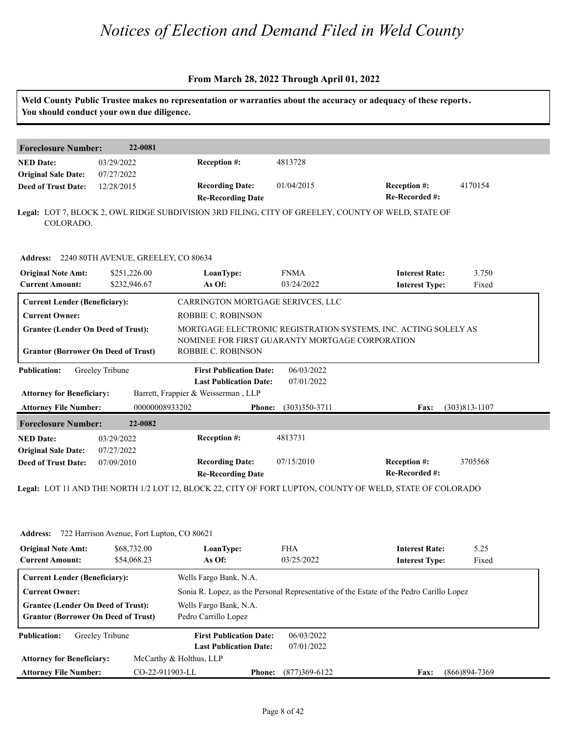# Notices of Election and Demand Filed in Weld County

**From March 28, 2022 Through April 01, 2022**

**Weld County Public Trustee makes no representation or warranties about the accuracy or adequacy of these reports. You should conduct your own due diligence.**

## Foreclosure Number: 22-0081

| | | | | | |
|---|---|---|---|---|---|
| **NED Date:** | 03/29/2022 | **Reception #:** | 4813728 | | |
| **Original Sale Date:** | 07/27/2022 | | | | |
| **Deed of Trust Date:** | 12/28/2015 | **Recording Date:** | 01/04/2015 | **Reception #:** | 4170154 |
| | | **Re-Recording Date** | | **Re-Recorded #:** | |

**Legal:** LOT 7, BLOCK 2, OWL RIDGE SUBDIVISION 3RD FILING, CITY OF GREELEY, COUNTY OF WELD, STATE OF COLORADO.

**Address:** 2240 80TH AVENUE, GREELEY, CO 80634

| | | | | | |
|---|---|---|---|---|---|
| **Original Note Amt:** | $251,226.00 | **LoanType:** | FNMA | **Interest Rate:** | 3.750 |
| **Current Amount:** | $232,946.67 | **As Of:** | 03/24/2022 | **Interest Type:** | Fixed |

| | |
|---|---|
| **Current Lender (Beneficiary):** | CARRINGTON MORTGAGE SERIVCES, LLC |
| **Current Owner:** | ROBBIE C. ROBINSON |
| **Grantee (Lender On Deed of Trust):** | MORTGAGE ELECTRONIC REGISTRATION SYSTEMS, INC. ACTING SOLELY AS NOMINEE FOR FIRST GUARANTY MORTGAGE CORPORATION |
| **Grantor (Borrower On Deed of Trust)** | ROBBIE C. ROBINSON |

| | | | | | |
|---|---|---|---|---|---|
| **Publication:** | Greeley Tribune | **First Publication Date:** | 06/03/2022 | | |
| | | **Last Publication Date:** | 07/01/2022 | | |
| **Attorney for Beneficiary:** | Barrett, Frappier & Weisserman , LLP | | | | |
| **Attorney File Number:** | 00000008933202 | **Phone:** | (303)350-3711 | **Fax:** | (303)813-1107 |

## Foreclosure Number: 22-0082

| | | | | | |
|---|---|---|---|---|---|
| **NED Date:** | 03/29/2022 | **Reception #:** | 4813731 | | |
| **Original Sale Date:** | 07/27/2022 | | | | |
| **Deed of Trust Date:** | 07/09/2010 | **Recording Date:** | 07/15/2010 | **Reception #:** | 3705568 |
| | | **Re-Recording Date** | | **Re-Recorded #:** | |

**Legal:** LOT 11 AND THE NORTH 1/2 LOT 12, BLOCK 22, CITY OF FORT LUPTON, COUNTY OF WELD, STATE OF COLORADO

**Address:** 722 Harrison Avenue, Fort Lupton, CO 80621

| | | | | | |
|---|---|---|---|---|---|
| **Original Note Amt:** | $68,732.00 | **LoanType:** | FHA | **Interest Rate:** | 5.25 |
| **Current Amount:** | $54,068.23 | **As Of:** | 03/25/2022 | **Interest Type:** | Fixed |

| | |
|---|---|
| **Current Lender (Beneficiary):** | Wells Fargo Bank, N.A. |
| **Current Owner:** | Sonia R. Lopez, as the Personal Representative of the Estate of the Pedro Carillo Lopez |
| **Grantee (Lender On Deed of Trust):** | Wells Fargo Bank, N.A. |
| **Grantor (Borrower On Deed of Trust)** | Pedro Carrillo Lopez |

| | | | | | |
|---|---|---|---|---|---|
| **Publication:** | Greeley Tribune | **First Publication Date:** | 06/03/2022 | | |
| | | **Last Publication Date:** | 07/01/2022 | | |
| **Attorney for Beneficiary:** | McCarthy & Holthus, LLP | | | | |
| **Attorney File Number:** | CO-22-911903-LL | **Phone:** | (877)369-6122 | **Fax:** | (866)894-7369 |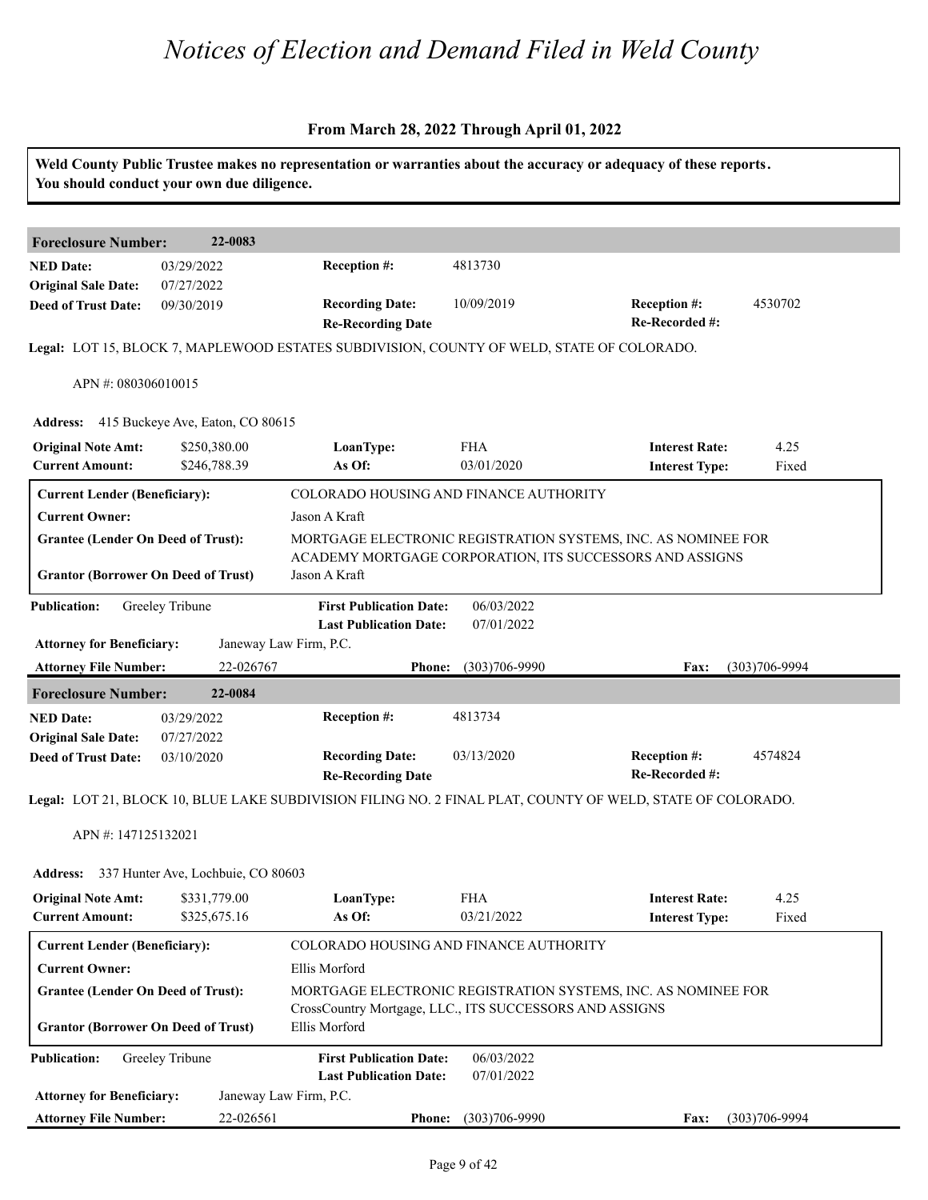# Notices of Election and Demand Filed in Weld County

### From March 28, 2022 Through April 01, 2022

**Weld County Public Trustee makes no representation or warranties about the accuracy or adequacy of these reports. You should conduct your own due diligence.**

---

**Foreclosure Number:** 22-0083

| | | | | | |
|---|---|---|---|---|---|
| **NED Date:** | 03/29/2022 | **Reception #:** | 4813730 | | |
| **Original Sale Date:** | 07/27/2022 | | | | |
| **Deed of Trust Date:** | 09/30/2019 | **Recording Date:** | 10/09/2019 | **Reception #:** | 4530702 |
| | | **Re-Recording Date** | | **Re-Recorded #:** | |

**Legal:** LOT 15, BLOCK 7, MAPLEWOOD ESTATES SUBDIVISION, COUNTY OF WELD, STATE OF COLORADO.

APN #: 080306010015

**Address:** 415 Buckeye Ave, Eaton, CO 80615

| | | | | | |
|---|---|---|---|---|---|
| **Original Note Amt:** | $250,380.00 | **LoanType:** | FHA | **Interest Rate:** | 4.25 |
| **Current Amount:** | $246,788.39 | **As Of:** | 03/01/2020 | **Interest Type:** | Fixed |

| | |
|---|---|
| **Current Lender (Beneficiary):** | COLORADO HOUSING AND FINANCE AUTHORITY |
| **Current Owner:** | Jason A Kraft |
| **Grantee (Lender On Deed of Trust):** | MORTGAGE ELECTRONIC REGISTRATION SYSTEMS, INC. AS NOMINEE FOR ACADEMY MORTGAGE CORPORATION, ITS SUCCESSORS AND ASSIGNS |
| **Grantor (Borrower On Deed of Trust)** | Jason A Kraft |

| | | | | | |
|---|---|---|---|---|---|
| **Publication:** | Greeley Tribune | **First Publication Date:** | 06/03/2022 | | |
| | | **Last Publication Date:** | 07/01/2022 | | |
| **Attorney for Beneficiary:** | Janeway Law Firm, P.C. | | | | |
| **Attorney File Number:** | 22-026767 | **Phone:** | (303)706-9990 | **Fax:** | (303)706-9994 |

---

**Foreclosure Number:** 22-0084

| | | | | | |
|---|---|---|---|---|---|
| **NED Date:** | 03/29/2022 | **Reception #:** | 4813734 | | |
| **Original Sale Date:** | 07/27/2022 | | | | |
| **Deed of Trust Date:** | 03/10/2020 | **Recording Date:** | 03/13/2020 | **Reception #:** | 4574824 |
| | | **Re-Recording Date** | | **Re-Recorded #:** | |

**Legal:** LOT 21, BLOCK 10, BLUE LAKE SUBDIVISION FILING NO. 2 FINAL PLAT, COUNTY OF WELD, STATE OF COLORADO.

APN #: 147125132021

**Address:** 337 Hunter Ave, Lochbuie, CO 80603

| | | | | | |
|---|---|---|---|---|---|
| **Original Note Amt:** | $331,779.00 | **LoanType:** | FHA | **Interest Rate:** | 4.25 |
| **Current Amount:** | $325,675.16 | **As Of:** | 03/21/2022 | **Interest Type:** | Fixed |

| | |
|---|---|
| **Current Lender (Beneficiary):** | COLORADO HOUSING AND FINANCE AUTHORITY |
| **Current Owner:** | Ellis Morford |
| **Grantee (Lender On Deed of Trust):** | MORTGAGE ELECTRONIC REGISTRATION SYSTEMS, INC. AS NOMINEE FOR CrossCountry Mortgage, LLC., ITS SUCCESSORS AND ASSIGNS |
| **Grantor (Borrower On Deed of Trust)** | Ellis Morford |

| | | | | | |
|---|---|---|---|---|---|
| **Publication:** | Greeley Tribune | **First Publication Date:** | 06/03/2022 | | |
| | | **Last Publication Date:** | 07/01/2022 | | |
| **Attorney for Beneficiary:** | Janeway Law Firm, P.C. | | | | |
| **Attorney File Number:** | 22-026561 | **Phone:** | (303)706-9990 | **Fax:** | (303)706-9994 |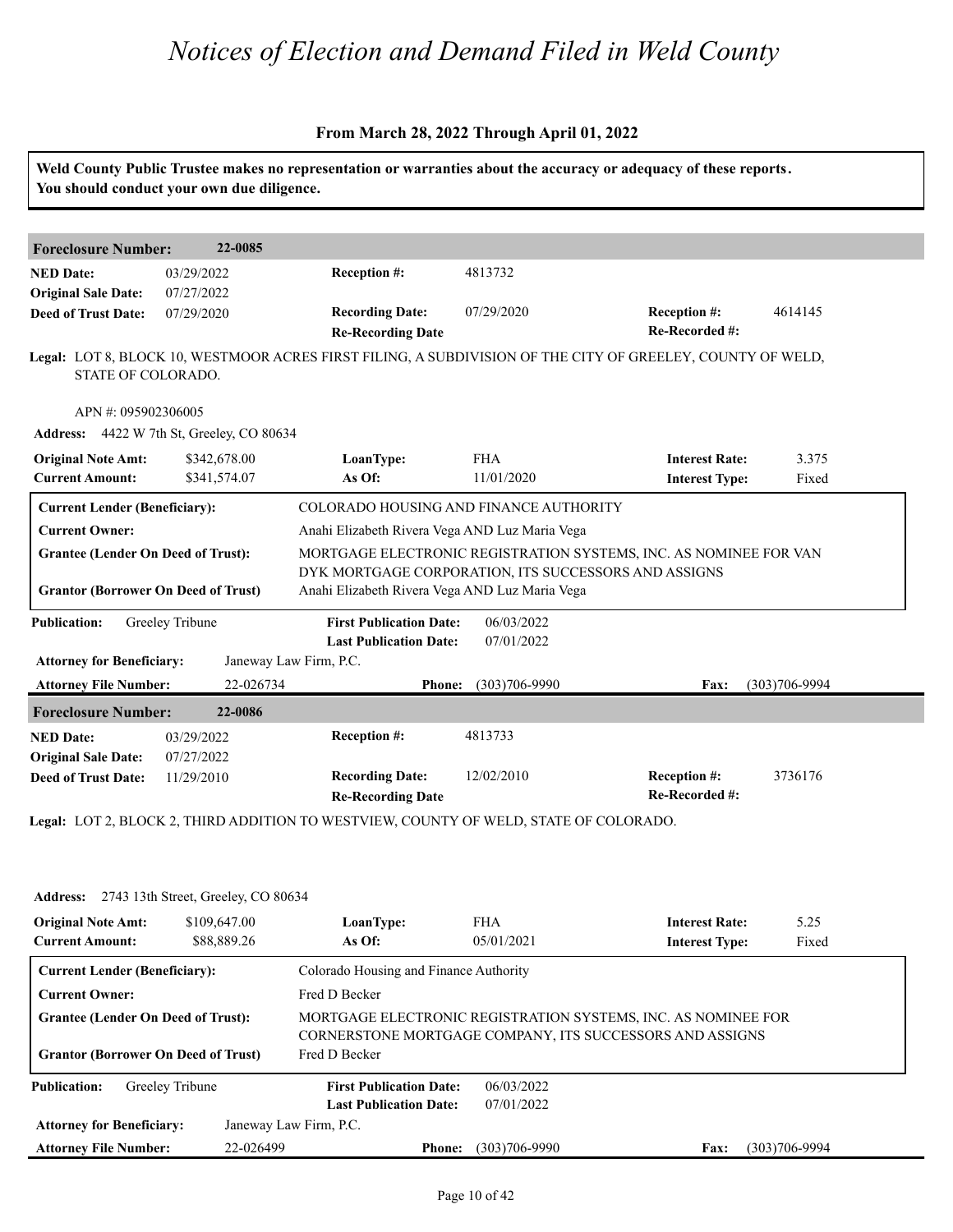# Notices of Election and Demand Filed in Weld County

**From March 28, 2022 Through April 01, 2022**

**Weld County Public Trustee makes no representation or warranties about the accuracy or adequacy of these reports. You should conduct your own due diligence.**

## Foreclosure Number: 22-0085

| | | | | | |
|---|---|---|---|---|---|
| **NED Date:** | 03/29/2022 | **Reception #:** | 4813732 | | |
| **Original Sale Date:** | 07/27/2022 | | | | |
| **Deed of Trust Date:** | 07/29/2020 | **Recording Date:** | 07/29/2020 | **Reception #:** | 4614145 |
| | | **Re-Recording Date** | | **Re-Recorded #:** | |

**Legal:** LOT 8, BLOCK 10, WESTMOOR ACRES FIRST FILING, A SUBDIVISION OF THE CITY OF GREELEY, COUNTY OF WELD, STATE OF COLORADO.

APN #: 095902306005

**Address:** 4422 W 7th St, Greeley, CO 80634

| | | | | | |
|---|---|---|---|---|---|
| **Original Note Amt:** | $342,678.00 | **LoanType:** | FHA | **Interest Rate:** | 3.375 |
| **Current Amount:** | $341,574.07 | **As Of:** | 11/01/2020 | **Interest Type:** | Fixed |

| | |
|---|---|
| **Current Lender (Beneficiary):** | COLORADO HOUSING AND FINANCE AUTHORITY |
| **Current Owner:** | Anahi Elizabeth Rivera Vega AND Luz Maria Vega |
| **Grantee (Lender On Deed of Trust):** | MORTGAGE ELECTRONIC REGISTRATION SYSTEMS, INC. AS NOMINEE FOR VAN DYK MORTGAGE CORPORATION, ITS SUCCESSORS AND ASSIGNS |
| **Grantor (Borrower On Deed of Trust)** | Anahi Elizabeth Rivera Vega AND Luz Maria Vega |

| | | | | | |
|---|---|---|---|---|---|
| **Publication:** | Greeley Tribune | **First Publication Date:** | 06/03/2022 | | |
| | | **Last Publication Date:** | 07/01/2022 | | |
| **Attorney for Beneficiary:** | Janeway Law Firm, P.C. | | | | |
| **Attorney File Number:** | 22-026734 | **Phone:** | (303)706-9990 | **Fax:** | (303)706-9994 |

## Foreclosure Number: 22-0086

| | | | | | |
|---|---|---|---|---|---|
| **NED Date:** | 03/29/2022 | **Reception #:** | 4813733 | | |
| **Original Sale Date:** | 07/27/2022 | | | | |
| **Deed of Trust Date:** | 11/29/2010 | **Recording Date:** | 12/02/2010 | **Reception #:** | 3736176 |
| | | **Re-Recording Date** | | **Re-Recorded #:** | |

**Legal:** LOT 2, BLOCK 2, THIRD ADDITION TO WESTVIEW, COUNTY OF WELD, STATE OF COLORADO.

**Address:** 2743 13th Street, Greeley, CO 80634

| | | | | | |
|---|---|---|---|---|---|
| **Original Note Amt:** | $109,647.00 | **LoanType:** | FHA | **Interest Rate:** | 5.25 |
| **Current Amount:** | $88,889.26 | **As Of:** | 05/01/2021 | **Interest Type:** | Fixed |

| | |
|---|---|
| **Current Lender (Beneficiary):** | Colorado Housing and Finance Authority |
| **Current Owner:** | Fred D Becker |
| **Grantee (Lender On Deed of Trust):** | MORTGAGE ELECTRONIC REGISTRATION SYSTEMS, INC. AS NOMINEE FOR CORNERSTONE MORTGAGE COMPANY, ITS SUCCESSORS AND ASSIGNS |
| **Grantor (Borrower On Deed of Trust)** | Fred D Becker |

| | | | | | |
|---|---|---|---|---|---|
| **Publication:** | Greeley Tribune | **First Publication Date:** | 06/03/2022 | | |
| | | **Last Publication Date:** | 07/01/2022 | | |
| **Attorney for Beneficiary:** | Janeway Law Firm, P.C. | | | | |
| **Attorney File Number:** | 22-026499 | **Phone:** | (303)706-9990 | **Fax:** | (303)706-9994 |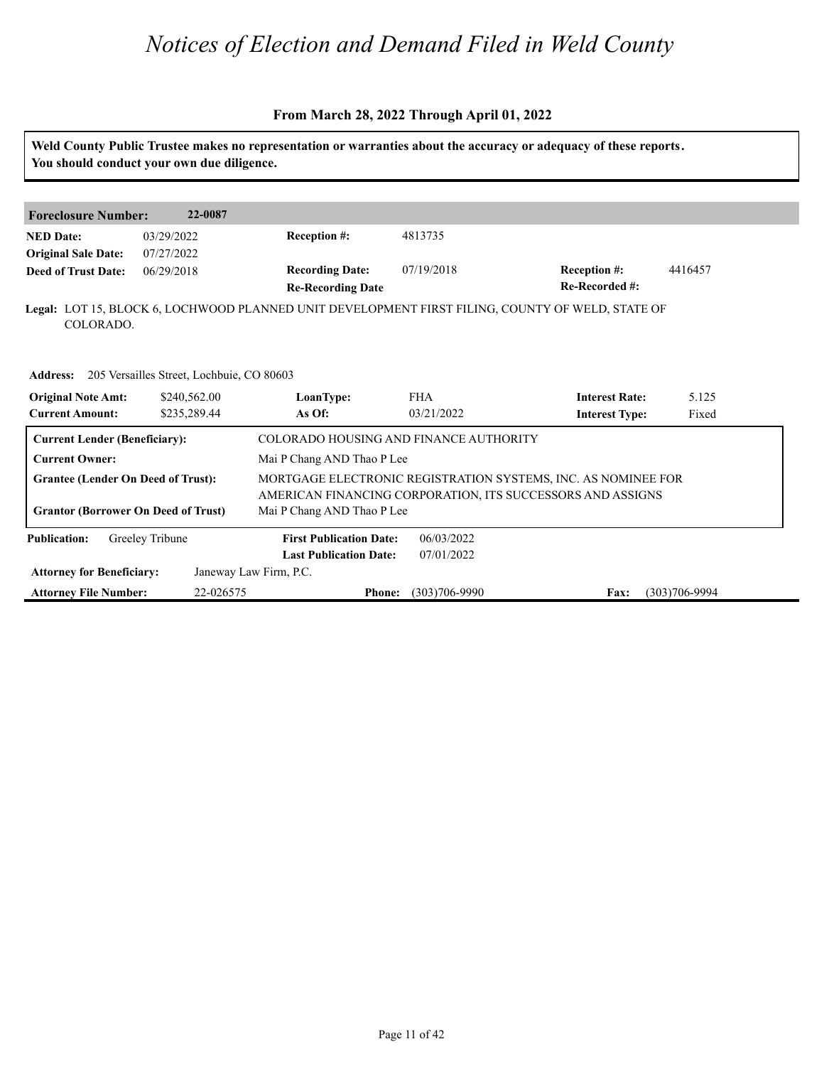# Notices of Election and Demand Filed in Weld County

**From March 28, 2022 Through April 01, 2022**

**Weld County Public Trustee makes no representation or warranties about the accuracy or adequacy of these reports. You should conduct your own due diligence.**

**Foreclosure Number:** 22-0087

| | | | | | |
|---|---|---|---|---|---|
| **NED Date:** | 03/29/2022 | **Reception #:** | 4813735 | | |
| **Original Sale Date:** | 07/27/2022 | | | | |
| **Deed of Trust Date:** | 06/29/2018 | **Recording Date:** | 07/19/2018 | **Reception #:** | 4416457 |
| | | **Re-Recording Date** | | **Re-Recorded #:** | |

**Legal:** LOT 15, BLOCK 6, LOCHWOOD PLANNED UNIT DEVELOPMENT FIRST FILING, COUNTY OF WELD, STATE OF COLORADO.

**Address:** 205 Versailles Street, Lochbuie, CO 80603

| | | | | | |
|---|---|---|---|---|---|
| **Original Note Amt:** | $240,562.00 | **LoanType:** | FHA | **Interest Rate:** | 5.125 |
| **Current Amount:** | $235,289.44 | **As Of:** | 03/21/2022 | **Interest Type:** | Fixed |

| | |
|---|---|
| **Current Lender (Beneficiary):** | COLORADO HOUSING AND FINANCE AUTHORITY |
| **Current Owner:** | Mai P Chang AND Thao P Lee |
| **Grantee (Lender On Deed of Trust):** | MORTGAGE ELECTRONIC REGISTRATION SYSTEMS, INC. AS NOMINEE FOR AMERICAN FINANCING CORPORATION, ITS SUCCESSORS AND ASSIGNS |
| **Grantor (Borrower On Deed of Trust)** | Mai P Chang AND Thao P Lee |

| | | | | | |
|---|---|---|---|---|---|
| **Publication:** | Greeley Tribune | **First Publication Date:** | 06/03/2022 | | |
| | | **Last Publication Date:** | 07/01/2022 | | |
| **Attorney for Beneficiary:** | Janeway Law Firm, P.C. | | | | |
| **Attorney File Number:** | 22-026575 | **Phone:** | (303)706-9990 | **Fax:** | (303)706-9994 |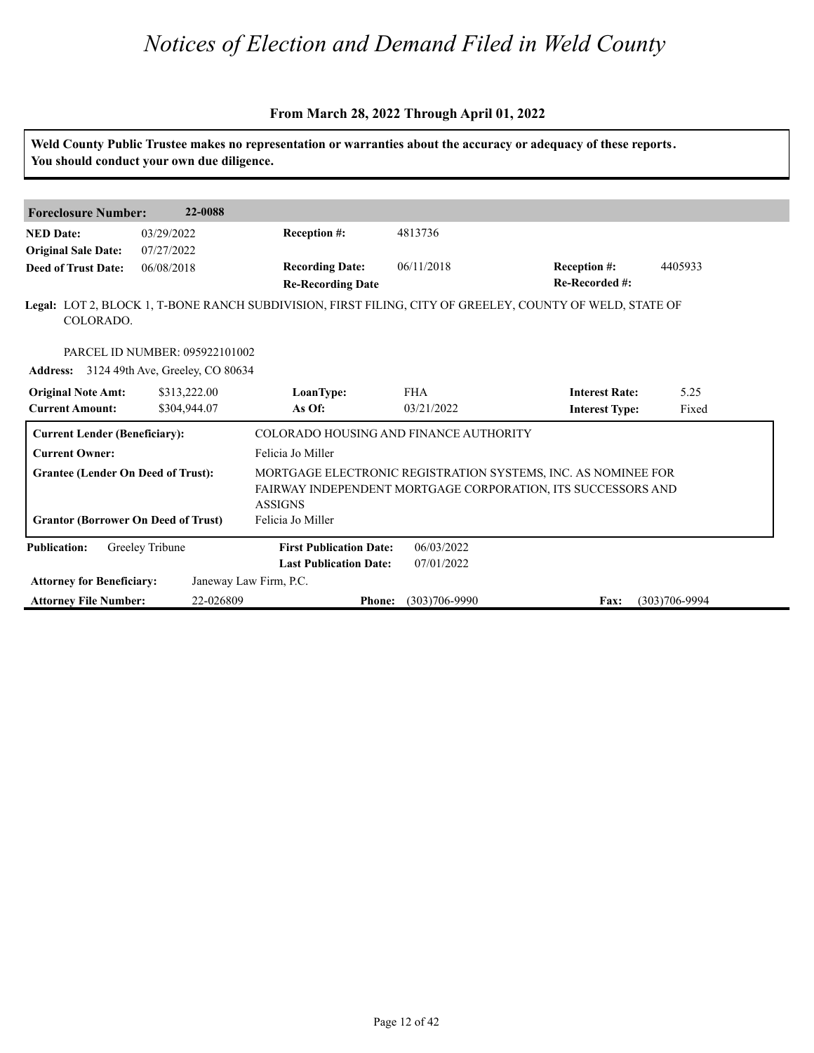# Notices of Election and Demand Filed in Weld County

**From March 28, 2022 Through April 01, 2022**

**Weld County Public Trustee makes no representation or warranties about the accuracy or adequacy of these reports. You should conduct your own due diligence.**

| **Foreclosure Number:** | **22-0088** | | | | |
|---|---|---|---|---|---|
| **NED Date:** | 03/29/2022 | **Reception #:** | 4813736 | | |
| **Original Sale Date:** | 07/27/2022 | | | | |
| **Deed of Trust Date:** | 06/08/2018 | **Recording Date:** | 06/11/2018 | **Reception #:** | 4405933 |
| | | **Re-Recording Date** | | **Re-Recorded #:** | |

**Legal:** LOT 2, BLOCK 1, T-BONE RANCH SUBDIVISION, FIRST FILING, CITY OF GREELEY, COUNTY OF WELD, STATE OF COLORADO.

PARCEL ID NUMBER: 095922101002

**Address:** 3124 49th Ave, Greeley, CO 80634

| | | | | | |
|---|---|---|---|---|---|
| **Original Note Amt:** | $313,222.00 | **LoanType:** | FHA | **Interest Rate:** | 5.25 |
| **Current Amount:** | $304,944.07 | **As Of:** | 03/21/2022 | **Interest Type:** | Fixed |

| | |
|---|---|
| **Current Lender (Beneficiary):** | COLORADO HOUSING AND FINANCE AUTHORITY |
| **Current Owner:** | Felicia Jo Miller |
| **Grantee (Lender On Deed of Trust):** | MORTGAGE ELECTRONIC REGISTRATION SYSTEMS, INC. AS NOMINEE FOR FAIRWAY INDEPENDENT MORTGAGE CORPORATION, ITS SUCCESSORS AND ASSIGNS |
| **Grantor (Borrower On Deed of Trust)** | Felicia Jo Miller |

| | | | | | |
|---|---|---|---|---|---|
| **Publication:** | Greeley Tribune | **First Publication Date:** | 06/03/2022 | | |
| | | **Last Publication Date:** | 07/01/2022 | | |
| **Attorney for Beneficiary:** | Janeway Law Firm, P.C. | | | | |
| **Attorney File Number:** | 22-026809 | **Phone:** | (303)706-9990 | **Fax:** | (303)706-9994 |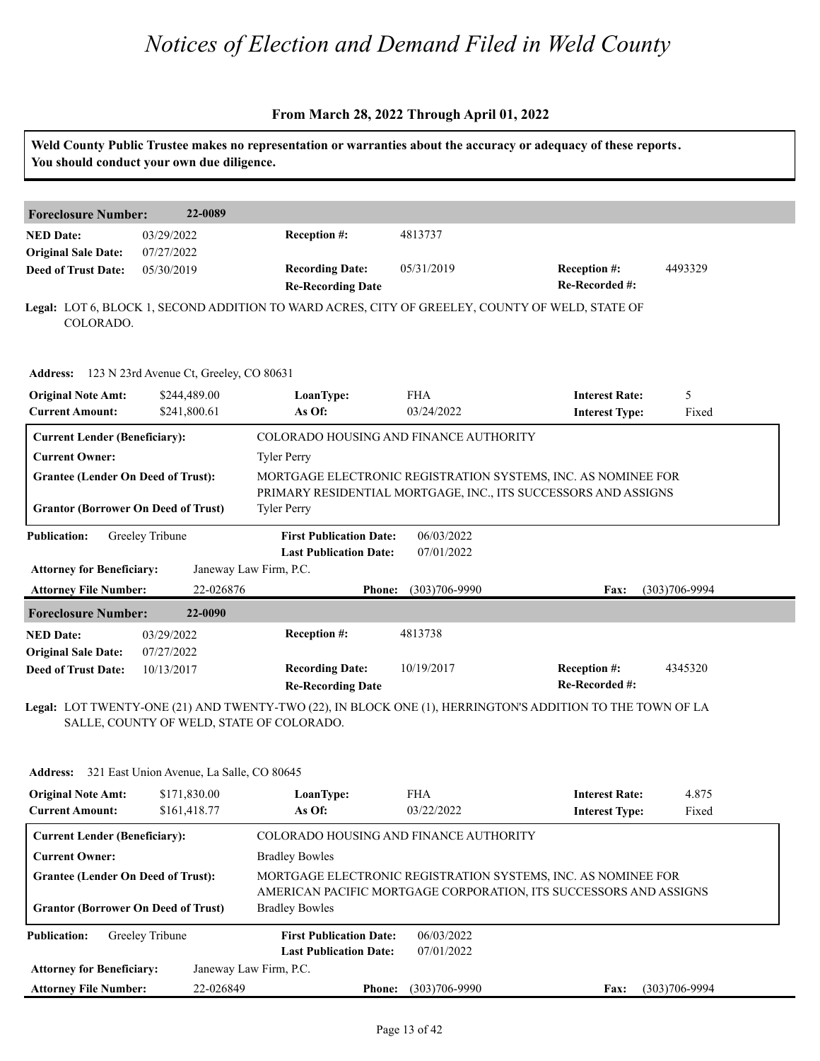# Notices of Election and Demand Filed in Weld County

**From March 28, 2022 Through April 01, 2022**

**Weld County Public Trustee makes no representation or warranties about the accuracy or adequacy of these reports. You should conduct your own due diligence.**

## Foreclosure Number: 22-0089

| | | | | | |
|---|---|---|---|---|---|
| **NED Date:** | 03/29/2022 | **Reception #:** | 4813737 | | |
| **Original Sale Date:** | 07/27/2022 | | | | |
| **Deed of Trust Date:** | 05/30/2019 | **Recording Date:** | 05/31/2019 | **Reception #:** | 4493329 |
| | | **Re-Recording Date** | | **Re-Recorded #:** | |

**Legal:** LOT 6, BLOCK 1, SECOND ADDITION TO WARD ACRES, CITY OF GREELEY, COUNTY OF WELD, STATE OF COLORADO.

**Address:** 123 N 23rd Avenue Ct, Greeley, CO 80631

| | | | | | |
|---|---|---|---|---|---|
| **Original Note Amt:** | $244,489.00 | **LoanType:** | FHA | **Interest Rate:** | 5 |
| **Current Amount:** | $241,800.61 | **As Of:** | 03/24/2022 | **Interest Type:** | Fixed |

| | |
|---|---|
| **Current Lender (Beneficiary):** | COLORADO HOUSING AND FINANCE AUTHORITY |
| **Current Owner:** | Tyler Perry |
| **Grantee (Lender On Deed of Trust):** | MORTGAGE ELECTRONIC REGISTRATION SYSTEMS, INC. AS NOMINEE FOR PRIMARY RESIDENTIAL MORTGAGE, INC., ITS SUCCESSORS AND ASSIGNS |
| **Grantor (Borrower On Deed of Trust)** | Tyler Perry |

| | | | | | |
|---|---|---|---|---|---|
| **Publication:** | Greeley Tribune | **First Publication Date:** | 06/03/2022 | | |
| | | **Last Publication Date:** | 07/01/2022 | | |
| **Attorney for Beneficiary:** | Janeway Law Firm, P.C. | | | | |
| **Attorney File Number:** | 22-026876 | **Phone:** | (303)706-9990 | **Fax:** | (303)706-9994 |

## Foreclosure Number: 22-0090

| | | | | | |
|---|---|---|---|---|---|
| **NED Date:** | 03/29/2022 | **Reception #:** | 4813738 | | |
| **Original Sale Date:** | 07/27/2022 | | | | |
| **Deed of Trust Date:** | 10/13/2017 | **Recording Date:** | 10/19/2017 | **Reception #:** | 4345320 |
| | | **Re-Recording Date** | | **Re-Recorded #:** | |

**Legal:** LOT TWENTY-ONE (21) AND TWENTY-TWO (22), IN BLOCK ONE (1), HERRINGTON'S ADDITION TO THE TOWN OF LA SALLE, COUNTY OF WELD, STATE OF COLORADO.

**Address:** 321 East Union Avenue, La Salle, CO 80645

| | | | | | |
|---|---|---|---|---|---|
| **Original Note Amt:** | $171,830.00 | **LoanType:** | FHA | **Interest Rate:** | 4.875 |
| **Current Amount:** | $161,418.77 | **As Of:** | 03/22/2022 | **Interest Type:** | Fixed |

| | |
|---|---|
| **Current Lender (Beneficiary):** | COLORADO HOUSING AND FINANCE AUTHORITY |
| **Current Owner:** | Bradley Bowles |
| **Grantee (Lender On Deed of Trust):** | MORTGAGE ELECTRONIC REGISTRATION SYSTEMS, INC. AS NOMINEE FOR AMERICAN PACIFIC MORTGAGE CORPORATION, ITS SUCCESSORS AND ASSIGNS |
| **Grantor (Borrower On Deed of Trust)** | Bradley Bowles |

| | | | | | |
|---|---|---|---|---|---|
| **Publication:** | Greeley Tribune | **First Publication Date:** | 06/03/2022 | | |
| | | **Last Publication Date:** | 07/01/2022 | | |
| **Attorney for Beneficiary:** | Janeway Law Firm, P.C. | | | | |
| **Attorney File Number:** | 22-026849 | **Phone:** | (303)706-9990 | **Fax:** | (303)706-9994 |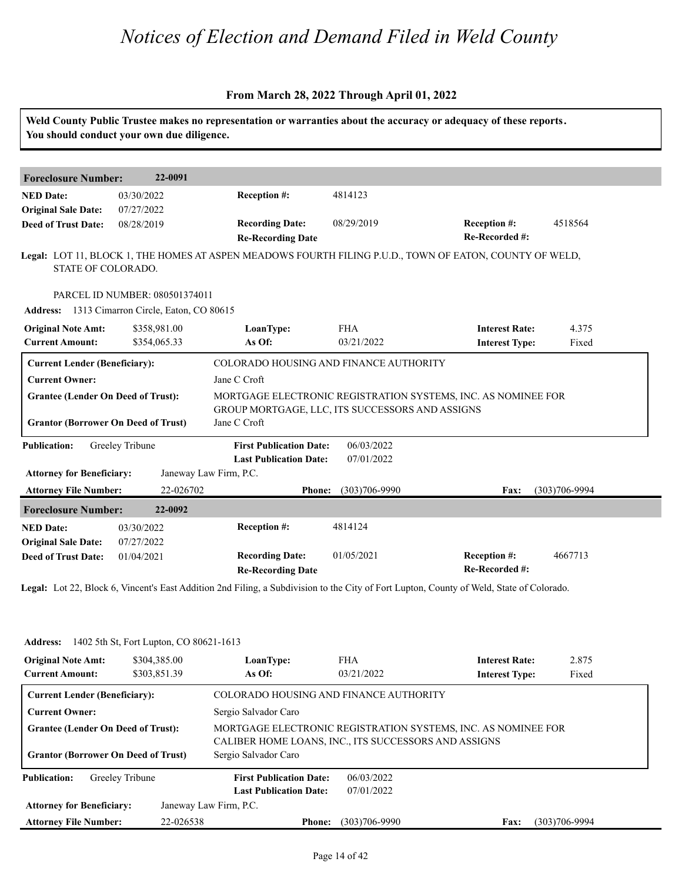# Notices of Election and Demand Filed in Weld County

**From March 28, 2022 Through April 01, 2022**

**Weld County Public Trustee makes no representation or warranties about the accuracy or adequacy of these reports. You should conduct your own due diligence.**

---

**Foreclosure Number:** 22-0091

| | | | | | |
|---|---|---|---|---|---|
| **NED Date:** | 03/30/2022 | **Reception #:** | 4814123 | | |
| **Original Sale Date:** | 07/27/2022 | | | | |
| **Deed of Trust Date:** | 08/28/2019 | **Recording Date:** | 08/29/2019 | **Reception #:** | 4518564 |
| | | **Re-Recording Date** | | **Re-Recorded #:** | |

**Legal:** LOT 11, BLOCK 1, THE HOMES AT ASPEN MEADOWS FOURTH FILING P.U.D., TOWN OF EATON, COUNTY OF WELD, STATE OF COLORADO.

PARCEL ID NUMBER: 080501374011

**Address:** 1313 Cimarron Circle, Eaton, CO 80615

| | | | | | |
|---|---|---|---|---|---|
| **Original Note Amt:** | $358,981.00 | **LoanType:** | FHA | **Interest Rate:** | 4.375 |
| **Current Amount:** | $354,065.33 | **As Of:** | 03/21/2022 | **Interest Type:** | Fixed |

| | |
|---|---|
| **Current Lender (Beneficiary):** | COLORADO HOUSING AND FINANCE AUTHORITY |
| **Current Owner:** | Jane C Croft |
| **Grantee (Lender On Deed of Trust):** | MORTGAGE ELECTRONIC REGISTRATION SYSTEMS, INC. AS NOMINEE FOR GROUP MORTGAGE, LLC, ITS SUCCESSORS AND ASSIGNS |
| **Grantor (Borrower On Deed of Trust)** | Jane C Croft |

| | | | |
|---|---|---|---|
| **Publication:** | Greeley Tribune | **First Publication Date:** | 06/03/2022 |
| | | **Last Publication Date:** | 07/01/2022 |

**Attorney for Beneficiary:** Janeway Law Firm, P.C.

**Attorney File Number:** 22-026702 **Phone:** (303)706-9990 **Fax:** (303)706-9994

---

**Foreclosure Number:** 22-0092

| | | | | | |
|---|---|---|---|---|---|
| **NED Date:** | 03/30/2022 | **Reception #:** | 4814124 | | |
| **Original Sale Date:** | 07/27/2022 | | | | |
| **Deed of Trust Date:** | 01/04/2021 | **Recording Date:** | 01/05/2021 | **Reception #:** | 4667713 |
| | | **Re-Recording Date** | | **Re-Recorded #:** | |

**Legal:** Lot 22, Block 6, Vincent's East Addition 2nd Filing, a Subdivision to the City of Fort Lupton, County of Weld, State of Colorado.

**Address:** 1402 5th St, Fort Lupton, CO 80621-1613

| | | | | | |
|---|---|---|---|---|---|
| **Original Note Amt:** | $304,385.00 | **LoanType:** | FHA | **Interest Rate:** | 2.875 |
| **Current Amount:** | $303,851.39 | **As Of:** | 03/21/2022 | **Interest Type:** | Fixed |

| | |
|---|---|
| **Current Lender (Beneficiary):** | COLORADO HOUSING AND FINANCE AUTHORITY |
| **Current Owner:** | Sergio Salvador Caro |
| **Grantee (Lender On Deed of Trust):** | MORTGAGE ELECTRONIC REGISTRATION SYSTEMS, INC. AS NOMINEE FOR CALIBER HOME LOANS, INC., ITS SUCCESSORS AND ASSIGNS |
| **Grantor (Borrower On Deed of Trust)** | Sergio Salvador Caro |

| | | | |
|---|---|---|---|
| **Publication:** | Greeley Tribune | **First Publication Date:** | 06/03/2022 |
| | | **Last Publication Date:** | 07/01/2022 |

**Attorney for Beneficiary:** Janeway Law Firm, P.C.

**Attorney File Number:** 22-026538 **Phone:** (303)706-9990 **Fax:** (303)706-9994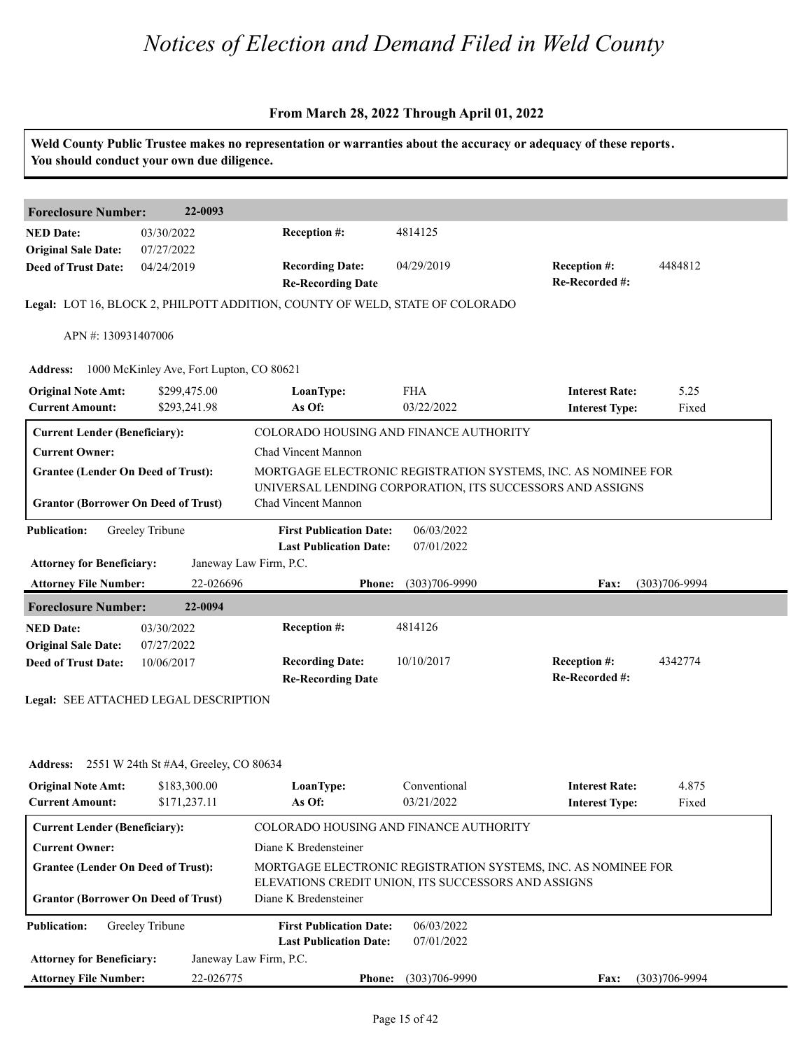# Notices of Election and Demand Filed in Weld County

### From March 28, 2022 Through April 01, 2022

**Weld County Public Trustee makes no representation or warranties about the accuracy or adequacy of these reports. You should conduct your own due diligence.**

---

## Foreclosure Number: 22-0093

| | | | | | |
|---|---|---|---|---|---|
| **NED Date:** | 03/30/2022 | **Reception #:** | 4814125 | | |
| **Original Sale Date:** | 07/27/2022 | | | | |
| **Deed of Trust Date:** | 04/24/2019 | **Recording Date:** | 04/29/2019 | **Reception #:** | 4484812 |
| | | **Re-Recording Date** | | **Re-Recorded #:** | |

**Legal:** LOT 16, BLOCK 2, PHILPOTT ADDITION, COUNTY OF WELD, STATE OF COLORADO

APN #: 130931407006

**Address:** 1000 McKinley Ave, Fort Lupton, CO 80621

| | | | | | |
|---|---|---|---|---|---|
| **Original Note Amt:** | $299,475.00 | **LoanType:** | FHA | **Interest Rate:** | 5.25 |
| **Current Amount:** | $293,241.98 | **As Of:** | 03/22/2022 | **Interest Type:** | Fixed |

| | |
|---|---|
| **Current Lender (Beneficiary):** | COLORADO HOUSING AND FINANCE AUTHORITY |
| **Current Owner:** | Chad Vincent Mannon |
| **Grantee (Lender On Deed of Trust):** | MORTGAGE ELECTRONIC REGISTRATION SYSTEMS, INC. AS NOMINEE FOR UNIVERSAL LENDING CORPORATION, ITS SUCCESSORS AND ASSIGNS |
| **Grantor (Borrower On Deed of Trust)** | Chad Vincent Mannon |

| | | | | | |
|---|---|---|---|---|---|
| **Publication:** | Greeley Tribune | **First Publication Date:** | 06/03/2022 | | |
| | | **Last Publication Date:** | 07/01/2022 | | |
| **Attorney for Beneficiary:** | Janeway Law Firm, P.C. | | | | |
| **Attorney File Number:** | 22-026696 | **Phone:** | (303)706-9990 | **Fax:** | (303)706-9994 |

---

## Foreclosure Number: 22-0094

| | | | | | |
|---|---|---|---|---|---|
| **NED Date:** | 03/30/2022 | **Reception #:** | 4814126 | | |
| **Original Sale Date:** | 07/27/2022 | | | | |
| **Deed of Trust Date:** | 10/06/2017 | **Recording Date:** | 10/10/2017 | **Reception #:** | 4342774 |
| | | **Re-Recording Date** | | **Re-Recorded #:** | |

**Legal:** SEE ATTACHED LEGAL DESCRIPTION

**Address:** 2551 W 24th St #A4, Greeley, CO 80634

| | | | | | |
|---|---|---|---|---|---|
| **Original Note Amt:** | $183,300.00 | **LoanType:** | Conventional | **Interest Rate:** | 4.875 |
| **Current Amount:** | $171,237.11 | **As Of:** | 03/21/2022 | **Interest Type:** | Fixed |

| | |
|---|---|
| **Current Lender (Beneficiary):** | COLORADO HOUSING AND FINANCE AUTHORITY |
| **Current Owner:** | Diane K Bredensteiner |
| **Grantee (Lender On Deed of Trust):** | MORTGAGE ELECTRONIC REGISTRATION SYSTEMS, INC. AS NOMINEE FOR ELEVATIONS CREDIT UNION, ITS SUCCESSORS AND ASSIGNS |
| **Grantor (Borrower On Deed of Trust)** | Diane K Bredensteiner |

| | | | | | |
|---|---|---|---|---|---|
| **Publication:** | Greeley Tribune | **First Publication Date:** | 06/03/2022 | | |
| | | **Last Publication Date:** | 07/01/2022 | | |
| **Attorney for Beneficiary:** | Janeway Law Firm, P.C. | | | | |
| **Attorney File Number:** | 22-026775 | **Phone:** | (303)706-9990 | **Fax:** | (303)706-9994 |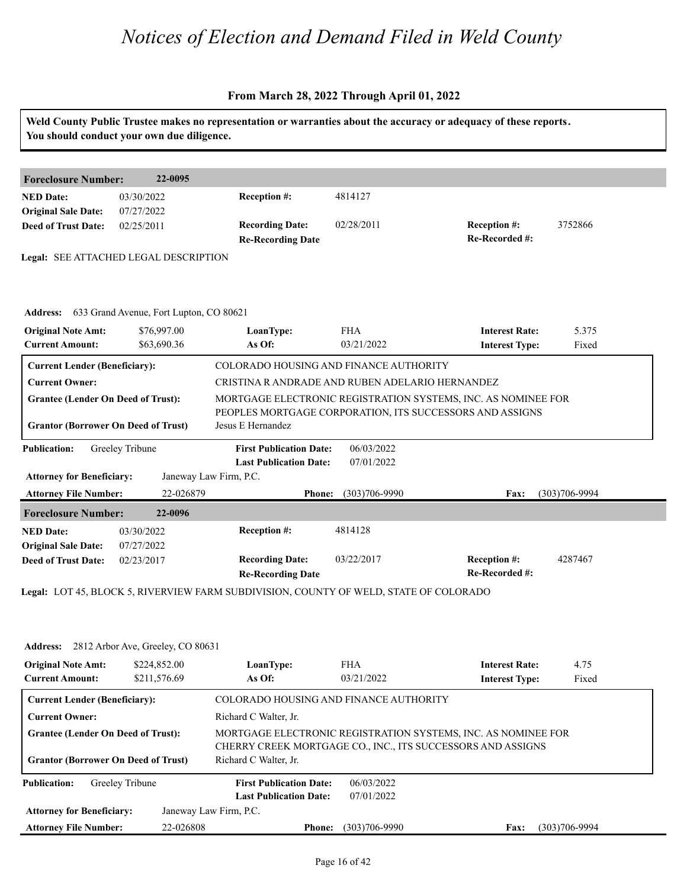# Notices of Election and Demand Filed in Weld County

### From March 28, 2022 Through April 01, 2022

**Weld County Public Trustee makes no representation or warranties about the accuracy or adequacy of these reports. You should conduct your own due diligence.**

---

**Foreclosure Number:** 22-0095

| | | | | | |
|---|---|---|---|---|---|
| **NED Date:** | 03/30/2022 | **Reception #:** | 4814127 | | |
| **Original Sale Date:** | 07/27/2022 | | | | |
| **Deed of Trust Date:** | 02/25/2011 | **Recording Date:** | 02/28/2011 | **Reception #:** | 3752866 |
| | | **Re-Recording Date** | | **Re-Recorded #:** | |

**Legal:** SEE ATTACHED LEGAL DESCRIPTION

**Address:** 633 Grand Avenue, Fort Lupton, CO 80621

| | | | | | |
|---|---|---|---|---|---|
| **Original Note Amt:** | $76,997.00 | **LoanType:** | FHA | **Interest Rate:** | 5.375 |
| **Current Amount:** | $63,690.36 | **As Of:** | 03/21/2022 | **Interest Type:** | Fixed |

| | |
|---|---|
| **Current Lender (Beneficiary):** | COLORADO HOUSING AND FINANCE AUTHORITY |
| **Current Owner:** | CRISTINA R ANDRADE AND RUBEN ADELARIO HERNANDEZ |
| **Grantee (Lender On Deed of Trust):** | MORTGAGE ELECTRONIC REGISTRATION SYSTEMS, INC. AS NOMINEE FOR PEOPLES MORTGAGE CORPORATION, ITS SUCCESSORS AND ASSIGNS |
| **Grantor (Borrower On Deed of Trust)** | Jesus E Hernandez |

| | | | | | |
|---|---|---|---|---|---|
| **Publication:** | Greeley Tribune | **First Publication Date:** | 06/03/2022 | | |
| | | **Last Publication Date:** | 07/01/2022 | | |
| **Attorney for Beneficiary:** | Janeway Law Firm, P.C. | | | | |
| **Attorney File Number:** | 22-026879 | **Phone:** | (303)706-9990 | **Fax:** | (303)706-9994 |

---

**Foreclosure Number:** 22-0096

| | | | | | |
|---|---|---|---|---|---|
| **NED Date:** | 03/30/2022 | **Reception #:** | 4814128 | | |
| **Original Sale Date:** | 07/27/2022 | | | | |
| **Deed of Trust Date:** | 02/23/2017 | **Recording Date:** | 03/22/2017 | **Reception #:** | 4287467 |
| | | **Re-Recording Date** | | **Re-Recorded #:** | |

**Legal:** LOT 45, BLOCK 5, RIVERVIEW FARM SUBDIVISION, COUNTY OF WELD, STATE OF COLORADO

**Address:** 2812 Arbor Ave, Greeley, CO 80631

| | | | | | |
|---|---|---|---|---|---|
| **Original Note Amt:** | $224,852.00 | **LoanType:** | FHA | **Interest Rate:** | 4.75 |
| **Current Amount:** | $211,576.69 | **As Of:** | 03/21/2022 | **Interest Type:** | Fixed |

| | |
|---|---|
| **Current Lender (Beneficiary):** | COLORADO HOUSING AND FINANCE AUTHORITY |
| **Current Owner:** | Richard C Walter, Jr. |
| **Grantee (Lender On Deed of Trust):** | MORTGAGE ELECTRONIC REGISTRATION SYSTEMS, INC. AS NOMINEE FOR CHERRY CREEK MORTGAGE CO., INC., ITS SUCCESSORS AND ASSIGNS |
| **Grantor (Borrower On Deed of Trust)** | Richard C Walter, Jr. |

| | | | | | |
|---|---|---|---|---|---|
| **Publication:** | Greeley Tribune | **First Publication Date:** | 06/03/2022 | | |
| | | **Last Publication Date:** | 07/01/2022 | | |
| **Attorney for Beneficiary:** | Janeway Law Firm, P.C. | | | | |
| **Attorney File Number:** | 22-026808 | **Phone:** | (303)706-9990 | **Fax:** | (303)706-9994 |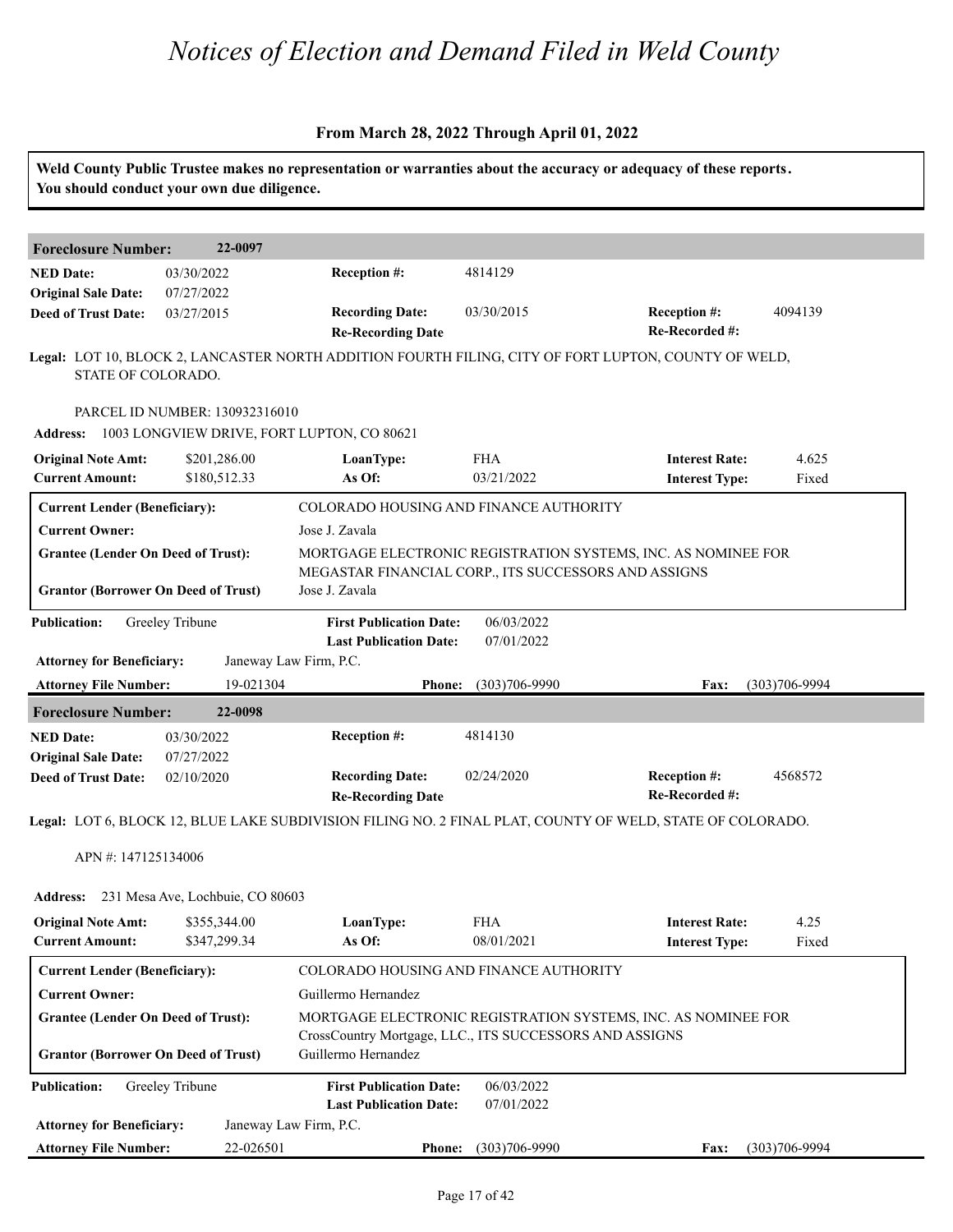# Notices of Election and Demand Filed in Weld County

## From March 28, 2022 Through April 01, 2022

**Weld County Public Trustee makes no representation or warranties about the accuracy or adequacy of these reports. You should conduct your own due diligence.**

### Foreclosure Number: 22-0097

| | | | | | |
|---|---|---|---|---|---|
| **NED Date:** | 03/30/2022 | **Reception #:** | 4814129 | | |
| **Original Sale Date:** | 07/27/2022 | | | | |
| **Deed of Trust Date:** | 03/27/2015 | **Recording Date:** | 03/30/2015 | **Reception #:** | 4094139 |
| | | **Re-Recording Date** | | **Re-Recorded #:** | |

**Legal:** LOT 10, BLOCK 2, LANCASTER NORTH ADDITION FOURTH FILING, CITY OF FORT LUPTON, COUNTY OF WELD, STATE OF COLORADO.

PARCEL ID NUMBER: 130932316010

**Address:** 1003 LONGVIEW DRIVE, FORT LUPTON, CO 80621

| | | | | | |
|---|---|---|---|---|---|
| **Original Note Amt:** | $201,286.00 | **LoanType:** | FHA | **Interest Rate:** | 4.625 |
| **Current Amount:** | $180,512.33 | **As Of:** | 03/21/2022 | **Interest Type:** | Fixed |

| | |
|---|---|
| **Current Lender (Beneficiary):** | COLORADO HOUSING AND FINANCE AUTHORITY |
| **Current Owner:** | Jose J. Zavala |
| **Grantee (Lender On Deed of Trust):** | MORTGAGE ELECTRONIC REGISTRATION SYSTEMS, INC. AS NOMINEE FOR MEGASTAR FINANCIAL CORP., ITS SUCCESSORS AND ASSIGNS |
| **Grantor (Borrower On Deed of Trust)** | Jose J. Zavala |

| | | | | | |
|---|---|---|---|---|---|
| **Publication:** | Greeley Tribune | **First Publication Date:** | 06/03/2022 | | |
| | | **Last Publication Date:** | 07/01/2022 | | |
| **Attorney for Beneficiary:** | Janeway Law Firm, P.C. | | | | |
| **Attorney File Number:** | 19-021304 | **Phone:** | (303)706-9990 | **Fax:** | (303)706-9994 |

### Foreclosure Number: 22-0098

| | | | | | |
|---|---|---|---|---|---|
| **NED Date:** | 03/30/2022 | **Reception #:** | 4814130 | | |
| **Original Sale Date:** | 07/27/2022 | | | | |
| **Deed of Trust Date:** | 02/10/2020 | **Recording Date:** | 02/24/2020 | **Reception #:** | 4568572 |
| | | **Re-Recording Date** | | **Re-Recorded #:** | |

**Legal:** LOT 6, BLOCK 12, BLUE LAKE SUBDIVISION FILING NO. 2 FINAL PLAT, COUNTY OF WELD, STATE OF COLORADO.

APN #: 147125134006

**Address:** 231 Mesa Ave, Lochbuie, CO 80603

| | | | | | |
|---|---|---|---|---|---|
| **Original Note Amt:** | $355,344.00 | **LoanType:** | FHA | **Interest Rate:** | 4.25 |
| **Current Amount:** | $347,299.34 | **As Of:** | 08/01/2021 | **Interest Type:** | Fixed |

| | |
|---|---|
| **Current Lender (Beneficiary):** | COLORADO HOUSING AND FINANCE AUTHORITY |
| **Current Owner:** | Guillermo Hernandez |
| **Grantee (Lender On Deed of Trust):** | MORTGAGE ELECTRONIC REGISTRATION SYSTEMS, INC. AS NOMINEE FOR CrossCountry Mortgage, LLC., ITS SUCCESSORS AND ASSIGNS |
| **Grantor (Borrower On Deed of Trust)** | Guillermo Hernandez |

| | | | | | |
|---|---|---|---|---|---|
| **Publication:** | Greeley Tribune | **First Publication Date:** | 06/03/2022 | | |
| | | **Last Publication Date:** | 07/01/2022 | | |
| **Attorney for Beneficiary:** | Janeway Law Firm, P.C. | | | | |
| **Attorney File Number:** | 22-026501 | **Phone:** | (303)706-9990 | **Fax:** | (303)706-9994 |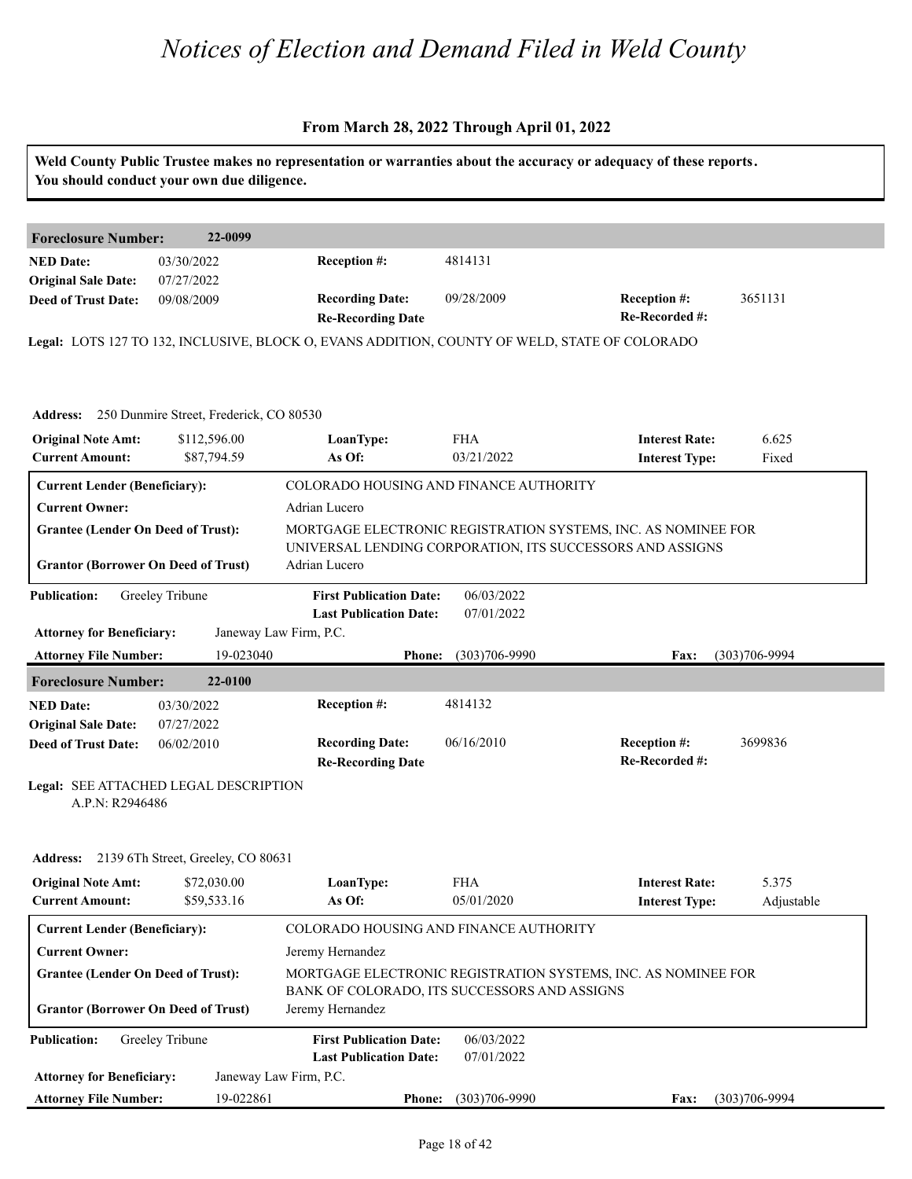# Notices of Election and Demand Filed in Weld County

### From March 28, 2022 Through April 01, 2022

**Weld County Public Trustee makes no representation or warranties about the accuracy or adequacy of these reports. You should conduct your own due diligence.**

---

## Foreclosure Number: 22-0099

| | | | | | |
|---|---|---|---|---|---|
| **NED Date:** | 03/30/2022 | **Reception #:** | 4814131 | | |
| **Original Sale Date:** | 07/27/2022 | | | | |
| **Deed of Trust Date:** | 09/08/2009 | **Recording Date:** | 09/28/2009 | **Reception #:** | 3651131 |
| | | **Re-Recording Date** | | **Re-Recorded #:** | |

**Legal:** LOTS 127 TO 132, INCLUSIVE, BLOCK O, EVANS ADDITION, COUNTY OF WELD, STATE OF COLORADO

**Address:** 250 Dunmire Street, Frederick, CO 80530

| | | | | | |
|---|---|---|---|---|---|
| **Original Note Amt:** | $112,596.00 | **LoanType:** | FHA | **Interest Rate:** | 6.625 |
| **Current Amount:** | $87,794.59 | **As Of:** | 03/21/2022 | **Interest Type:** | Fixed |

| | |
|---|---|
| **Current Lender (Beneficiary):** | COLORADO HOUSING AND FINANCE AUTHORITY |
| **Current Owner:** | Adrian Lucero |
| **Grantee (Lender On Deed of Trust):** | MORTGAGE ELECTRONIC REGISTRATION SYSTEMS, INC. AS NOMINEE FOR UNIVERSAL LENDING CORPORATION, ITS SUCCESSORS AND ASSIGNS |
| **Grantor (Borrower On Deed of Trust)** | Adrian Lucero |

| | | | |
|---|---|---|---|
| **Publication:** | Greeley Tribune | **First Publication Date:** | 06/03/2022 |
| | | **Last Publication Date:** | 07/01/2022 |

**Attorney for Beneficiary:** Janeway Law Firm, P.C.

**Attorney File Number:** 19-023040 **Phone:** (303)706-9990 **Fax:** (303)706-9994

---

## Foreclosure Number: 22-0100

| | | | | | |
|---|---|---|---|---|---|
| **NED Date:** | 03/30/2022 | **Reception #:** | 4814132 | | |
| **Original Sale Date:** | 07/27/2022 | | | | |
| **Deed of Trust Date:** | 06/02/2010 | **Recording Date:** | 06/16/2010 | **Reception #:** | 3699836 |
| | | **Re-Recording Date** | | **Re-Recorded #:** | |

**Legal:** SEE ATTACHED LEGAL DESCRIPTION
A.P.N: R2946486

**Address:** 2139 6Th Street, Greeley, CO 80631

| | | | | | |
|---|---|---|---|---|---|
| **Original Note Amt:** | $72,030.00 | **LoanType:** | FHA | **Interest Rate:** | 5.375 |
| **Current Amount:** | $59,533.16 | **As Of:** | 05/01/2020 | **Interest Type:** | Adjustable |

| | |
|---|---|
| **Current Lender (Beneficiary):** | COLORADO HOUSING AND FINANCE AUTHORITY |
| **Current Owner:** | Jeremy Hernandez |
| **Grantee (Lender On Deed of Trust):** | MORTGAGE ELECTRONIC REGISTRATION SYSTEMS, INC. AS NOMINEE FOR BANK OF COLORADO, ITS SUCCESSORS AND ASSIGNS |
| **Grantor (Borrower On Deed of Trust)** | Jeremy Hernandez |

| | | | |
|---|---|---|---|
| **Publication:** | Greeley Tribune | **First Publication Date:** | 06/03/2022 |
| | | **Last Publication Date:** | 07/01/2022 |

**Attorney for Beneficiary:** Janeway Law Firm, P.C.

**Attorney File Number:** 19-022861 **Phone:** (303)706-9990 **Fax:** (303)706-9994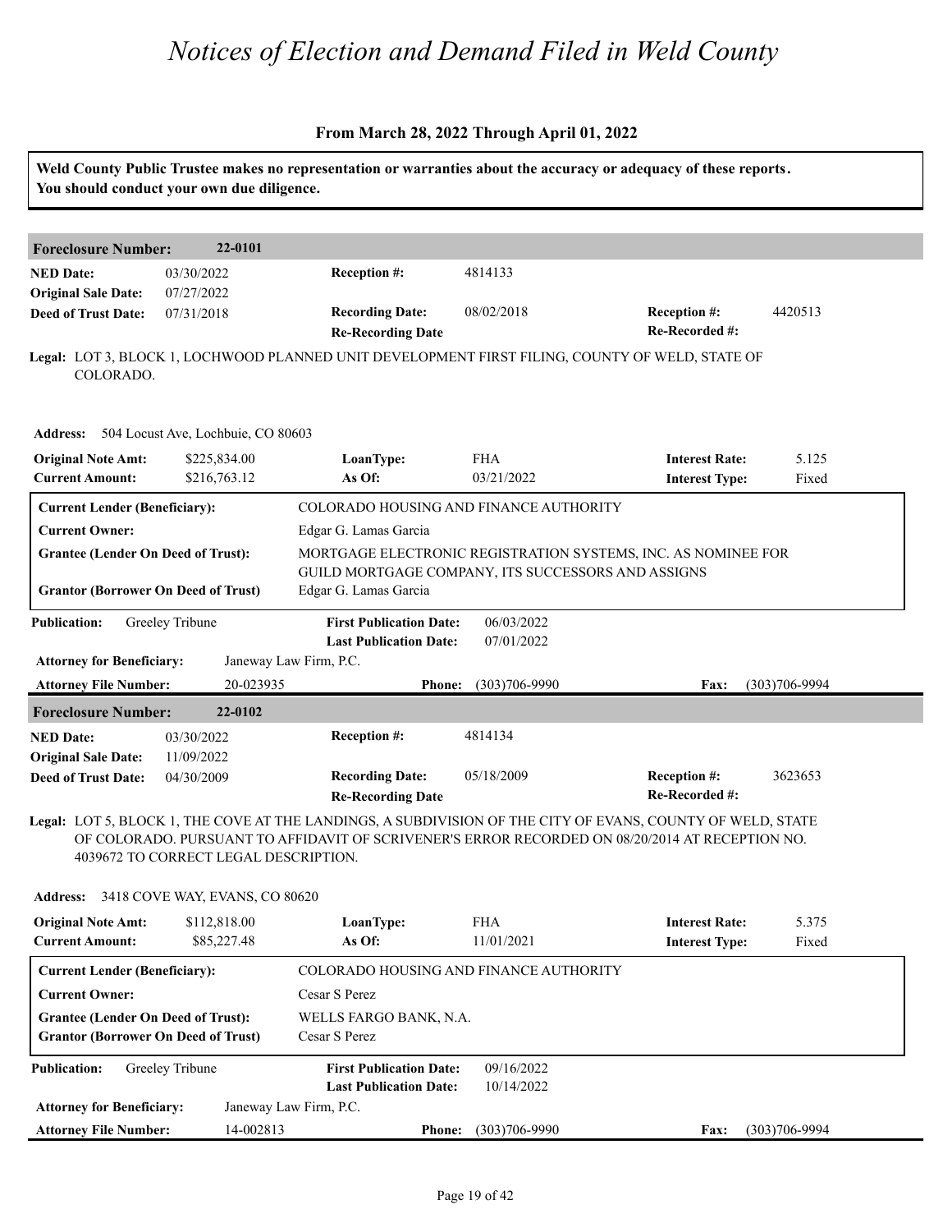# Notices of Election and Demand Filed in Weld County

**From March 28, 2022 Through April 01, 2022**

**Weld County Public Trustee makes no representation or warranties about the accuracy or adequacy of these reports. You should conduct your own due diligence.**

---

**Foreclosure Number:** 22-0101

| | | | | | |
|---|---|---|---|---|---|
| **NED Date:** | 03/30/2022 | **Reception #:** | 4814133 | | |
| **Original Sale Date:** | 07/27/2022 | | | | |
| **Deed of Trust Date:** | 07/31/2018 | **Recording Date:** | 08/02/2018 | **Reception #:** | 4420513 |
| | | **Re-Recording Date** | | **Re-Recorded #:** | |

**Legal:** LOT 3, BLOCK 1, LOCHWOOD PLANNED UNIT DEVELOPMENT FIRST FILING, COUNTY OF WELD, STATE OF COLORADO.

**Address:** 504 Locust Ave, Lochbuie, CO 80603

| | | | | | |
|---|---|---|---|---|---|
| **Original Note Amt:** | $225,834.00 | **LoanType:** | FHA | **Interest Rate:** | 5.125 |
| **Current Amount:** | $216,763.12 | **As Of:** | 03/21/2022 | **Interest Type:** | Fixed |

| | |
|---|---|
| **Current Lender (Beneficiary):** | COLORADO HOUSING AND FINANCE AUTHORITY |
| **Current Owner:** | Edgar G. Lamas Garcia |
| **Grantee (Lender On Deed of Trust):** | MORTGAGE ELECTRONIC REGISTRATION SYSTEMS, INC. AS NOMINEE FOR GUILD MORTGAGE COMPANY, ITS SUCCESSORS AND ASSIGNS |
| **Grantor (Borrower On Deed of Trust)** | Edgar G. Lamas Garcia |

| | | | | | |
|---|---|---|---|---|---|
| **Publication:** | Greeley Tribune | **First Publication Date:** | 06/03/2022 | | |
| | | **Last Publication Date:** | 07/01/2022 | | |
| **Attorney for Beneficiary:** | Janeway Law Firm, P.C. | | | | |
| **Attorney File Number:** | 20-023935 | **Phone:** | (303)706-9990 | **Fax:** | (303)706-9994 |

---

**Foreclosure Number:** 22-0102

| | | | | | |
|---|---|---|---|---|---|
| **NED Date:** | 03/30/2022 | **Reception #:** | 4814134 | | |
| **Original Sale Date:** | 11/09/2022 | | | | |
| **Deed of Trust Date:** | 04/30/2009 | **Recording Date:** | 05/18/2009 | **Reception #:** | 3623653 |
| | | **Re-Recording Date** | | **Re-Recorded #:** | |

**Legal:** LOT 5, BLOCK 1, THE COVE AT THE LANDINGS, A SUBDIVISION OF THE CITY OF EVANS, COUNTY OF WELD, STATE OF COLORADO. PURSUANT TO AFFIDAVIT OF SCRIVENER'S ERROR RECORDED ON 08/20/2014 AT RECEPTION NO. 4039672 TO CORRECT LEGAL DESCRIPTION.

**Address:** 3418 COVE WAY, EVANS, CO 80620

| | | | | | |
|---|---|---|---|---|---|
| **Original Note Amt:** | $112,818.00 | **LoanType:** | FHA | **Interest Rate:** | 5.375 |
| **Current Amount:** | $85,227.48 | **As Of:** | 11/01/2021 | **Interest Type:** | Fixed |

| | |
|---|---|
| **Current Lender (Beneficiary):** | COLORADO HOUSING AND FINANCE AUTHORITY |
| **Current Owner:** | Cesar S Perez |
| **Grantee (Lender On Deed of Trust):** | WELLS FARGO BANK, N.A. |
| **Grantor (Borrower On Deed of Trust)** | Cesar S Perez |

| | | | | | |
|---|---|---|---|---|---|
| **Publication:** | Greeley Tribune | **First Publication Date:** | 09/16/2022 | | |
| | | **Last Publication Date:** | 10/14/2022 | | |
| **Attorney for Beneficiary:** | Janeway Law Firm, P.C. | | | | |
| **Attorney File Number:** | 14-002813 | **Phone:** | (303)706-9990 | **Fax:** | (303)706-9994 |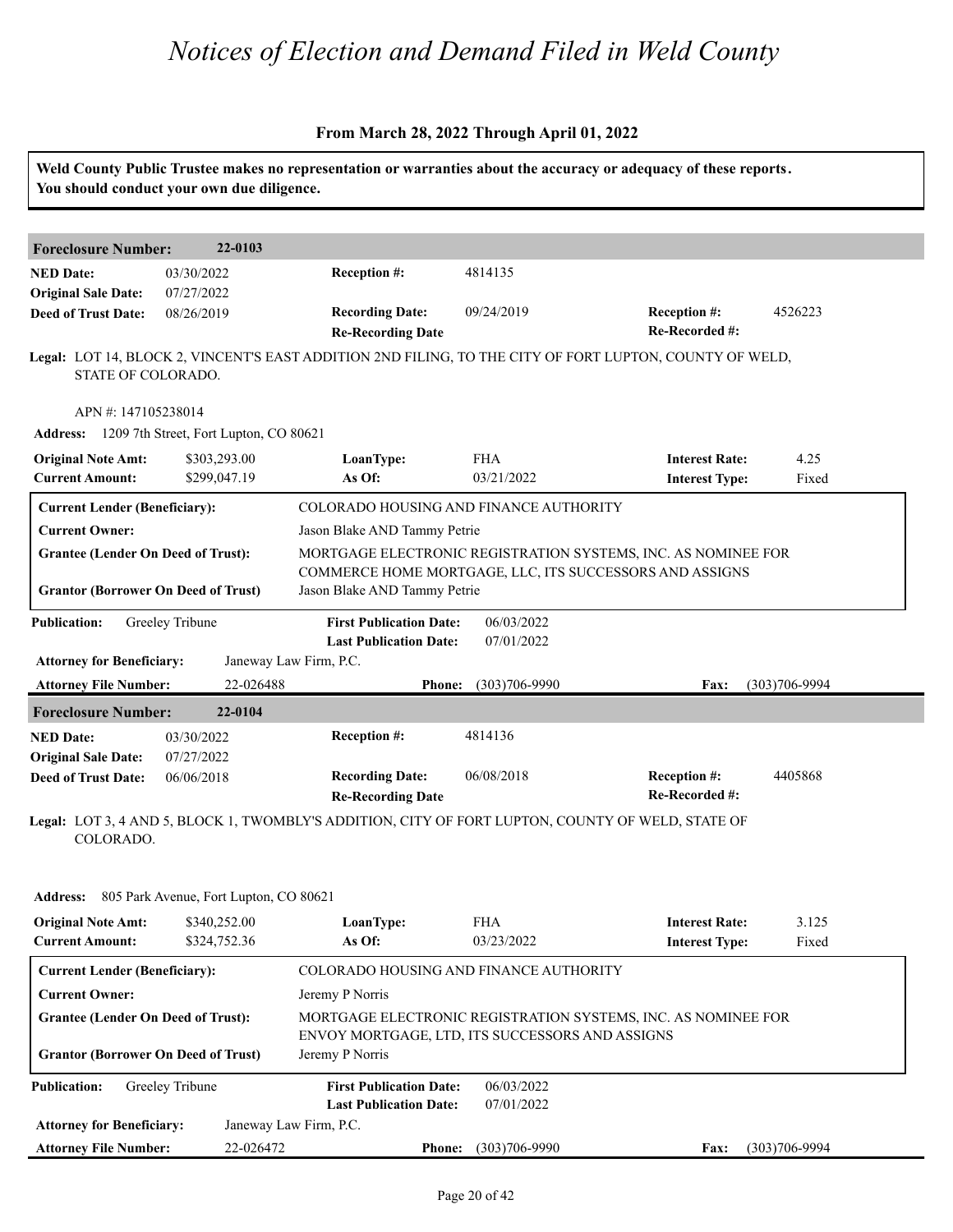# Notices of Election and Demand Filed in Weld County

## From March 28, 2022 Through April 01, 2022

**Weld County Public Trustee makes no representation or warranties about the accuracy or adequacy of these reports. You should conduct your own due diligence.**

---

### Foreclosure Number: 22-0103

| | | | | | |
|---|---|---|---|---|---|
| **NED Date:** | 03/30/2022 | **Reception #:** | 4814135 | | |
| **Original Sale Date:** | 07/27/2022 | | | | |
| **Deed of Trust Date:** | 08/26/2019 | **Recording Date:** | 09/24/2019 | **Reception #:** | 4526223 |
| | | **Re-Recording Date** | | **Re-Recorded #:** | |

**Legal:** LOT 14, BLOCK 2, VINCENT'S EAST ADDITION 2ND FILING, TO THE CITY OF FORT LUPTON, COUNTY OF WELD, STATE OF COLORADO.

APN #: 147105238014

**Address:** 1209 7th Street, Fort Lupton, CO 80621

| | | | | | |
|---|---|---|---|---|---|
| **Original Note Amt:** | $303,293.00 | **LoanType:** | FHA | **Interest Rate:** | 4.25 |
| **Current Amount:** | $299,047.19 | **As Of:** | 03/21/2022 | **Interest Type:** | Fixed |

| | |
|---|---|
| **Current Lender (Beneficiary):** | COLORADO HOUSING AND FINANCE AUTHORITY |
| **Current Owner:** | Jason Blake AND Tammy Petrie |
| **Grantee (Lender On Deed of Trust):** | MORTGAGE ELECTRONIC REGISTRATION SYSTEMS, INC. AS NOMINEE FOR COMMERCE HOME MORTGAGE, LLC, ITS SUCCESSORS AND ASSIGNS |
| **Grantor (Borrower On Deed of Trust)** | Jason Blake AND Tammy Petrie |

| | | | |
|---|---|---|---|
| **Publication:** | Greeley Tribune | **First Publication Date:** | 06/03/2022 |
| | | **Last Publication Date:** | 07/01/2022 |

**Attorney for Beneficiary:** Janeway Law Firm, P.C.

**Attorney File Number:** 22-026488 **Phone:** (303)706-9990 **Fax:** (303)706-9994

---

### Foreclosure Number: 22-0104

| | | | | | |
|---|---|---|---|---|---|
| **NED Date:** | 03/30/2022 | **Reception #:** | 4814136 | | |
| **Original Sale Date:** | 07/27/2022 | | | | |
| **Deed of Trust Date:** | 06/06/2018 | **Recording Date:** | 06/08/2018 | **Reception #:** | 4405868 |
| | | **Re-Recording Date** | | **Re-Recorded #:** | |

**Legal:** LOT 3, 4 AND 5, BLOCK 1, TWOMBLY'S ADDITION, CITY OF FORT LUPTON, COUNTY OF WELD, STATE OF COLORADO.

**Address:** 805 Park Avenue, Fort Lupton, CO 80621

| | | | | | |
|---|---|---|---|---|---|
| **Original Note Amt:** | $340,252.00 | **LoanType:** | FHA | **Interest Rate:** | 3.125 |
| **Current Amount:** | $324,752.36 | **As Of:** | 03/23/2022 | **Interest Type:** | Fixed |

| | |
|---|---|
| **Current Lender (Beneficiary):** | COLORADO HOUSING AND FINANCE AUTHORITY |
| **Current Owner:** | Jeremy P Norris |
| **Grantee (Lender On Deed of Trust):** | MORTGAGE ELECTRONIC REGISTRATION SYSTEMS, INC. AS NOMINEE FOR ENVOY MORTGAGE, LTD, ITS SUCCESSORS AND ASSIGNS |
| **Grantor (Borrower On Deed of Trust)** | Jeremy P Norris |

| | | | |
|---|---|---|---|
| **Publication:** | Greeley Tribune | **First Publication Date:** | 06/03/2022 |
| | | **Last Publication Date:** | 07/01/2022 |

**Attorney for Beneficiary:** Janeway Law Firm, P.C.

**Attorney File Number:** 22-026472 **Phone:** (303)706-9990 **Fax:** (303)706-9994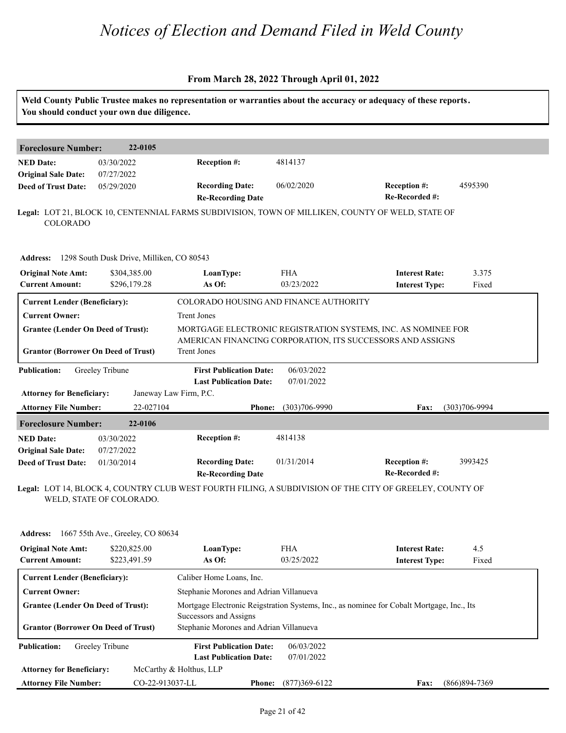# Notices of Election and Demand Filed in Weld County

## From March 28, 2022 Through April 01, 2022

**Weld County Public Trustee makes no representation or warranties about the accuracy or adequacy of these reports. You should conduct your own due diligence.**

---

**Foreclosure Number:** 22-0105

| | | | | | |
|---|---|---|---|---|---|
| **NED Date:** | 03/30/2022 | **Reception #:** | 4814137 | | |
| **Original Sale Date:** | 07/27/2022 | | | | |
| **Deed of Trust Date:** | 05/29/2020 | **Recording Date:** | 06/02/2020 | **Reception #:** | 4595390 |
| | | **Re-Recording Date** | | **Re-Recorded #:** | |

**Legal:** LOT 21, BLOCK 10, CENTENNIAL FARMS SUBDIVISION, TOWN OF MILLIKEN, COUNTY OF WELD, STATE OF COLORADO

**Address:** 1298 South Dusk Drive, Milliken, CO 80543

| | | | | | |
|---|---|---|---|---|---|
| **Original Note Amt:** | $304,385.00 | **LoanType:** | FHA | **Interest Rate:** | 3.375 |
| **Current Amount:** | $296,179.28 | **As Of:** | 03/23/2022 | **Interest Type:** | Fixed |

| | |
|---|---|
| **Current Lender (Beneficiary):** | COLORADO HOUSING AND FINANCE AUTHORITY |
| **Current Owner:** | Trent Jones |
| **Grantee (Lender On Deed of Trust):** | MORTGAGE ELECTRONIC REGISTRATION SYSTEMS, INC. AS NOMINEE FOR AMERICAN FINANCING CORPORATION, ITS SUCCESSORS AND ASSIGNS |
| **Grantor (Borrower On Deed of Trust)** | Trent Jones |

| | | | | | |
|---|---|---|---|---|---|
| **Publication:** | Greeley Tribune | **First Publication Date:** | 06/03/2022 | | |
| | | **Last Publication Date:** | 07/01/2022 | | |
| **Attorney for Beneficiary:** | Janeway Law Firm, P.C. | | | | |
| **Attorney File Number:** | 22-027104 | **Phone:** | (303)706-9990 | **Fax:** | (303)706-9994 |

---

**Foreclosure Number:** 22-0106

| | | | | | |
|---|---|---|---|---|---|
| **NED Date:** | 03/30/2022 | **Reception #:** | 4814138 | | |
| **Original Sale Date:** | 07/27/2022 | | | | |
| **Deed of Trust Date:** | 01/30/2014 | **Recording Date:** | 01/31/2014 | **Reception #:** | 3993425 |
| | | **Re-Recording Date** | | **Re-Recorded #:** | |

**Legal:** LOT 14, BLOCK 4, COUNTRY CLUB WEST FOURTH FILING, A SUBDIVISION OF THE CITY OF GREELEY, COUNTY OF WELD, STATE OF COLORADO.

**Address:** 1667 55th Ave., Greeley, CO 80634

| | | | | | |
|---|---|---|---|---|---|
| **Original Note Amt:** | $220,825.00 | **LoanType:** | FHA | **Interest Rate:** | 4.5 |
| **Current Amount:** | $223,491.59 | **As Of:** | 03/25/2022 | **Interest Type:** | Fixed |

| | |
|---|---|
| **Current Lender (Beneficiary):** | Caliber Home Loans, Inc. |
| **Current Owner:** | Stephanie Morones and Adrian Villanueva |
| **Grantee (Lender On Deed of Trust):** | Mortgage Electronic Reigstration Systems, Inc., as nominee for Cobalt Mortgage, Inc., Its Successors and Assigns |
| **Grantor (Borrower On Deed of Trust)** | Stephanie Morones and Adrian Villanueva |

| | | | | | |
|---|---|---|---|---|---|
| **Publication:** | Greeley Tribune | **First Publication Date:** | 06/03/2022 | | |
| | | **Last Publication Date:** | 07/01/2022 | | |
| **Attorney for Beneficiary:** | McCarthy & Holthus, LLP | | | | |
| **Attorney File Number:** | CO-22-913037-LL | **Phone:** | (877)369-6122 | **Fax:** | (866)894-7369 |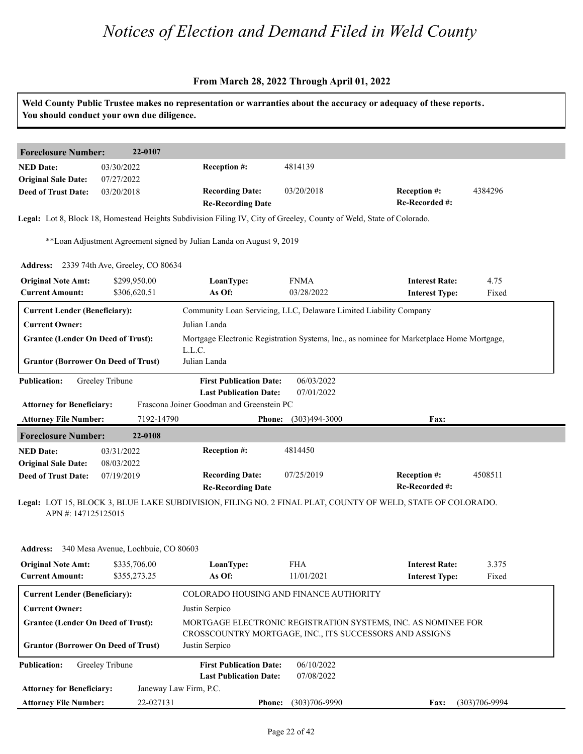# Notices of Election and Demand Filed in Weld County

**From March 28, 2022 Through April 01, 2022**

**Weld County Public Trustee makes no representation or warranties about the accuracy or adequacy of these reports. You should conduct your own due diligence.**

## Foreclosure Number: 22-0107

| | | | | | |
|---|---|---|---|---|---|
| **NED Date:** | 03/30/2022 | **Reception #:** | 4814139 | | |
| **Original Sale Date:** | 07/27/2022 | | | | |
| **Deed of Trust Date:** | 03/20/2018 | **Recording Date:** | 03/20/2018 | **Reception #:** | 4384296 |
| | | **Re-Recording Date** | | **Re-Recorded #:** | |

**Legal:** Lot 8, Block 18, Homestead Heights Subdivision Filing IV, City of Greeley, County of Weld, State of Colorado.

**Loan Adjustment Agreement signed by Julian Landa on August 9, 2019

**Address:** 2339 74th Ave, Greeley, CO 80634

| | | | | | |
|---|---|---|---|---|---|
| **Original Note Amt:** | $299,950.00 | **LoanType:** | FNMA | **Interest Rate:** | 4.75 |
| **Current Amount:** | $306,620.51 | **As Of:** | 03/28/2022 | **Interest Type:** | Fixed |

| | |
|---|---|
| **Current Lender (Beneficiary):** | Community Loan Servicing, LLC, Delaware Limited Liability Company |
| **Current Owner:** | Julian Landa |
| **Grantee (Lender On Deed of Trust):** | Mortgage Electronic Registration Systems, Inc., as nominee for Marketplace Home Mortgage, L.L.C. |
| **Grantor (Borrower On Deed of Trust)** | Julian Landa |

| | | | | | |
|---|---|---|---|---|---|
| **Publication:** | Greeley Tribune | **First Publication Date:** | 06/03/2022 | | |
| | | **Last Publication Date:** | 07/01/2022 | | |
| **Attorney for Beneficiary:** | Frascona Joiner Goodman and Greenstein PC | | | | |
| **Attorney File Number:** | 7192-14790 | **Phone:** | (303)494-3000 | **Fax:** | |

## Foreclosure Number: 22-0108

| | | | | | |
|---|---|---|---|---|---|
| **NED Date:** | 03/31/2022 | **Reception #:** | 4814450 | | |
| **Original Sale Date:** | 08/03/2022 | | | | |
| **Deed of Trust Date:** | 07/19/2019 | **Recording Date:** | 07/25/2019 | **Reception #:** | 4508511 |
| | | **Re-Recording Date** | | **Re-Recorded #:** | |

**Legal:** LOT 15, BLOCK 3, BLUE LAKE SUBDIVISION, FILING NO. 2 FINAL PLAT, COUNTY OF WELD, STATE OF COLORADO. APN #: 147125125015

**Address:** 340 Mesa Avenue, Lochbuie, CO 80603

| | | | | | |
|---|---|---|---|---|---|
| **Original Note Amt:** | $335,706.00 | **LoanType:** | FHA | **Interest Rate:** | 3.375 |
| **Current Amount:** | $355,273.25 | **As Of:** | 11/01/2021 | **Interest Type:** | Fixed |

| | |
|---|---|
| **Current Lender (Beneficiary):** | COLORADO HOUSING AND FINANCE AUTHORITY |
| **Current Owner:** | Justin Serpico |
| **Grantee (Lender On Deed of Trust):** | MORTGAGE ELECTRONIC REGISTRATION SYSTEMS, INC. AS NOMINEE FOR CROSSCOUNTRY MORTGAGE, INC., ITS SUCCESSORS AND ASSIGNS |
| **Grantor (Borrower On Deed of Trust)** | Justin Serpico |

| | | | | | |
|---|---|---|---|---|---|
| **Publication:** | Greeley Tribune | **First Publication Date:** | 06/10/2022 | | |
| | | **Last Publication Date:** | 07/08/2022 | | |
| **Attorney for Beneficiary:** | Janeway Law Firm, P.C. | | | | |
| **Attorney File Number:** | 22-027131 | **Phone:** | (303)706-9990 | **Fax:** | (303)706-9994 |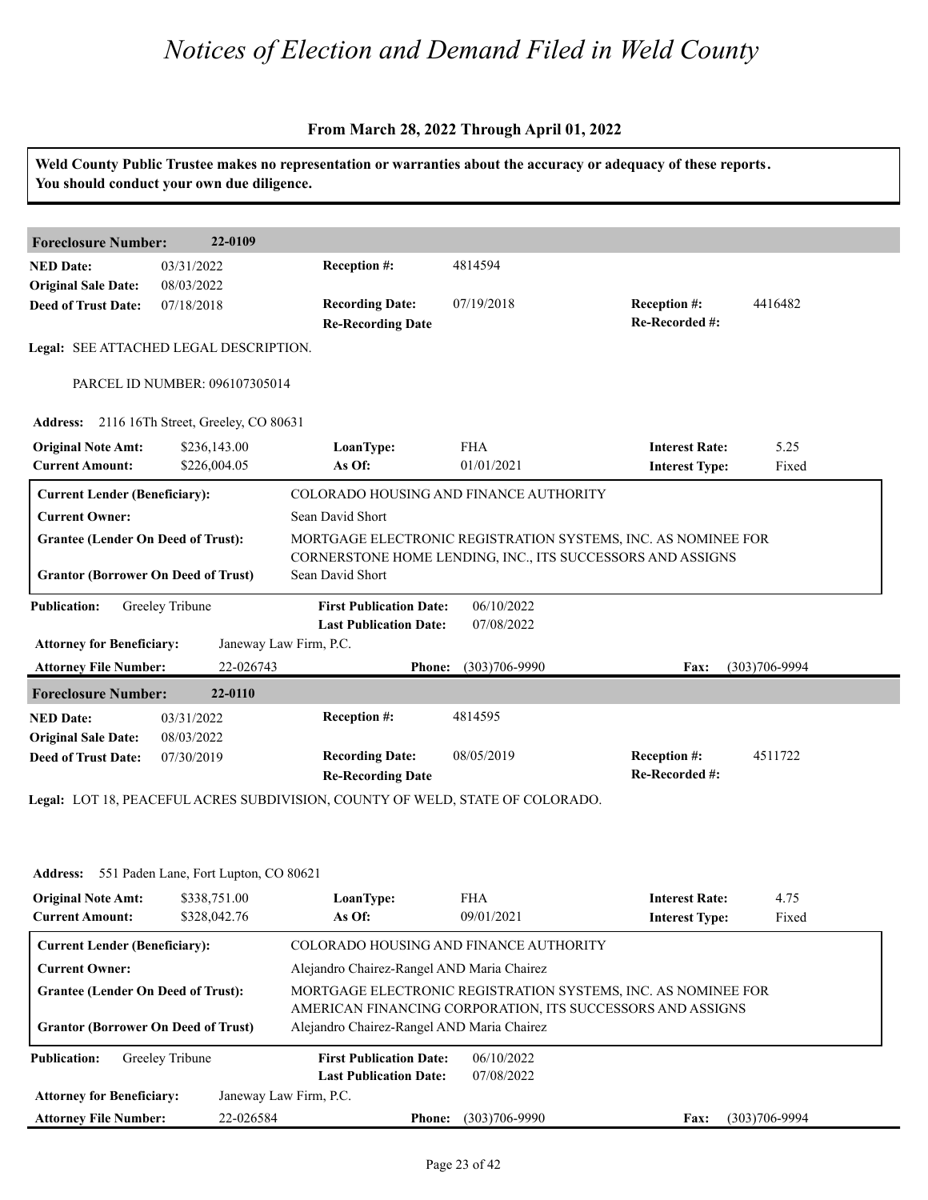# Notices of Election and Demand Filed in Weld County

## From March 28, 2022 Through April 01, 2022

**Weld County Public Trustee makes no representation or warranties about the accuracy or adequacy of these reports. You should conduct your own due diligence.**

---

### Foreclosure Number: 22-0109

| | | | | | |
|---|---|---|---|---|---|
| **NED Date:** | 03/31/2022 | **Reception #:** | 4814594 | | |
| **Original Sale Date:** | 08/03/2022 | | | | |
| **Deed of Trust Date:** | 07/18/2018 | **Recording Date:** | 07/19/2018 | **Reception #:** | 4416482 |
| | | **Re-Recording Date** | | **Re-Recorded #:** | |

**Legal:** SEE ATTACHED LEGAL DESCRIPTION.

PARCEL ID NUMBER: 096107305014

**Address:** 2116 16Th Street, Greeley, CO 80631

| | | | | | |
|---|---|---|---|---|---|
| **Original Note Amt:** | $236,143.00 | **LoanType:** | FHA | **Interest Rate:** | 5.25 |
| **Current Amount:** | $226,004.05 | **As Of:** | 01/01/2021 | **Interest Type:** | Fixed |

| | |
|---|---|
| **Current Lender (Beneficiary):** | COLORADO HOUSING AND FINANCE AUTHORITY |
| **Current Owner:** | Sean David Short |
| **Grantee (Lender On Deed of Trust):** | MORTGAGE ELECTRONIC REGISTRATION SYSTEMS, INC. AS NOMINEE FOR CORNERSTONE HOME LENDING, INC., ITS SUCCESSORS AND ASSIGNS |
| **Grantor (Borrower On Deed of Trust)** | Sean David Short |

| | | | |
|---|---|---|---|
| **Publication:** | Greeley Tribune | **First Publication Date:** | 06/10/2022 |
| | | **Last Publication Date:** | 07/08/2022 |

**Attorney for Beneficiary:** Janeway Law Firm, P.C.

**Attorney File Number:** 22-026743 **Phone:** (303)706-9990 **Fax:** (303)706-9994

---

### Foreclosure Number: 22-0110

| | | | | | |
|---|---|---|---|---|---|
| **NED Date:** | 03/31/2022 | **Reception #:** | 4814595 | | |
| **Original Sale Date:** | 08/03/2022 | | | | |
| **Deed of Trust Date:** | 07/30/2019 | **Recording Date:** | 08/05/2019 | **Reception #:** | 4511722 |
| | | **Re-Recording Date** | | **Re-Recorded #:** | |

**Legal:** LOT 18, PEACEFUL ACRES SUBDIVISION, COUNTY OF WELD, STATE OF COLORADO.

**Address:** 551 Paden Lane, Fort Lupton, CO 80621

| | | | | | |
|---|---|---|---|---|---|
| **Original Note Amt:** | $338,751.00 | **LoanType:** | FHA | **Interest Rate:** | 4.75 |
| **Current Amount:** | $328,042.76 | **As Of:** | 09/01/2021 | **Interest Type:** | Fixed |

| | |
|---|---|
| **Current Lender (Beneficiary):** | COLORADO HOUSING AND FINANCE AUTHORITY |
| **Current Owner:** | Alejandro Chairez-Rangel AND Maria Chairez |
| **Grantee (Lender On Deed of Trust):** | MORTGAGE ELECTRONIC REGISTRATION SYSTEMS, INC. AS NOMINEE FOR AMERICAN FINANCING CORPORATION, ITS SUCCESSORS AND ASSIGNS |
| **Grantor (Borrower On Deed of Trust)** | Alejandro Chairez-Rangel AND Maria Chairez |

| | | | |
|---|---|---|---|
| **Publication:** | Greeley Tribune | **First Publication Date:** | 06/10/2022 |
| | | **Last Publication Date:** | 07/08/2022 |

**Attorney for Beneficiary:** Janeway Law Firm, P.C.

**Attorney File Number:** 22-026584 **Phone:** (303)706-9990 **Fax:** (303)706-9994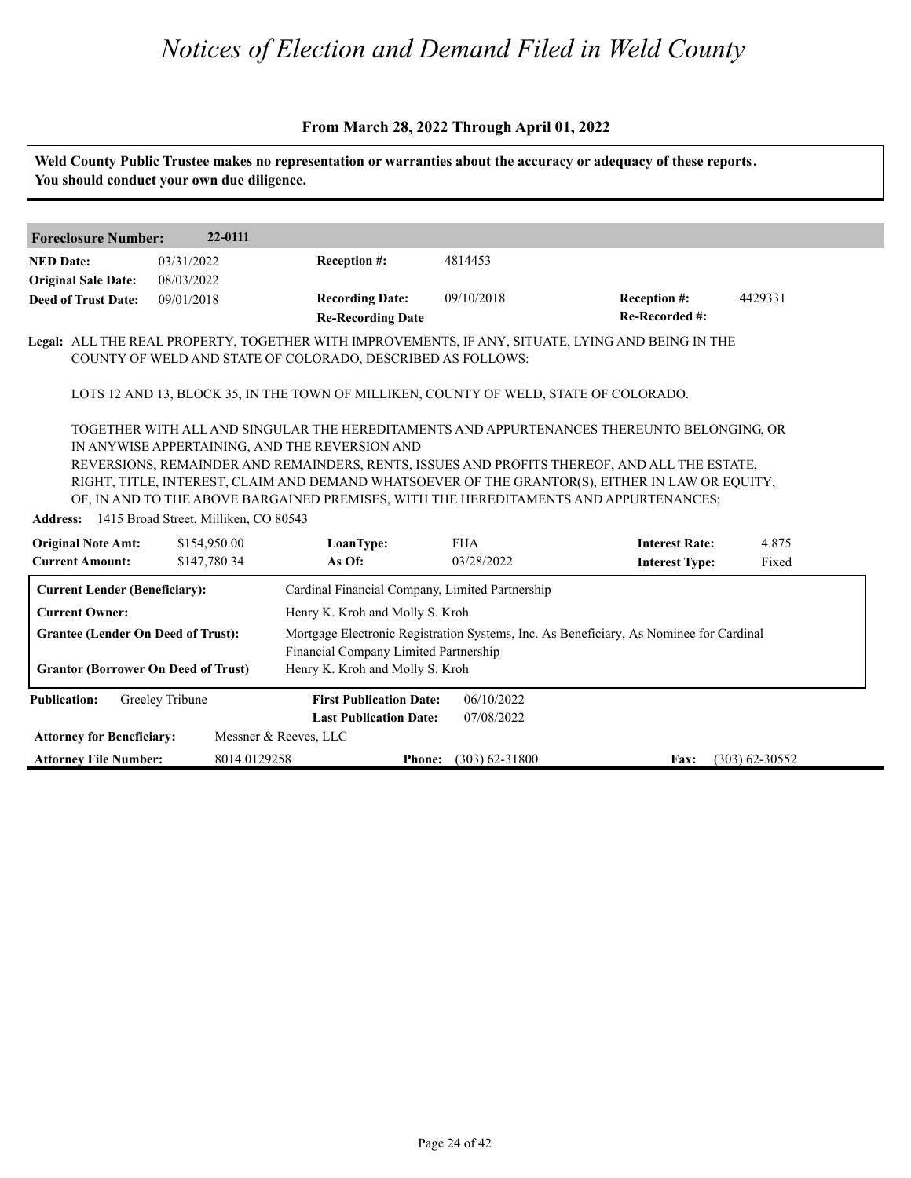# Notices of Election and Demand Filed in Weld County

**From March 28, 2022 Through April 01, 2022**

**Weld County Public Trustee makes no representation or warranties about the accuracy or adequacy of these reports. You should conduct your own due diligence.**

**Foreclosure Number:** 22-0111

| | | | | | |
|---|---|---|---|---|---|
| **NED Date:** | 03/31/2022 | **Reception #:** | 4814453 | | |
| **Original Sale Date:** | 08/03/2022 | | | | |
| **Deed of Trust Date:** | 09/01/2018 | **Recording Date:** | 09/10/2018 | **Reception #:** | 4429331 |
| | | **Re-Recording Date** | | **Re-Recorded #:** | |

**Legal:** ALL THE REAL PROPERTY, TOGETHER WITH IMPROVEMENTS, IF ANY, SITUATE, LYING AND BEING IN THE COUNTY OF WELD AND STATE OF COLORADO, DESCRIBED AS FOLLOWS:

LOTS 12 AND 13, BLOCK 35, IN THE TOWN OF MILLIKEN, COUNTY OF WELD, STATE OF COLORADO.

TOGETHER WITH ALL AND SINGULAR THE HEREDITAMENTS AND APPURTENANCES THEREUNTO BELONGING, OR IN ANYWISE APPERTAINING, AND THE REVERSION AND REVERSIONS, REMAINDER AND REMAINDERS, RENTS, ISSUES AND PROFITS THEREOF, AND ALL THE ESTATE, RIGHT, TITLE, INTEREST, CLAIM AND DEMAND WHATSOEVER OF THE GRANTOR(S), EITHER IN LAW OR EQUITY, OF, IN AND TO THE ABOVE BARGAINED PREMISES, WITH THE HEREDITAMENTS AND APPURTENANCES;

**Address:** 1415 Broad Street, Milliken, CO 80543

| | | | | | |
|---|---|---|---|---|---|
| **Original Note Amt:** | $154,950.00 | **LoanType:** | FHA | **Interest Rate:** | 4.875 |
| **Current Amount:** | $147,780.34 | **As Of:** | 03/28/2022 | **Interest Type:** | Fixed |

| | |
|---|---|
| **Current Lender (Beneficiary):** | Cardinal Financial Company, Limited Partnership |
| **Current Owner:** | Henry K. Kroh and Molly S. Kroh |
| **Grantee (Lender On Deed of Trust):** | Mortgage Electronic Registration Systems, Inc. As Beneficiary, As Nominee for Cardinal Financial Company Limited Partnership |
| **Grantor (Borrower On Deed of Trust)** | Henry K. Kroh and Molly S. Kroh |

| | | | | | |
|---|---|---|---|---|---|
| **Publication:** | Greeley Tribune | **First Publication Date:** | 06/10/2022 | | |
| | | **Last Publication Date:** | 07/08/2022 | | |
| **Attorney for Beneficiary:** | Messner & Reeves, LLC | | | | |
| **Attorney File Number:** | 8014.0129258 | **Phone:** | (303) 62-31800 | **Fax:** | (303) 62-30552 |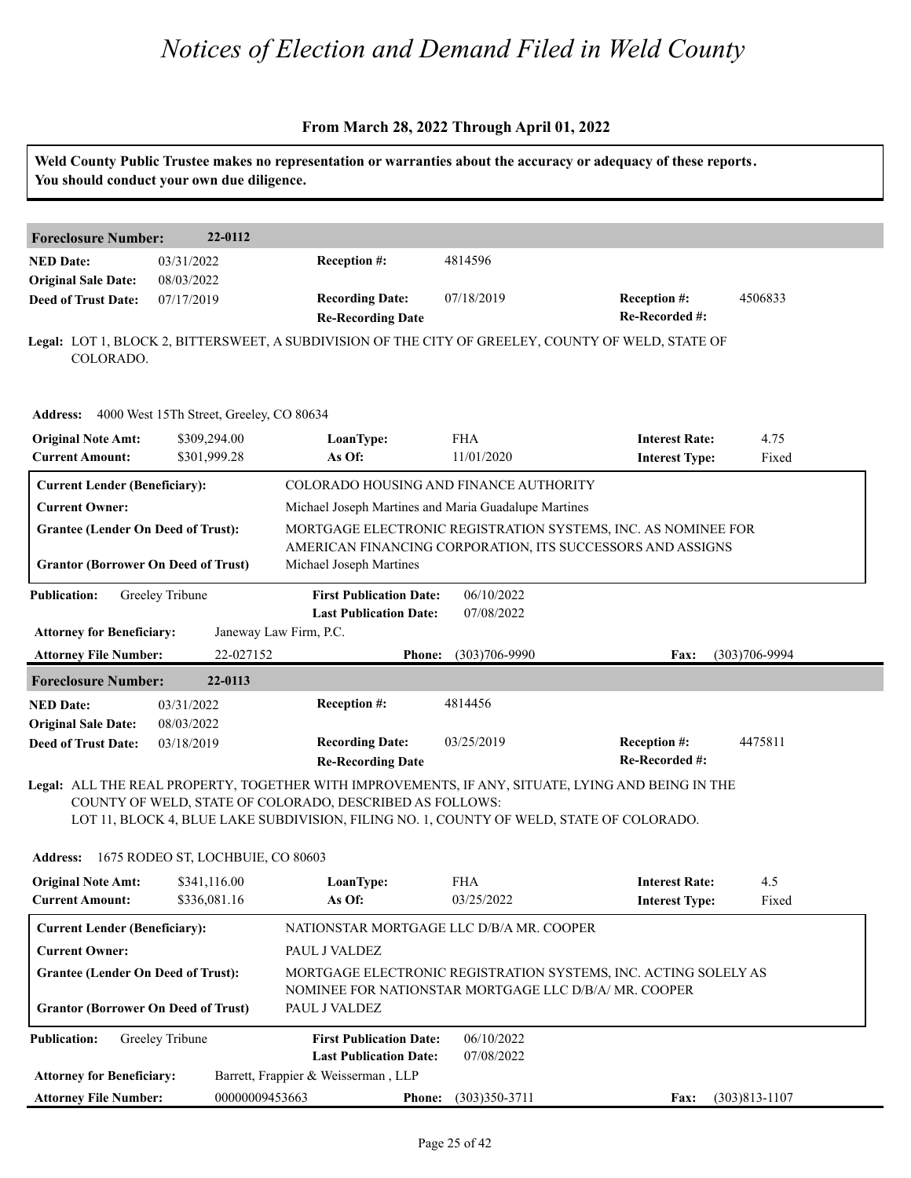# Notices of Election and Demand Filed in Weld County

**From March 28, 2022 Through April 01, 2022**

**Weld County Public Trustee makes no representation or warranties about the accuracy or adequacy of these reports. You should conduct your own due diligence.**

## Foreclosure Number: 22-0112

| | | | | | |
|---|---|---|---|---|---|
| **NED Date:** | 03/31/2022 | **Reception #:** | 4814596 | | |
| **Original Sale Date:** | 08/03/2022 | | | | |
| **Deed of Trust Date:** | 07/17/2019 | **Recording Date:** | 07/18/2019 | **Reception #:** | 4506833 |
| | | **Re-Recording Date** | | **Re-Recorded #:** | |

**Legal:** LOT 1, BLOCK 2, BITTERSWEET, A SUBDIVISION OF THE CITY OF GREELEY, COUNTY OF WELD, STATE OF COLORADO.

**Address:** 4000 West 15Th Street, Greeley, CO 80634

| | | | | | |
|---|---|---|---|---|---|
| **Original Note Amt:** | $309,294.00 | **LoanType:** | FHA | **Interest Rate:** | 4.75 |
| **Current Amount:** | $301,999.28 | **As Of:** | 11/01/2020 | **Interest Type:** | Fixed |

| | |
|---|---|
| **Current Lender (Beneficiary):** | COLORADO HOUSING AND FINANCE AUTHORITY |
| **Current Owner:** | Michael Joseph Martines and Maria Guadalupe Martines |
| **Grantee (Lender On Deed of Trust):** | MORTGAGE ELECTRONIC REGISTRATION SYSTEMS, INC. AS NOMINEE FOR AMERICAN FINANCING CORPORATION, ITS SUCCESSORS AND ASSIGNS |
| **Grantor (Borrower On Deed of Trust)** | Michael Joseph Martines |

| | | | |
|---|---|---|---|
| **Publication:** | Greeley Tribune | **First Publication Date:** | 06/10/2022 |
| | | **Last Publication Date:** | 07/08/2022 |

**Attorney for Beneficiary:** Janeway Law Firm, P.C.

| | | | | | |
|---|---|---|---|---|---|
| **Attorney File Number:** | 22-027152 | **Phone:** | (303)706-9990 | **Fax:** | (303)706-9994 |

## Foreclosure Number: 22-0113

| | | | | | |
|---|---|---|---|---|---|
| **NED Date:** | 03/31/2022 | **Reception #:** | 4814456 | | |
| **Original Sale Date:** | 08/03/2022 | | | | |
| **Deed of Trust Date:** | 03/18/2019 | **Recording Date:** | 03/25/2019 | **Reception #:** | 4475811 |
| | | **Re-Recording Date** | | **Re-Recorded #:** | |

**Legal:** ALL THE REAL PROPERTY, TOGETHER WITH IMPROVEMENTS, IF ANY, SITUATE, LYING AND BEING IN THE COUNTY OF WELD, STATE OF COLORADO, DESCRIBED AS FOLLOWS:
LOT 11, BLOCK 4, BLUE LAKE SUBDIVISION, FILING NO. 1, COUNTY OF WELD, STATE OF COLORADO.

**Address:** 1675 RODEO ST, LOCHBUIE, CO 80603

| | | | | | |
|---|---|---|---|---|---|
| **Original Note Amt:** | $341,116.00 | **LoanType:** | FHA | **Interest Rate:** | 4.5 |
| **Current Amount:** | $336,081.16 | **As Of:** | 03/25/2022 | **Interest Type:** | Fixed |

| | |
|---|---|
| **Current Lender (Beneficiary):** | NATIONSTAR MORTGAGE LLC D/B/A MR. COOPER |
| **Current Owner:** | PAUL J VALDEZ |
| **Grantee (Lender On Deed of Trust):** | MORTGAGE ELECTRONIC REGISTRATION SYSTEMS, INC. ACTING SOLELY AS NOMINEE FOR NATIONSTAR MORTGAGE LLC D/B/A/ MR. COOPER |
| **Grantor (Borrower On Deed of Trust)** | PAUL J VALDEZ |

| | | | |
|---|---|---|---|
| **Publication:** | Greeley Tribune | **First Publication Date:** | 06/10/2022 |
| | | **Last Publication Date:** | 07/08/2022 |

**Attorney for Beneficiary:** Barrett, Frappier & Weisserman , LLP

| | | | | | |
|---|---|---|---|---|---|
| **Attorney File Number:** | 00000009453663 | **Phone:** | (303)350-3711 | **Fax:** | (303)813-1107 |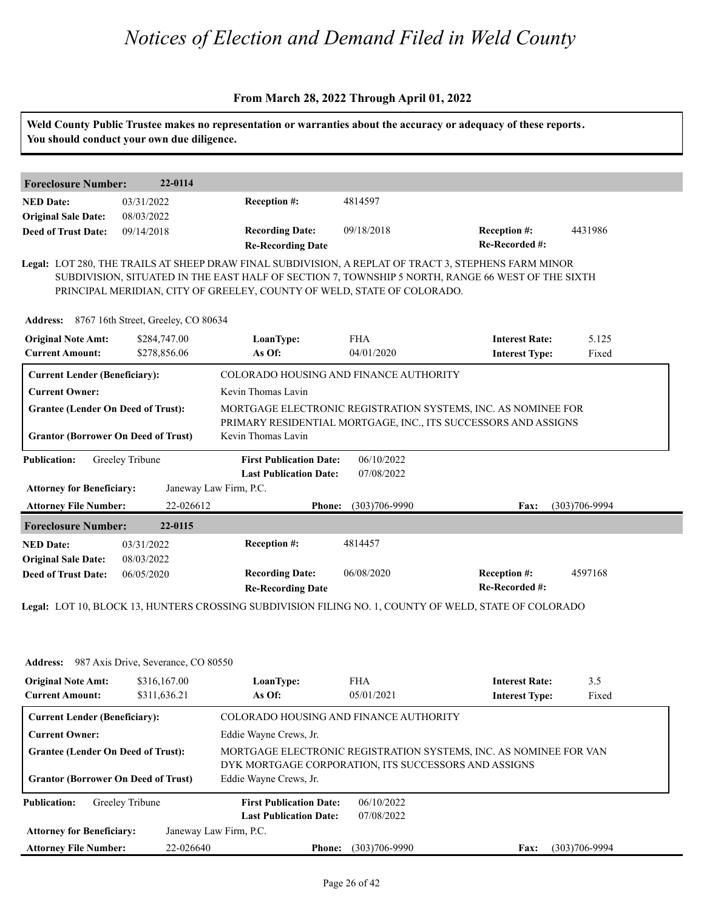# Notices of Election and Demand Filed in Weld County

**From March 28, 2022 Through April 01, 2022**

**Weld County Public Trustee makes no representation or warranties about the accuracy or adequacy of these reports. You should conduct your own due diligence.**

## Foreclosure Number: 22-0114

| | | | | | |
|---|---|---|---|---|---|
| **NED Date:** | 03/31/2022 | **Reception #:** | 4814597 | | |
| **Original Sale Date:** | 08/03/2022 | | | | |
| **Deed of Trust Date:** | 09/14/2018 | **Recording Date:** | 09/18/2018 | **Reception #:** | 4431986 |
| | | **Re-Recording Date** | | **Re-Recorded #:** | |

**Legal:** LOT 280, THE TRAILS AT SHEEP DRAW FINAL SUBDIVISION, A REPLAT OF TRACT 3, STEPHENS FARM MINOR SUBDIVISION, SITUATED IN THE EAST HALF OF SECTION 7, TOWNSHIP 5 NORTH, RANGE 66 WEST OF THE SIXTH PRINCIPAL MERIDIAN, CITY OF GREELEY, COUNTY OF WELD, STATE OF COLORADO.

**Address:** 8767 16th Street, Greeley, CO 80634

| | | | | | |
|---|---|---|---|---|---|
| **Original Note Amt:** | $284,747.00 | **LoanType:** | FHA | **Interest Rate:** | 5.125 |
| **Current Amount:** | $278,856.06 | **As Of:** | 04/01/2020 | **Interest Type:** | Fixed |

| | |
|---|---|
| **Current Lender (Beneficiary):** | COLORADO HOUSING AND FINANCE AUTHORITY |
| **Current Owner:** | Kevin Thomas Lavin |
| **Grantee (Lender On Deed of Trust):** | MORTGAGE ELECTRONIC REGISTRATION SYSTEMS, INC. AS NOMINEE FOR PRIMARY RESIDENTIAL MORTGAGE, INC., ITS SUCCESSORS AND ASSIGNS |
| **Grantor (Borrower On Deed of Trust)** | Kevin Thomas Lavin |

| | | | | | |
|---|---|---|---|---|---|
| **Publication:** | Greeley Tribune | **First Publication Date:** | 06/10/2022 | | |
| | | **Last Publication Date:** | 07/08/2022 | | |
| **Attorney for Beneficiary:** | Janeway Law Firm, P.C. | | | | |
| **Attorney File Number:** | 22-026612 | **Phone:** | (303)706-9990 | **Fax:** | (303)706-9994 |

## Foreclosure Number: 22-0115

| | | | | | |
|---|---|---|---|---|---|
| **NED Date:** | 03/31/2022 | **Reception #:** | 4814457 | | |
| **Original Sale Date:** | 08/03/2022 | | | | |
| **Deed of Trust Date:** | 06/05/2020 | **Recording Date:** | 06/08/2020 | **Reception #:** | 4597168 |
| | | **Re-Recording Date** | | **Re-Recorded #:** | |

**Legal:** LOT 10, BLOCK 13, HUNTERS CROSSING SUBDIVISION FILING NO. 1, COUNTY OF WELD, STATE OF COLORADO

**Address:** 987 Axis Drive, Severance, CO 80550

| | | | | | |
|---|---|---|---|---|---|
| **Original Note Amt:** | $316,167.00 | **LoanType:** | FHA | **Interest Rate:** | 3.5 |
| **Current Amount:** | $311,636.21 | **As Of:** | 05/01/2021 | **Interest Type:** | Fixed |

| | |
|---|---|
| **Current Lender (Beneficiary):** | COLORADO HOUSING AND FINANCE AUTHORITY |
| **Current Owner:** | Eddie Wayne Crews, Jr. |
| **Grantee (Lender On Deed of Trust):** | MORTGAGE ELECTRONIC REGISTRATION SYSTEMS, INC. AS NOMINEE FOR VAN DYK MORTGAGE CORPORATION, ITS SUCCESSORS AND ASSIGNS |
| **Grantor (Borrower On Deed of Trust)** | Eddie Wayne Crews, Jr. |

| | | | | | |
|---|---|---|---|---|---|
| **Publication:** | Greeley Tribune | **First Publication Date:** | 06/10/2022 | | |
| | | **Last Publication Date:** | 07/08/2022 | | |
| **Attorney for Beneficiary:** | Janeway Law Firm, P.C. | | | | |
| **Attorney File Number:** | 22-026640 | **Phone:** | (303)706-9990 | **Fax:** | (303)706-9994 |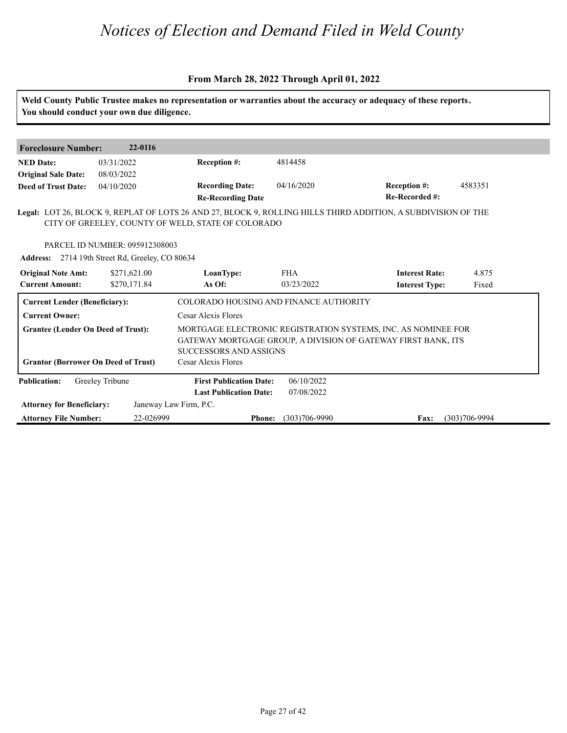# Notices of Election and Demand Filed in Weld County

### From March 28, 2022 Through April 01, 2022

**Weld County Public Trustee makes no representation or warranties about the accuracy or adequacy of these reports. You should conduct your own due diligence.**

| **Foreclosure Number:** | **22-0116** | | | | |
|---|---|---|---|---|---|
| **NED Date:** | 03/31/2022 | **Reception #:** | 4814458 | | |
| **Original Sale Date:** | 08/03/2022 | | | | |
| **Deed of Trust Date:** | 04/10/2020 | **Recording Date:** | 04/16/2020 | **Reception #:** | 4583351 |
| | | **Re-Recording Date** | | **Re-Recorded #:** | |

**Legal:** LOT 26, BLOCK 9, REPLAT OF LOTS 26 AND 27, BLOCK 9, ROLLING HILLS THIRD ADDITION, A SUBDIVISION OF THE CITY OF GREELEY, COUNTY OF WELD, STATE OF COLORADO

PARCEL ID NUMBER: 095912308003

**Address:** 2714 19th Street Rd, Greeley, CO 80634

| **Original Note Amt:** | $271,621.00 | **LoanType:** | FHA | **Interest Rate:** | 4.875 |
|---|---|---|---|---|---|
| **Current Amount:** | $270,171.84 | **As Of:** | 03/23/2022 | **Interest Type:** | Fixed |

| | |
|---|---|
| **Current Lender (Beneficiary):** | COLORADO HOUSING AND FINANCE AUTHORITY |
| **Current Owner:** | Cesar Alexis Flores |
| **Grantee (Lender On Deed of Trust):** | MORTGAGE ELECTRONIC REGISTRATION SYSTEMS, INC. AS NOMINEE FOR GATEWAY MORTGAGE GROUP, A DIVISION OF GATEWAY FIRST BANK, ITS SUCCESSORS AND ASSIGNS |
| **Grantor (Borrower On Deed of Trust)** | Cesar Alexis Flores |

| **Publication:** | Greeley Tribune | **First Publication Date:** | 06/10/2022 | | |
|---|---|---|---|---|---|
| | | **Last Publication Date:** | 07/08/2022 | | |
| **Attorney for Beneficiary:** | Janeway Law Firm, P.C. | | | | |
| **Attorney File Number:** | 22-026999 | **Phone:** | (303)706-9990 | **Fax:** | (303)706-9994 |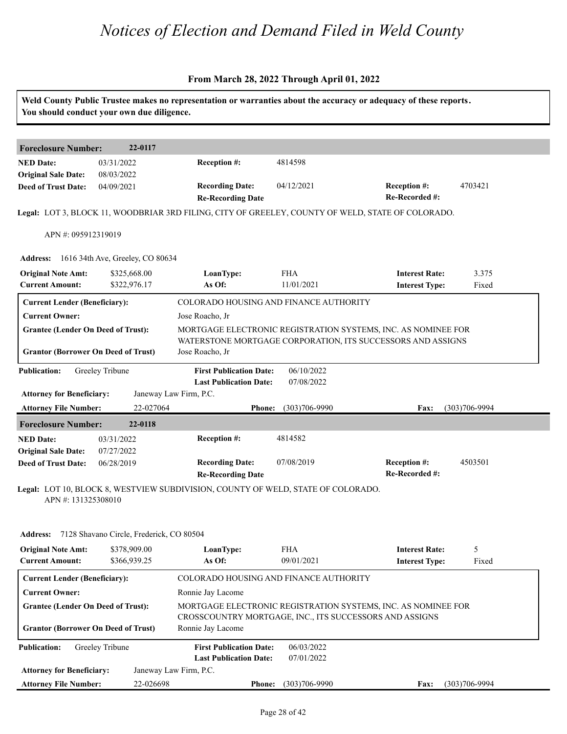# Notices of Election and Demand Filed in Weld County

**From March 28, 2022 Through April 01, 2022**

**Weld County Public Trustee makes no representation or warranties about the accuracy or adequacy of these reports. You should conduct your own due diligence.**

## Foreclosure Number: 22-0117

| | | | | | |
|---|---|---|---|---|---|
| **NED Date:** | 03/31/2022 | **Reception #:** | 4814598 | | |
| **Original Sale Date:** | 08/03/2022 | | | | |
| **Deed of Trust Date:** | 04/09/2021 | **Recording Date:** | 04/12/2021 | **Reception #:** | 4703421 |
| | | **Re-Recording Date** | | **Re-Recorded #:** | |

**Legal:** LOT 3, BLOCK 11, WOODBRIAR 3RD FILING, CITY OF GREELEY, COUNTY OF WELD, STATE OF COLORADO.

APN #: 095912319019

**Address:** 1616 34th Ave, Greeley, CO 80634

| | | | | | |
|---|---|---|---|---|---|
| **Original Note Amt:** | $325,668.00 | **LoanType:** | FHA | **Interest Rate:** | 3.375 |
| **Current Amount:** | $322,976.17 | **As Of:** | 11/01/2021 | **Interest Type:** | Fixed |

| | |
|---|---|
| **Current Lender (Beneficiary):** | COLORADO HOUSING AND FINANCE AUTHORITY |
| **Current Owner:** | Jose Roacho, Jr |
| **Grantee (Lender On Deed of Trust):** | MORTGAGE ELECTRONIC REGISTRATION SYSTEMS, INC. AS NOMINEE FOR WATERSTONE MORTGAGE CORPORATION, ITS SUCCESSORS AND ASSIGNS |
| **Grantor (Borrower On Deed of Trust)** | Jose Roacho, Jr |

| | | | | | |
|---|---|---|---|---|---|
| **Publication:** | Greeley Tribune | **First Publication Date:** | 06/10/2022 | | |
| | | **Last Publication Date:** | 07/08/2022 | | |
| **Attorney for Beneficiary:** | Janeway Law Firm, P.C. | | | | |
| **Attorney File Number:** | 22-027064 | **Phone:** | (303)706-9990 | **Fax:** | (303)706-9994 |

## Foreclosure Number: 22-0118

| | | | | | |
|---|---|---|---|---|---|
| **NED Date:** | 03/31/2022 | **Reception #:** | 4814582 | | |
| **Original Sale Date:** | 07/27/2022 | | | | |
| **Deed of Trust Date:** | 06/28/2019 | **Recording Date:** | 07/08/2019 | **Reception #:** | 4503501 |
| | | **Re-Recording Date** | | **Re-Recorded #:** | |

**Legal:** LOT 10, BLOCK 8, WESTVIEW SUBDIVISION, COUNTY OF WELD, STATE OF COLORADO.

APN #: 131325308010

**Address:** 7128 Shavano Circle, Frederick, CO 80504

| | | | | | |
|---|---|---|---|---|---|
| **Original Note Amt:** | $378,909.00 | **LoanType:** | FHA | **Interest Rate:** | 5 |
| **Current Amount:** | $366,939.25 | **As Of:** | 09/01/2021 | **Interest Type:** | Fixed |

| | |
|---|---|
| **Current Lender (Beneficiary):** | COLORADO HOUSING AND FINANCE AUTHORITY |
| **Current Owner:** | Ronnie Jay Lacome |
| **Grantee (Lender On Deed of Trust):** | MORTGAGE ELECTRONIC REGISTRATION SYSTEMS, INC. AS NOMINEE FOR CROSSCOUNTRY MORTGAGE, INC., ITS SUCCESSORS AND ASSIGNS |
| **Grantor (Borrower On Deed of Trust)** | Ronnie Jay Lacome |

| | | | | | |
|---|---|---|---|---|---|
| **Publication:** | Greeley Tribune | **First Publication Date:** | 06/03/2022 | | |
| | | **Last Publication Date:** | 07/01/2022 | | |
| **Attorney for Beneficiary:** | Janeway Law Firm, P.C. | | | | |
| **Attorney File Number:** | 22-026698 | **Phone:** | (303)706-9990 | **Fax:** | (303)706-9994 |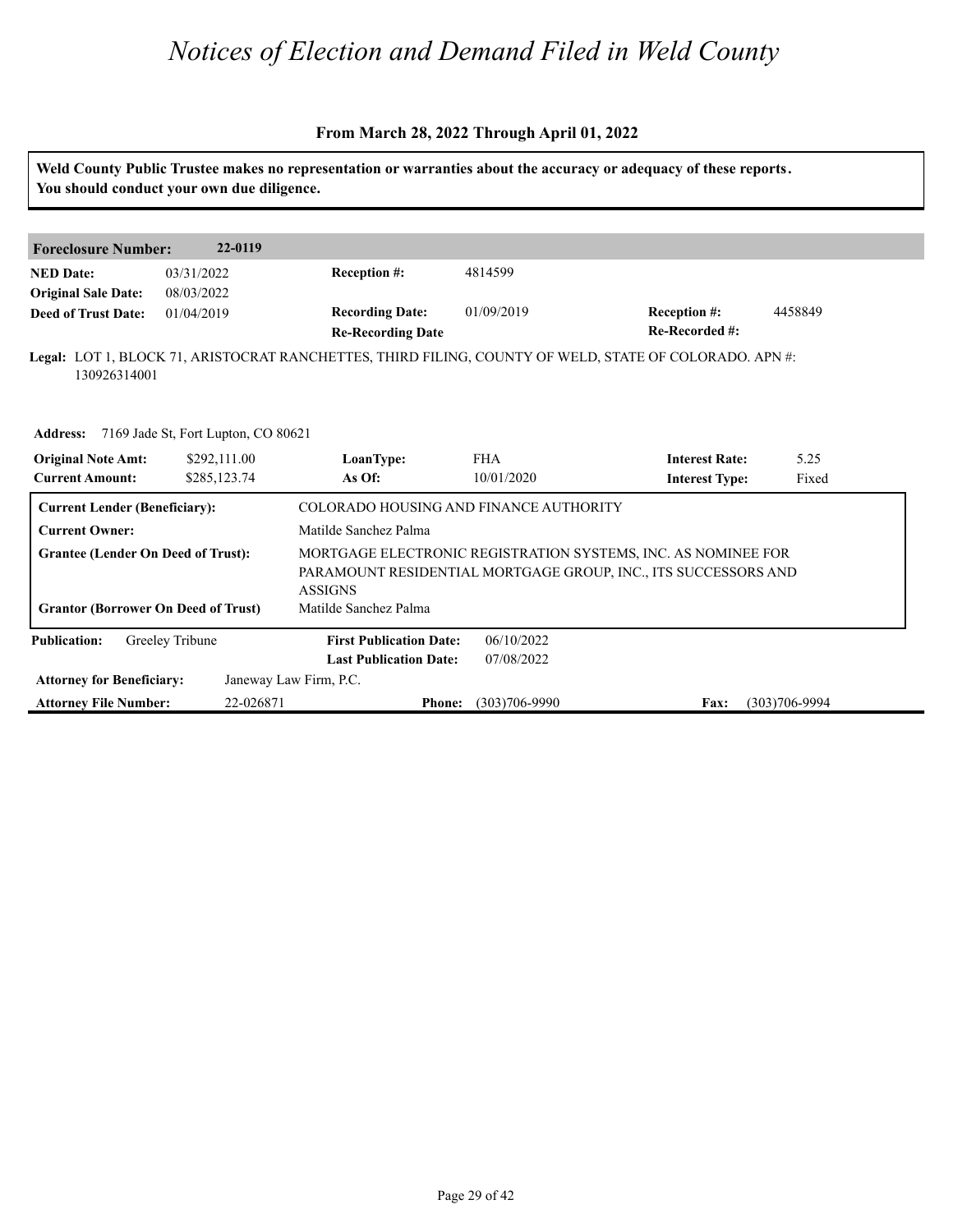# Notices of Election and Demand Filed in Weld County

### From March 28, 2022 Through April 01, 2022

**Weld County Public Trustee makes no representation or warranties about the accuracy or adequacy of these reports. You should conduct your own due diligence.**

| **Foreclosure Number:** | **22-0119** | | | | |
|---|---|---|---|---|---|
| **NED Date:** | 03/31/2022 | **Reception #:** | 4814599 | | |
| **Original Sale Date:** | 08/03/2022 | | | | |
| **Deed of Trust Date:** | 01/04/2019 | **Recording Date:** | 01/09/2019 | **Reception #:** | 4458849 |
| | | **Re-Recording Date** | | **Re-Recorded #:** | |

**Legal:** LOT 1, BLOCK 71, ARISTOCRAT RANCHETTES, THIRD FILING, COUNTY OF WELD, STATE OF COLORADO. APN #: 130926314001

**Address:** 7169 Jade St, Fort Lupton, CO 80621

| **Original Note Amt:** | $292,111.00 | **LoanType:** | FHA | **Interest Rate:** | 5.25 |
|---|---|---|---|---|---|
| **Current Amount:** | $285,123.74 | **As Of:** | 10/01/2020 | **Interest Type:** | Fixed |

| | |
|---|---|
| **Current Lender (Beneficiary):** | COLORADO HOUSING AND FINANCE AUTHORITY |
| **Current Owner:** | Matilde Sanchez Palma |
| **Grantee (Lender On Deed of Trust):** | MORTGAGE ELECTRONIC REGISTRATION SYSTEMS, INC. AS NOMINEE FOR PARAMOUNT RESIDENTIAL MORTGAGE GROUP, INC., ITS SUCCESSORS AND ASSIGNS |
| **Grantor (Borrower On Deed of Trust)** | Matilde Sanchez Palma |

| **Publication:** | Greeley Tribune | **First Publication Date:** | 06/10/2022 | | |
|---|---|---|---|---|---|
| | | **Last Publication Date:** | 07/08/2022 | | |
| **Attorney for Beneficiary:** | Janeway Law Firm, P.C. | | | | |
| **Attorney File Number:** | 22-026871 | **Phone:** | (303)706-9990 | **Fax:** | (303)706-9994 |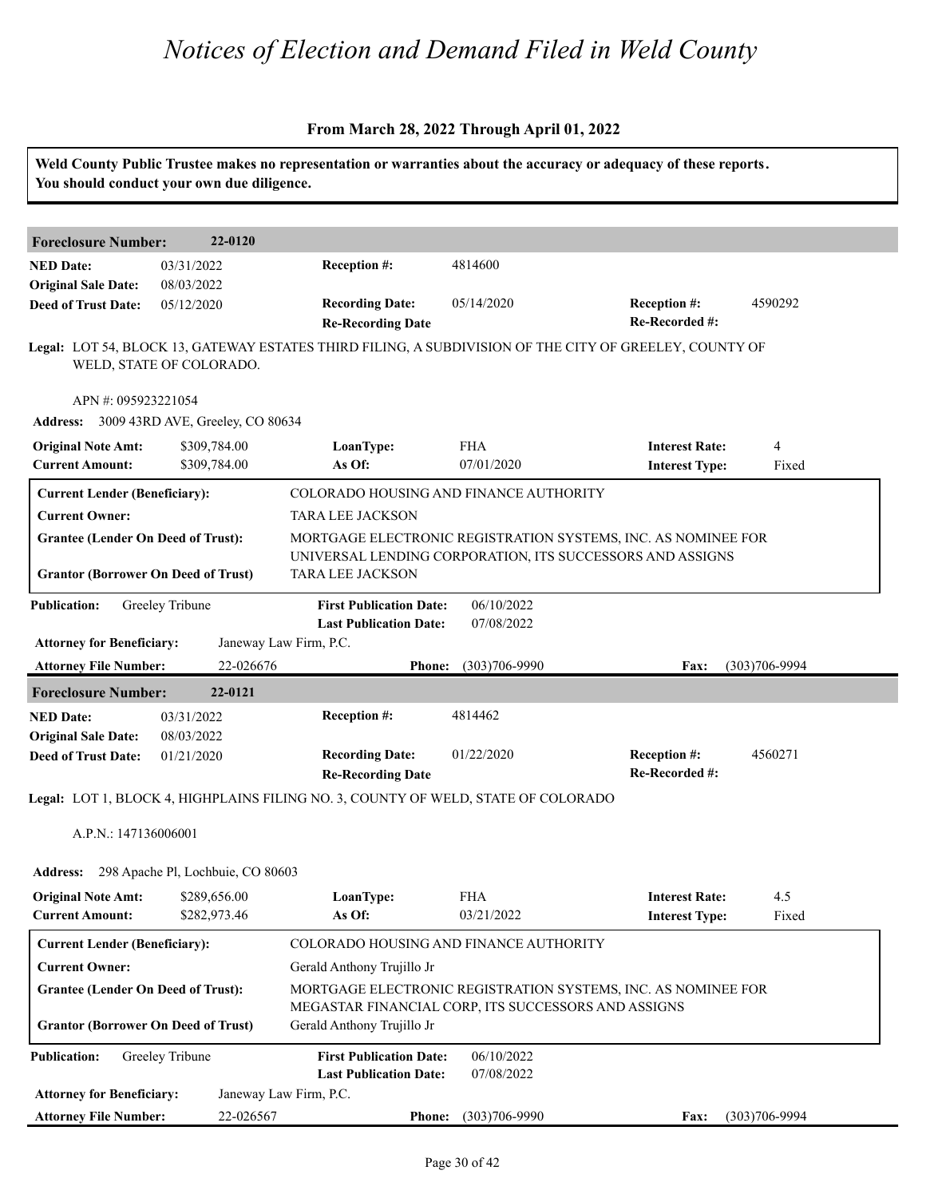# Notices of Election and Demand Filed in Weld County

## From March 28, 2022 Through April 01, 2022

**Weld County Public Trustee makes no representation or warranties about the accuracy or adequacy of these reports. You should conduct your own due diligence.**

---

### Foreclosure Number: 22-0120

| | | | | | |
|---|---|---|---|---|---|
| **NED Date:** | 03/31/2022 | **Reception #:** | 4814600 | | |
| **Original Sale Date:** | 08/03/2022 | | | | |
| **Deed of Trust Date:** | 05/12/2020 | **Recording Date:** | 05/14/2020 | **Reception #:** | 4590292 |
| | | **Re-Recording Date** | | **Re-Recorded #:** | |

**Legal:** LOT 54, BLOCK 13, GATEWAY ESTATES THIRD FILING, A SUBDIVISION OF THE CITY OF GREELEY, COUNTY OF WELD, STATE OF COLORADO.

APN #: 095923221054

**Address:** 3009 43RD AVE, Greeley, CO 80634

| | | | | | |
|---|---|---|---|---|---|
| **Original Note Amt:** | $309,784.00 | **LoanType:** | FHA | **Interest Rate:** | 4 |
| **Current Amount:** | $309,784.00 | **As Of:** | 07/01/2020 | **Interest Type:** | Fixed |

| | |
|---|---|
| **Current Lender (Beneficiary):** | COLORADO HOUSING AND FINANCE AUTHORITY |
| **Current Owner:** | TARA LEE JACKSON |
| **Grantee (Lender On Deed of Trust):** | MORTGAGE ELECTRONIC REGISTRATION SYSTEMS, INC. AS NOMINEE FOR UNIVERSAL LENDING CORPORATION, ITS SUCCESSORS AND ASSIGNS |
| **Grantor (Borrower On Deed of Trust)** | TARA LEE JACKSON |

| | | | |
|---|---|---|---|
| **Publication:** | Greeley Tribune | **First Publication Date:** | 06/10/2022 |
| | | **Last Publication Date:** | 07/08/2022 |

**Attorney for Beneficiary:** Janeway Law Firm, P.C.

**Attorney File Number:** 22-026676 **Phone:** (303)706-9990 **Fax:** (303)706-9994

---

### Foreclosure Number: 22-0121

| | | | | | |
|---|---|---|---|---|---|
| **NED Date:** | 03/31/2022 | **Reception #:** | 4814462 | | |
| **Original Sale Date:** | 08/03/2022 | | | | |
| **Deed of Trust Date:** | 01/21/2020 | **Recording Date:** | 01/22/2020 | **Reception #:** | 4560271 |
| | | **Re-Recording Date** | | **Re-Recorded #:** | |

**Legal:** LOT 1, BLOCK 4, HIGHPLAINS FILING NO. 3, COUNTY OF WELD, STATE OF COLORADO

A.P.N.: 147136006001

**Address:** 298 Apache Pl, Lochbuie, CO 80603

| | | | | | |
|---|---|---|---|---|---|
| **Original Note Amt:** | $289,656.00 | **LoanType:** | FHA | **Interest Rate:** | 4.5 |
| **Current Amount:** | $282,973.46 | **As Of:** | 03/21/2022 | **Interest Type:** | Fixed |

| | |
|---|---|
| **Current Lender (Beneficiary):** | COLORADO HOUSING AND FINANCE AUTHORITY |
| **Current Owner:** | Gerald Anthony Trujillo Jr |
| **Grantee (Lender On Deed of Trust):** | MORTGAGE ELECTRONIC REGISTRATION SYSTEMS, INC. AS NOMINEE FOR MEGASTAR FINANCIAL CORP, ITS SUCCESSORS AND ASSIGNS |
| **Grantor (Borrower On Deed of Trust)** | Gerald Anthony Trujillo Jr |

| | | | |
|---|---|---|---|
| **Publication:** | Greeley Tribune | **First Publication Date:** | 06/10/2022 |
| | | **Last Publication Date:** | 07/08/2022 |

**Attorney for Beneficiary:** Janeway Law Firm, P.C.

**Attorney File Number:** 22-026567 **Phone:** (303)706-9990 **Fax:** (303)706-9994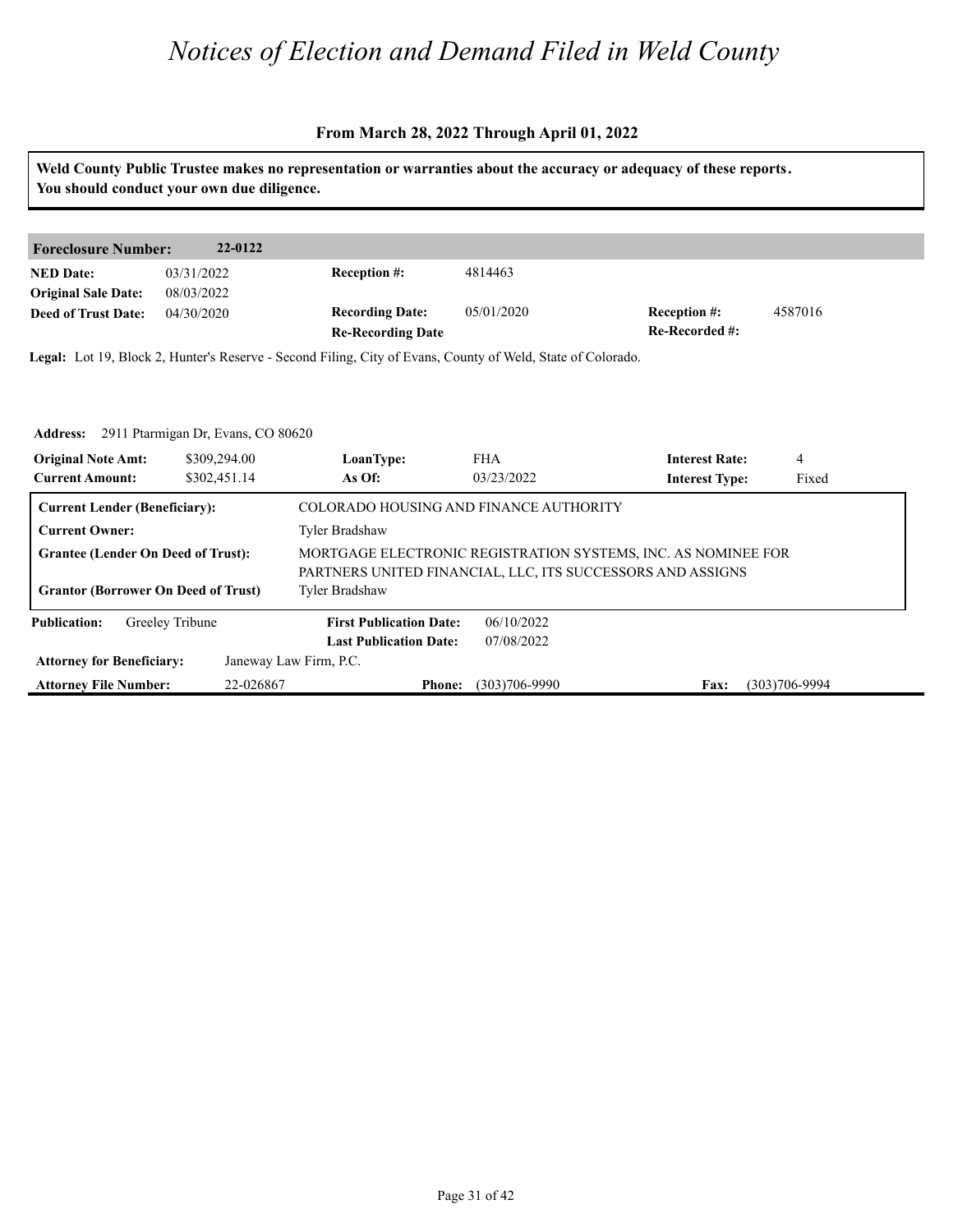# *Notices of Election and Demand Filed in Weld County*

**From March 28, 2022 Through April 01, 2022**

**Weld County Public Trustee makes no representation or warranties about the accuracy or adequacy of these reports. You should conduct your own due diligence.**

| **Foreclosure Number:** | **22-0122** | | | | |
|---|---|---|---|---|---|
| **NED Date:** | 03/31/2022 | **Reception #:** | 4814463 | | |
| **Original Sale Date:** | 08/03/2022 | | | | |
| **Deed of Trust Date:** | 04/30/2020 | **Recording Date:** | 05/01/2020 | **Reception #:** | 4587016 |
| | | **Re-Recording Date** | | **Re-Recorded #:** | |

**Legal:** Lot 19, Block 2, Hunter's Reserve - Second Filing, City of Evans, County of Weld, State of Colorado.

**Address:** 2911 Ptarmigan Dr, Evans, CO 80620

| **Original Note Amt:** | $309,294.00 | **LoanType:** | FHA | **Interest Rate:** | 4 |
|---|---|---|---|---|---|
| **Current Amount:** | $302,451.14 | **As Of:** | 03/23/2022 | **Interest Type:** | Fixed |

| | |
|---|---|
| **Current Lender (Beneficiary):** | COLORADO HOUSING AND FINANCE AUTHORITY |
| **Current Owner:** | Tyler Bradshaw |
| **Grantee (Lender On Deed of Trust):** | MORTGAGE ELECTRONIC REGISTRATION SYSTEMS, INC. AS NOMINEE FOR PARTNERS UNITED FINANCIAL, LLC, ITS SUCCESSORS AND ASSIGNS |
| **Grantor (Borrower On Deed of Trust)** | Tyler Bradshaw |

| **Publication:** | Greeley Tribune | **First Publication Date:** | 06/10/2022 | | |
|---|---|---|---|---|---|
| | | **Last Publication Date:** | 07/08/2022 | | |
| **Attorney for Beneficiary:** | Janeway Law Firm, P.C. | | | | |
| **Attorney File Number:** | 22-026867 | **Phone:** | (303)706-9990 | **Fax:** | (303)706-9994 |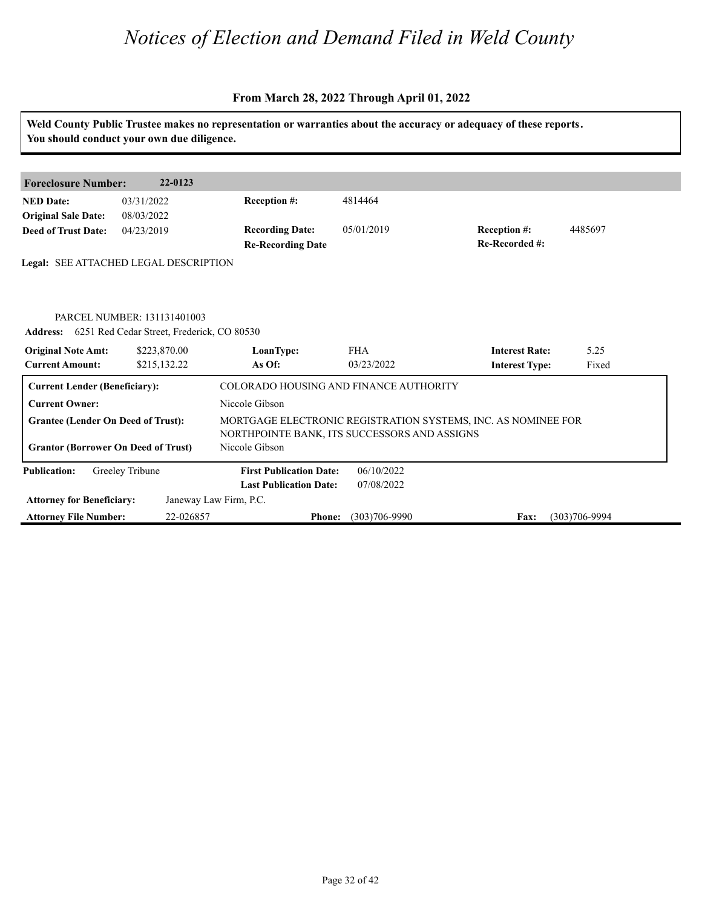# *Notices of Election and Demand Filed in Weld County*

### From March 28, 2022 Through April 01, 2022

**Weld County Public Trustee makes no representation or warranties about the accuracy or adequacy of these reports. You should conduct your own due diligence.**

| **Foreclosure Number:** | **22-0123** | | | | |
|---|---|---|---|---|---|
| **NED Date:** | 03/31/2022 | **Reception #:** | 4814464 | | |
| **Original Sale Date:** | 08/03/2022 | | | | |
| **Deed of Trust Date:** | 04/23/2019 | **Recording Date:** | 05/01/2019 | **Reception #:** | 4485697 |
| | | **Re-Recording Date** | | **Re-Recorded #:** | |

**Legal:** SEE ATTACHED LEGAL DESCRIPTION

PARCEL NUMBER: 131131401003

**Address:** 6251 Red Cedar Street, Frederick, CO 80530

| **Original Note Amt:** | $223,870.00 | **LoanType:** | FHA | **Interest Rate:** | 5.25 |
|---|---|---|---|---|---|
| **Current Amount:** | $215,132.22 | **As Of:** | 03/23/2022 | **Interest Type:** | Fixed |

| | |
|---|---|
| **Current Lender (Beneficiary):** | COLORADO HOUSING AND FINANCE AUTHORITY |
| **Current Owner:** | Niccole Gibson |
| **Grantee (Lender On Deed of Trust):** | MORTGAGE ELECTRONIC REGISTRATION SYSTEMS, INC. AS NOMINEE FOR NORTHPOINTE BANK, ITS SUCCESSORS AND ASSIGNS |
| **Grantor (Borrower On Deed of Trust)** | Niccole Gibson |

| | | | | | |
|---|---|---|---|---|---|
| **Publication:** | Greeley Tribune | **First Publication Date:** | 06/10/2022 | | |
| | | **Last Publication Date:** | 07/08/2022 | | |
| **Attorney for Beneficiary:** | Janeway Law Firm, P.C. | | | | |
| **Attorney File Number:** | 22-026857 | **Phone:** | (303)706-9990 | **Fax:** | (303)706-9994 |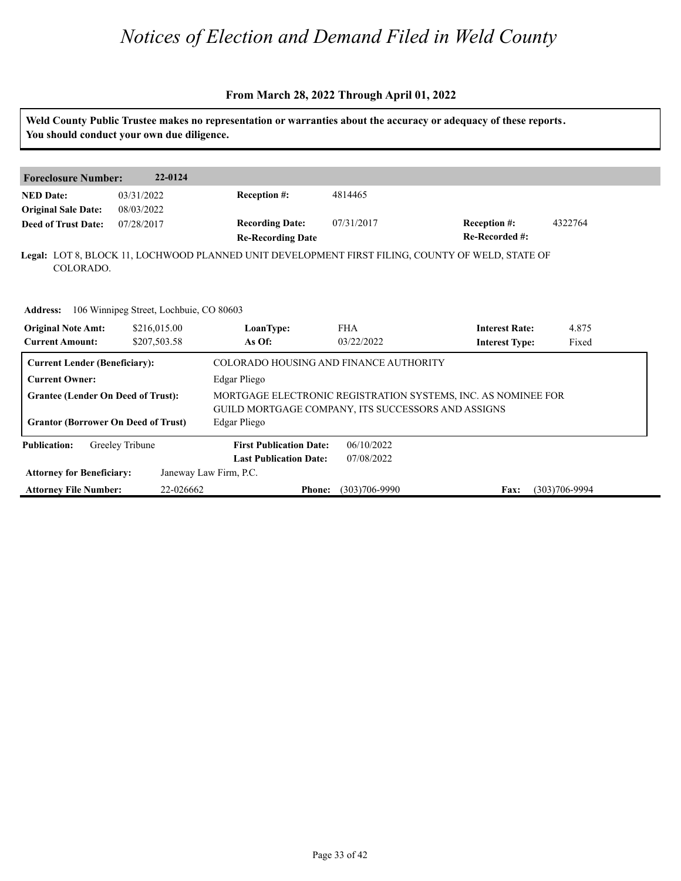# Notices of Election and Demand Filed in Weld County

**From March 28, 2022 Through April 01, 2022**

**Weld County Public Trustee makes no representation or warranties about the accuracy or adequacy of these reports. You should conduct your own due diligence.**

**Foreclosure Number:** 22-0124

| | | | | | |
|---|---|---|---|---|---|
| **NED Date:** | 03/31/2022 | **Reception #:** | 4814465 | | |
| **Original Sale Date:** | 08/03/2022 | | | | |
| **Deed of Trust Date:** | 07/28/2017 | **Recording Date:** | 07/31/2017 | **Reception #:** | 4322764 |
| | | **Re-Recording Date** | | **Re-Recorded #:** | |

**Legal:** LOT 8, BLOCK 11, LOCHWOOD PLANNED UNIT DEVELOPMENT FIRST FILING, COUNTY OF WELD, STATE OF COLORADO.

**Address:** 106 Winnipeg Street, Lochbuie, CO 80603

| | | | | | |
|---|---|---|---|---|---|
| **Original Note Amt:** | $216,015.00 | **LoanType:** | FHA | **Interest Rate:** | 4.875 |
| **Current Amount:** | $207,503.58 | **As Of:** | 03/22/2022 | **Interest Type:** | Fixed |

| | |
|---|---|
| **Current Lender (Beneficiary):** | COLORADO HOUSING AND FINANCE AUTHORITY |
| **Current Owner:** | Edgar Pliego |
| **Grantee (Lender On Deed of Trust):** | MORTGAGE ELECTRONIC REGISTRATION SYSTEMS, INC. AS NOMINEE FOR GUILD MORTGAGE COMPANY, ITS SUCCESSORS AND ASSIGNS |
| **Grantor (Borrower On Deed of Trust)** | Edgar Pliego |

| | | | | | |
|---|---|---|---|---|---|
| **Publication:** | Greeley Tribune | **First Publication Date:** | 06/10/2022 | | |
| | | **Last Publication Date:** | 07/08/2022 | | |
| **Attorney for Beneficiary:** | Janeway Law Firm, P.C. | | | | |
| **Attorney File Number:** | 22-026662 | **Phone:** | (303)706-9990 | **Fax:** | (303)706-9994 |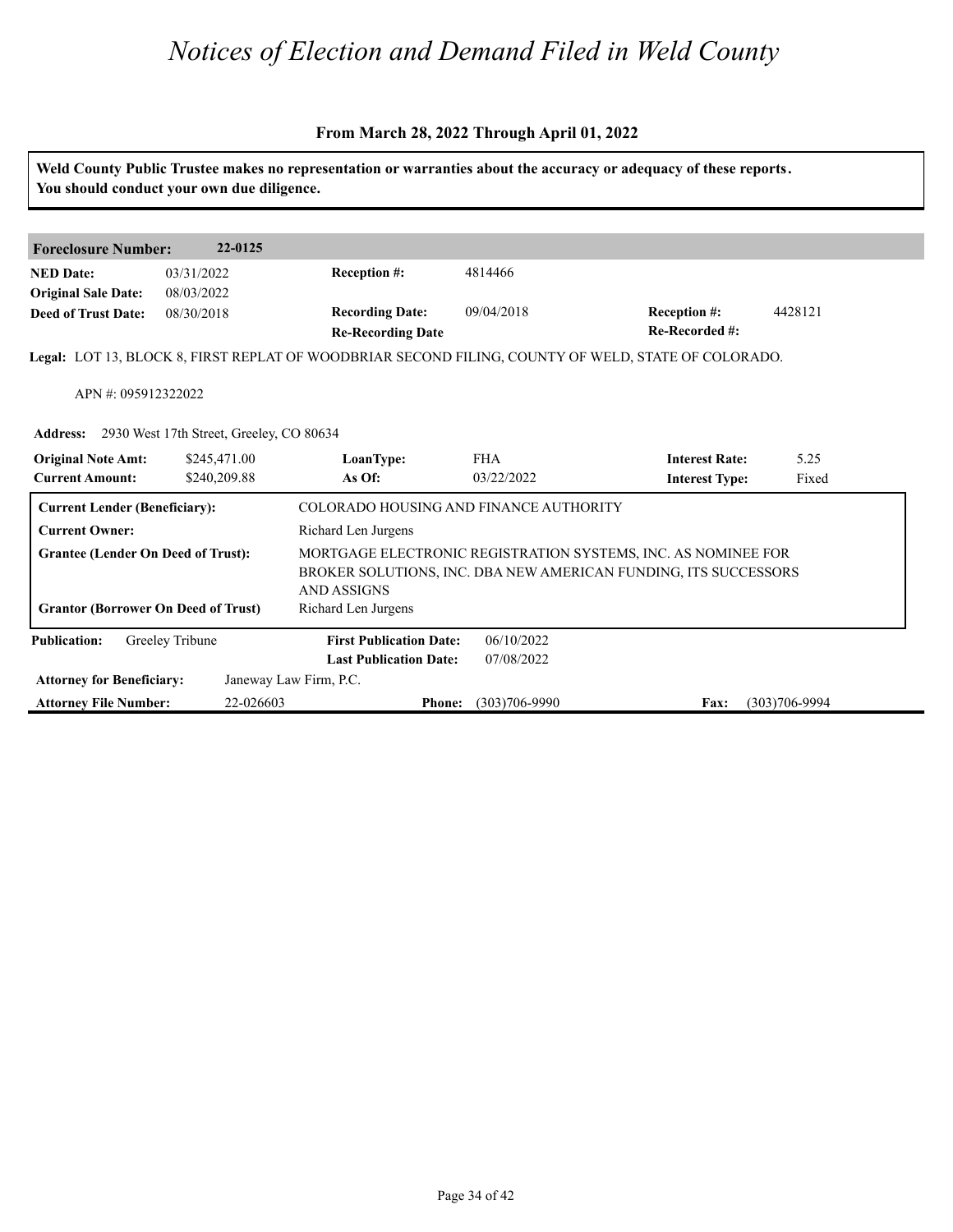# *Notices of Election and Demand Filed in Weld County*

**From March 28, 2022 Through April 01, 2022**

**Weld County Public Trustee makes no representation or warranties about the accuracy or adequacy of these reports. You should conduct your own due diligence.**

| **Foreclosure Number:** | **22-0125** | | | | |
|---|---|---|---|---|---|
| **NED Date:** | 03/31/2022 | **Reception #:** | 4814466 | | |
| **Original Sale Date:** | 08/03/2022 | | | | |
| **Deed of Trust Date:** | 08/30/2018 | **Recording Date:** | 09/04/2018 | **Reception #:** | 4428121 |
| | | **Re-Recording Date** | | **Re-Recorded #:** | |

**Legal:** LOT 13, BLOCK 8, FIRST REPLAT OF WOODBRIAR SECOND FILING, COUNTY OF WELD, STATE OF COLORADO.

APN #: 095912322022

**Address:** 2930 West 17th Street, Greeley, CO 80634

| **Original Note Amt:** | $245,471.00 | **LoanType:** | FHA | **Interest Rate:** | 5.25 |
|---|---|---|---|---|---|
| **Current Amount:** | $240,209.88 | **As Of:** | 03/22/2022 | **Interest Type:** | Fixed |

| | |
|---|---|
| **Current Lender (Beneficiary):** | COLORADO HOUSING AND FINANCE AUTHORITY |
| **Current Owner:** | Richard Len Jurgens |
| **Grantee (Lender On Deed of Trust):** | MORTGAGE ELECTRONIC REGISTRATION SYSTEMS, INC. AS NOMINEE FOR BROKER SOLUTIONS, INC. DBA NEW AMERICAN FUNDING, ITS SUCCESSORS AND ASSIGNS |
| **Grantor (Borrower On Deed of Trust)** | Richard Len Jurgens |

| **Publication:** | Greeley Tribune | **First Publication Date:** | 06/10/2022 | | |
|---|---|---|---|---|---|
| | | **Last Publication Date:** | 07/08/2022 | | |
| **Attorney for Beneficiary:** | Janeway Law Firm, P.C. | | | | |
| **Attorney File Number:** | 22-026603 | **Phone:** | (303)706-9990 | **Fax:** | (303)706-9994 |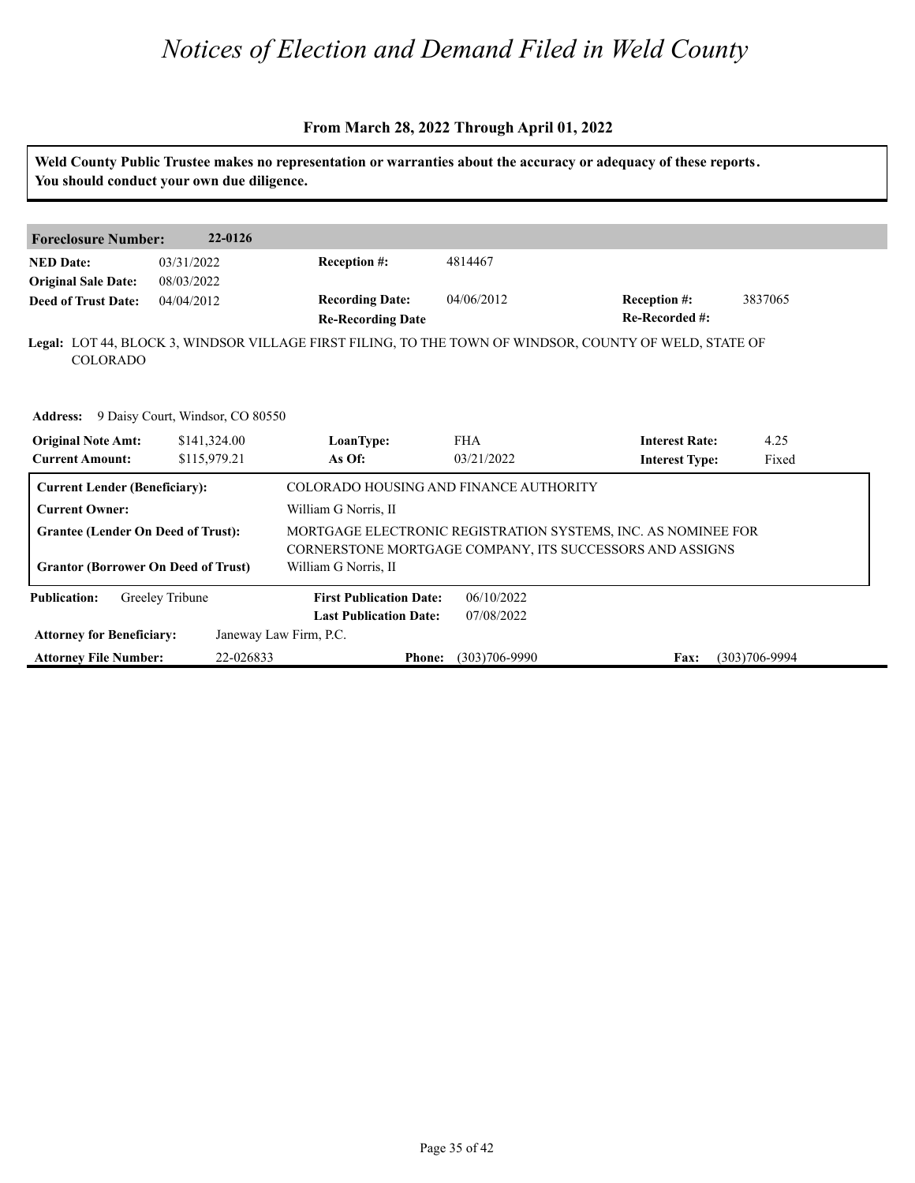# Notices of Election and Demand Filed in Weld County

**From March 28, 2022 Through April 01, 2022**

**Weld County Public Trustee makes no representation or warranties about the accuracy or adequacy of these reports. You should conduct your own due diligence.**

| **Foreclosure Number:** | **22-0126** | | | | |
|---|---|---|---|---|---|
| **NED Date:** | 03/31/2022 | **Reception #:** | 4814467 | | |
| **Original Sale Date:** | 08/03/2022 | | | | |
| **Deed of Trust Date:** | 04/04/2012 | **Recording Date:** | 04/06/2012 | **Reception #:** | 3837065 |
| | | **Re-Recording Date** | | **Re-Recorded #:** | |

**Legal:** LOT 44, BLOCK 3, WINDSOR VILLAGE FIRST FILING, TO THE TOWN OF WINDSOR, COUNTY OF WELD, STATE OF COLORADO

**Address:** 9 Daisy Court, Windsor, CO 80550

| **Original Note Amt:** | $141,324.00 | **LoanType:** | FHA | **Interest Rate:** | 4.25 |
|---|---|---|---|---|---|
| **Current Amount:** | $115,979.21 | **As Of:** | 03/21/2022 | **Interest Type:** | Fixed |

| | |
|---|---|
| **Current Lender (Beneficiary):** | COLORADO HOUSING AND FINANCE AUTHORITY |
| **Current Owner:** | William G Norris, II |
| **Grantee (Lender On Deed of Trust):** | MORTGAGE ELECTRONIC REGISTRATION SYSTEMS, INC. AS NOMINEE FOR CORNERSTONE MORTGAGE COMPANY, ITS SUCCESSORS AND ASSIGNS |
| **Grantor (Borrower On Deed of Trust)** | William G Norris, II |

| **Publication:** | Greeley Tribune | **First Publication Date:** | 06/10/2022 | | |
|---|---|---|---|---|---|
| | | **Last Publication Date:** | 07/08/2022 | | |
| **Attorney for Beneficiary:** | Janeway Law Firm, P.C. | | | | |
| **Attorney File Number:** | 22-026833 | **Phone:** | (303)706-9990 | **Fax:** | (303)706-9994 |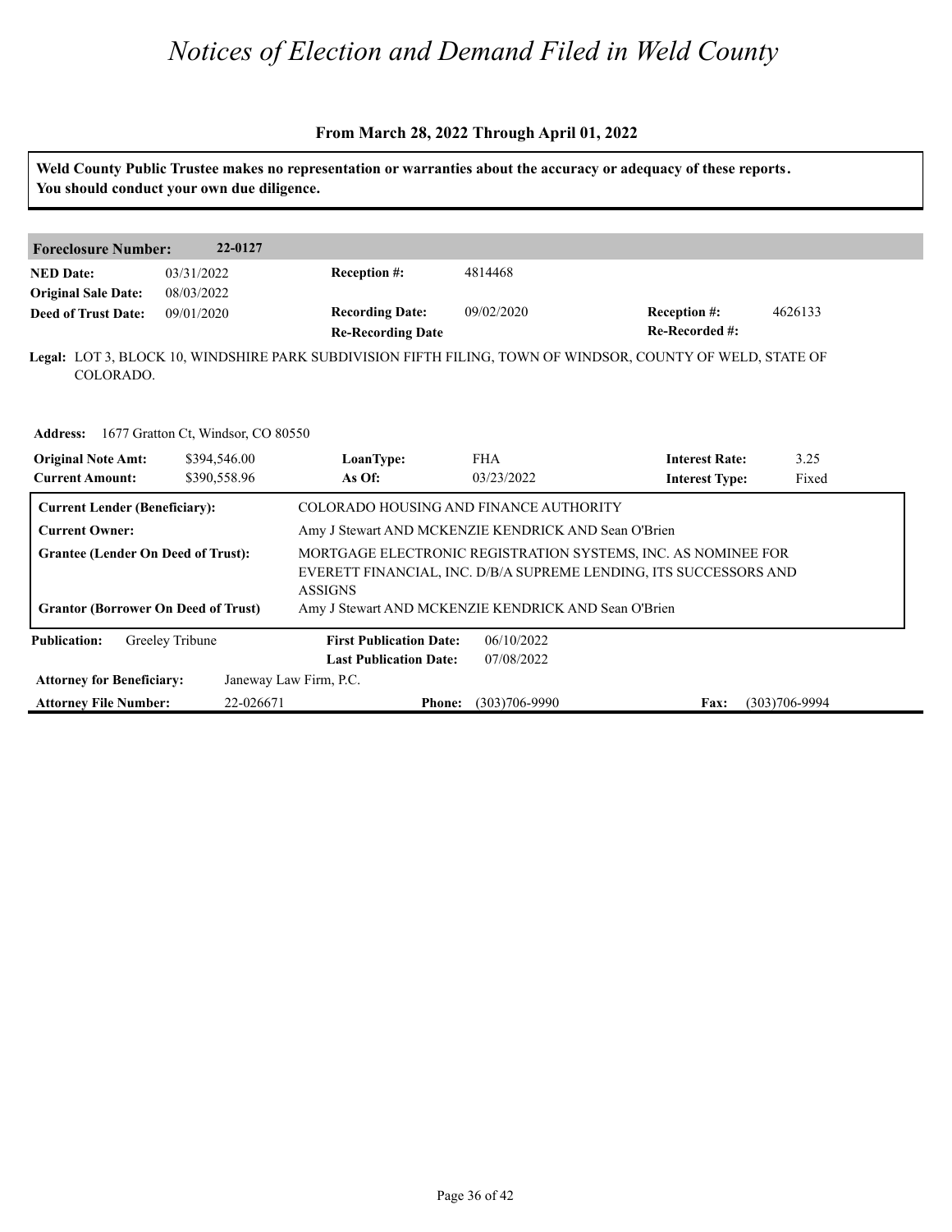# Notices of Election and Demand Filed in Weld County

**From March 28, 2022 Through April 01, 2022**

**Weld County Public Trustee makes no representation or warranties about the accuracy or adequacy of these reports. You should conduct your own due diligence.**

| **Foreclosure Number:** | **22-0127** | | | | |
|---|---|---|---|---|---|
| **NED Date:** | 03/31/2022 | **Reception #:** | 4814468 | | |
| **Original Sale Date:** | 08/03/2022 | | | | |
| **Deed of Trust Date:** | 09/01/2020 | **Recording Date:** | 09/02/2020 | **Reception #:** | 4626133 |
| | | **Re-Recording Date** | | **Re-Recorded #:** | |

**Legal:** LOT 3, BLOCK 10, WINDSHIRE PARK SUBDIVISION FIFTH FILING, TOWN OF WINDSOR, COUNTY OF WELD, STATE OF COLORADO.

**Address:** 1677 Gratton Ct, Windsor, CO 80550

| | | | | | |
|---|---|---|---|---|---|
| **Original Note Amt:** | $394,546.00 | **LoanType:** | FHA | **Interest Rate:** | 3.25 |
| **Current Amount:** | $390,558.96 | **As Of:** | 03/23/2022 | **Interest Type:** | Fixed |

| | |
|---|---|
| **Current Lender (Beneficiary):** | COLORADO HOUSING AND FINANCE AUTHORITY |
| **Current Owner:** | Amy J Stewart AND MCKENZIE KENDRICK AND Sean O'Brien |
| **Grantee (Lender On Deed of Trust):** | MORTGAGE ELECTRONIC REGISTRATION SYSTEMS, INC. AS NOMINEE FOR EVERETT FINANCIAL, INC. D/B/A SUPREME LENDING, ITS SUCCESSORS AND ASSIGNS |
| **Grantor (Borrower On Deed of Trust)** | Amy J Stewart AND MCKENZIE KENDRICK AND Sean O'Brien |

| | | | | | |
|---|---|---|---|---|---|
| **Publication:** | Greeley Tribune | **First Publication Date:** | 06/10/2022 | | |
| | | **Last Publication Date:** | 07/08/2022 | | |
| **Attorney for Beneficiary:** | Janeway Law Firm, P.C. | | | | |
| **Attorney File Number:** | 22-026671 | **Phone:** | (303)706-9990 | **Fax:** | (303)706-9994 |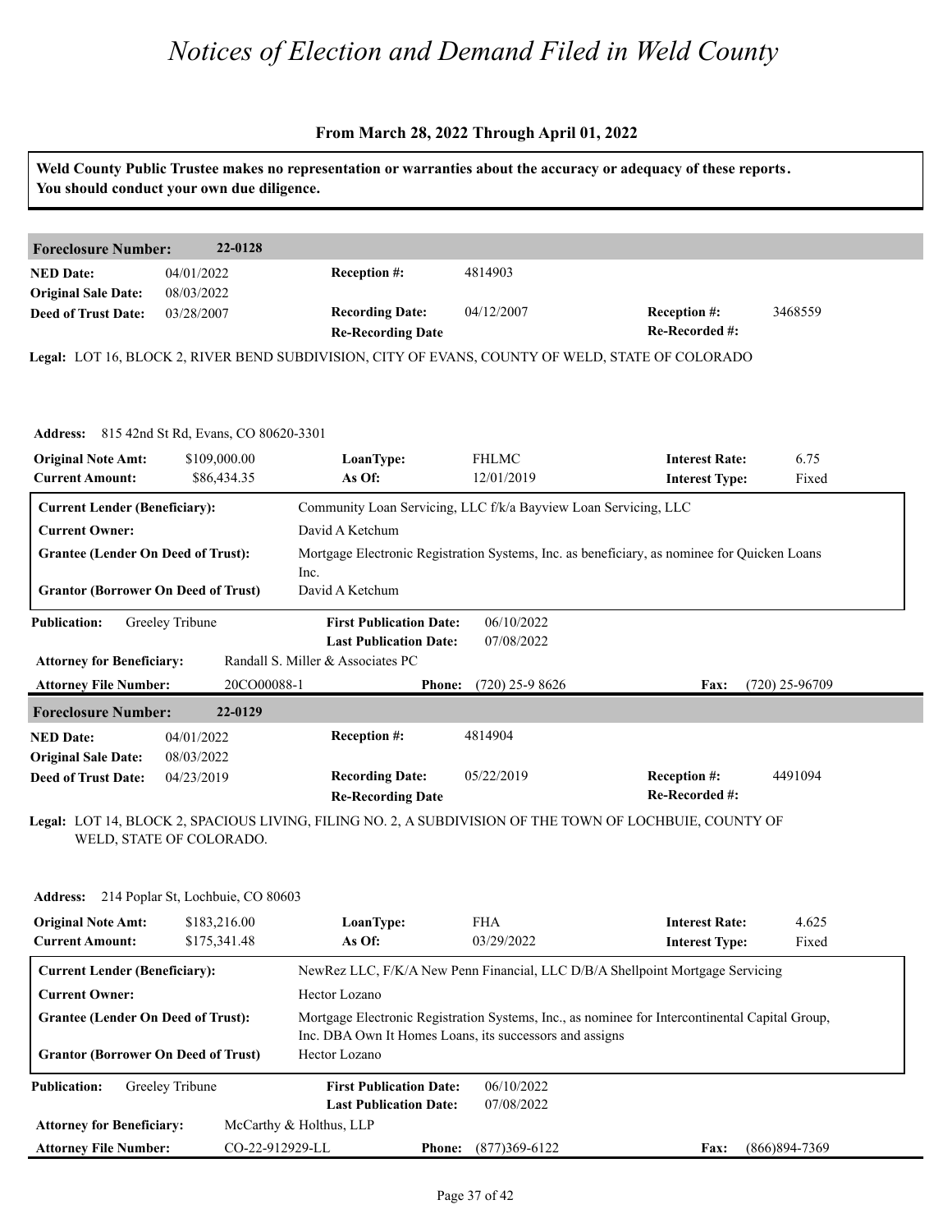# Notices of Election and Demand Filed in Weld County

**From March 28, 2022 Through April 01, 2022**

**Weld County Public Trustee makes no representation or warranties about the accuracy or adequacy of these reports. You should conduct your own due diligence.**

## Foreclosure Number: 22-0128

| | | | | | |
|---|---|---|---|---|---|
| **NED Date:** | 04/01/2022 | **Reception #:** | 4814903 | | |
| **Original Sale Date:** | 08/03/2022 | | | | |
| **Deed of Trust Date:** | 03/28/2007 | **Recording Date:** | 04/12/2007 | **Reception #:** | 3468559 |
| | | **Re-Recording Date** | | **Re-Recorded #:** | |

**Legal:** LOT 16, BLOCK 2, RIVER BEND SUBDIVISION, CITY OF EVANS, COUNTY OF WELD, STATE OF COLORADO

**Address:** 815 42nd St Rd, Evans, CO 80620-3301

| | | | | | |
|---|---|---|---|---|---|
| **Original Note Amt:** | $109,000.00 | **LoanType:** | FHLMC | **Interest Rate:** | 6.75 |
| **Current Amount:** | $86,434.35 | **As Of:** | 12/01/2019 | **Interest Type:** | Fixed |

| | |
|---|---|
| **Current Lender (Beneficiary):** | Community Loan Servicing, LLC f/k/a Bayview Loan Servicing, LLC |
| **Current Owner:** | David A Ketchum |
| **Grantee (Lender On Deed of Trust):** | Mortgage Electronic Registration Systems, Inc. as beneficiary, as nominee for Quicken Loans Inc. |
| **Grantor (Borrower On Deed of Trust)** | David A Ketchum |

| | | | |
|---|---|---|---|
| **Publication:** | Greeley Tribune | **First Publication Date:** | 06/10/2022 |
| | | **Last Publication Date:** | 07/08/2022 |

**Attorney for Beneficiary:** Randall S. Miller & Associates PC

**Attorney File Number:** 20CO00088-1 **Phone:** (720) 25-9 8626 **Fax:** (720) 25-96709

## Foreclosure Number: 22-0129

| | | | | | |
|---|---|---|---|---|---|
| **NED Date:** | 04/01/2022 | **Reception #:** | 4814904 | | |
| **Original Sale Date:** | 08/03/2022 | | | | |
| **Deed of Trust Date:** | 04/23/2019 | **Recording Date:** | 05/22/2019 | **Reception #:** | 4491094 |
| | | **Re-Recording Date** | | **Re-Recorded #:** | |

**Legal:** LOT 14, BLOCK 2, SPACIOUS LIVING, FILING NO. 2, A SUBDIVISION OF THE TOWN OF LOCHBUIE, COUNTY OF WELD, STATE OF COLORADO.

**Address:** 214 Poplar St, Lochbuie, CO 80603

| | | | | | |
|---|---|---|---|---|---|
| **Original Note Amt:** | $183,216.00 | **LoanType:** | FHA | **Interest Rate:** | 4.625 |
| **Current Amount:** | $175,341.48 | **As Of:** | 03/29/2022 | **Interest Type:** | Fixed |

| | |
|---|---|
| **Current Lender (Beneficiary):** | NewRez LLC, F/K/A New Penn Financial, LLC D/B/A Shellpoint Mortgage Servicing |
| **Current Owner:** | Hector Lozano |
| **Grantee (Lender On Deed of Trust):** | Mortgage Electronic Registration Systems, Inc., as nominee for Intercontinental Capital Group, Inc. DBA Own It Homes Loans, its successors and assigns |
| **Grantor (Borrower On Deed of Trust)** | Hector Lozano |

| | | | |
|---|---|---|---|
| **Publication:** | Greeley Tribune | **First Publication Date:** | 06/10/2022 |
| | | **Last Publication Date:** | 07/08/2022 |

**Attorney for Beneficiary:** McCarthy & Holthus, LLP

**Attorney File Number:** CO-22-912929-LL **Phone:** (877)369-6122 **Fax:** (866)894-7369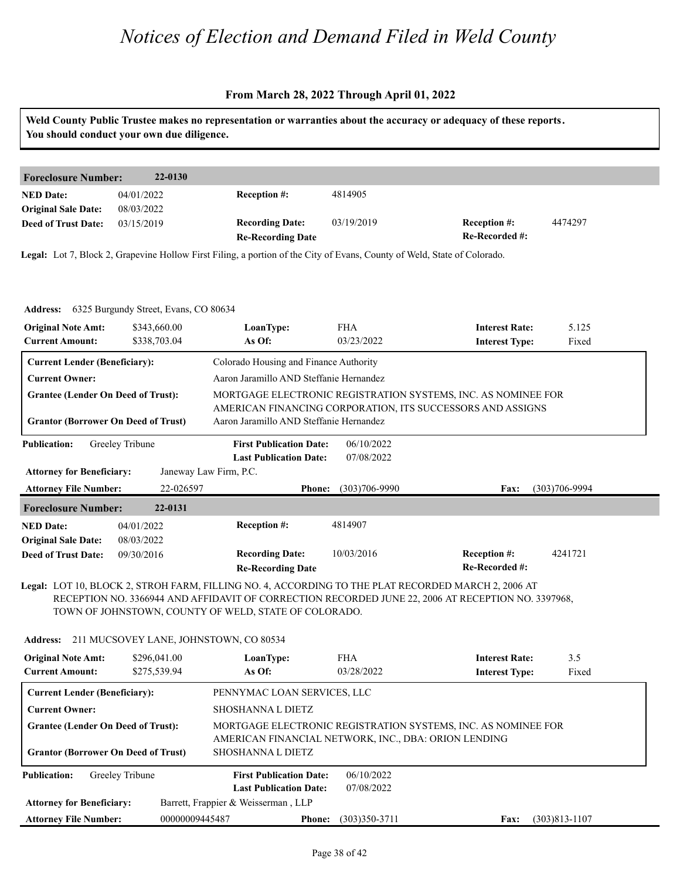# Notices of Election and Demand Filed in Weld County

**From March 28, 2022 Through April 01, 2022**

**Weld County Public Trustee makes no representation or warranties about the accuracy or adequacy of these reports. You should conduct your own due diligence.**

## Foreclosure Number: 22-0130

| | | | | | |
|---|---|---|---|---|---|
| **NED Date:** | 04/01/2022 | **Reception #:** | 4814905 | | |
| **Original Sale Date:** | 08/03/2022 | | | | |
| **Deed of Trust Date:** | 03/15/2019 | **Recording Date:** | 03/19/2019 | **Reception #:** | 4474297 |
| | | **Re-Recording Date** | | **Re-Recorded #:** | |

**Legal:** Lot 7, Block 2, Grapevine Hollow First Filing, a portion of the City of Evans, County of Weld, State of Colorado.

**Address:** 6325 Burgundy Street, Evans, CO 80634

| | | | | | |
|---|---|---|---|---|---|
| **Original Note Amt:** | $343,660.00 | **LoanType:** | FHA | **Interest Rate:** | 5.125 |
| **Current Amount:** | $338,703.04 | **As Of:** | 03/23/2022 | **Interest Type:** | Fixed |

| | |
|---|---|
| **Current Lender (Beneficiary):** | Colorado Housing and Finance Authority |
| **Current Owner:** | Aaron Jaramillo AND Steffanie Hernandez |
| **Grantee (Lender On Deed of Trust):** | MORTGAGE ELECTRONIC REGISTRATION SYSTEMS, INC. AS NOMINEE FOR AMERICAN FINANCING CORPORATION, ITS SUCCESSORS AND ASSIGNS |
| **Grantor (Borrower On Deed of Trust)** | Aaron Jaramillo AND Steffanie Hernandez |

| | | | |
|---|---|---|---|
| **Publication:** | Greeley Tribune | **First Publication Date:** | 06/10/2022 |
| | | **Last Publication Date:** | 07/08/2022 |

**Attorney for Beneficiary:** Janeway Law Firm, P.C.

| | | | | | |
|---|---|---|---|---|---|
| **Attorney File Number:** | 22-026597 | **Phone:** | (303)706-9990 | **Fax:** | (303)706-9994 |

## Foreclosure Number: 22-0131

| | | | | | |
|---|---|---|---|---|---|
| **NED Date:** | 04/01/2022 | **Reception #:** | 4814907 | | |
| **Original Sale Date:** | 08/03/2022 | | | | |
| **Deed of Trust Date:** | 09/30/2016 | **Recording Date:** | 10/03/2016 | **Reception #:** | 4241721 |
| | | **Re-Recording Date** | | **Re-Recorded #:** | |

**Legal:** LOT 10, BLOCK 2, STROH FARM, FILLING NO. 4, ACCORDING TO THE PLAT RECORDED MARCH 2, 2006 AT RECEPTION NO. 3366944 AND AFFIDAVIT OF CORRECTION RECORDED JUNE 22, 2006 AT RECEPTION NO. 3397968, TOWN OF JOHNSTOWN, COUNTY OF WELD, STATE OF COLORADO.

**Address:** 211 MUCSOVEY LANE, JOHNSTOWN, CO 80534

| | | | | | |
|---|---|---|---|---|---|
| **Original Note Amt:** | $296,041.00 | **LoanType:** | FHA | **Interest Rate:** | 3.5 |
| **Current Amount:** | $275,539.94 | **As Of:** | 03/28/2022 | **Interest Type:** | Fixed |

| | |
|---|---|
| **Current Lender (Beneficiary):** | PENNYMAC LOAN SERVICES, LLC |
| **Current Owner:** | SHOSHANNA L DIETZ |
| **Grantee (Lender On Deed of Trust):** | MORTGAGE ELECTRONIC REGISTRATION SYSTEMS, INC. AS NOMINEE FOR AMERICAN FINANCIAL NETWORK, INC., DBA: ORION LENDING |
| **Grantor (Borrower On Deed of Trust)** | SHOSHANNA L DIETZ |

| | | | |
|---|---|---|---|
| **Publication:** | Greeley Tribune | **First Publication Date:** | 06/10/2022 |
| | | **Last Publication Date:** | 07/08/2022 |

**Attorney for Beneficiary:** Barrett, Frappier & Weisserman , LLP

| | | | | | |
|---|---|---|---|---|---|
| **Attorney File Number:** | 00000009445487 | **Phone:** | (303)350-3711 | **Fax:** | (303)813-1107 |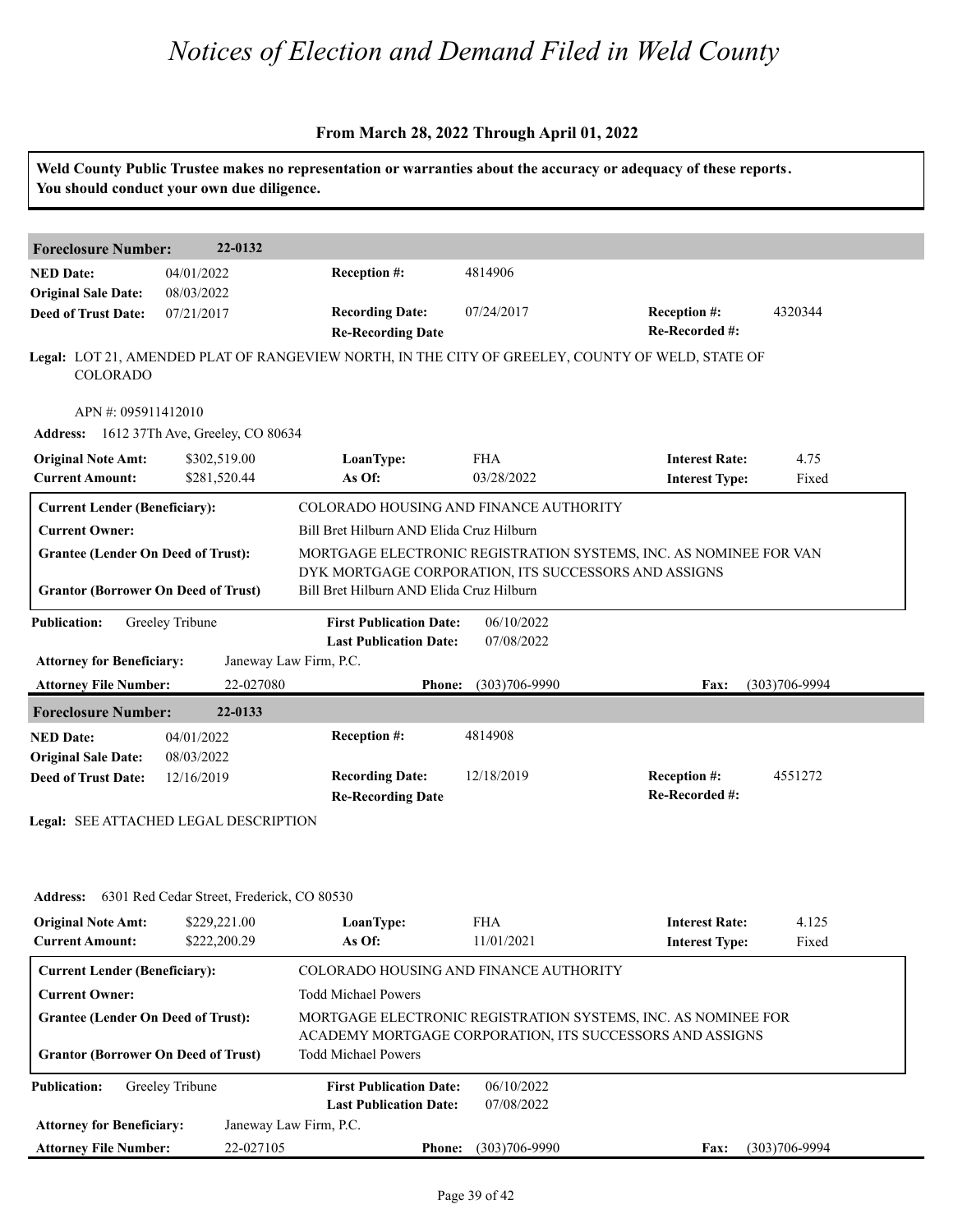# Notices of Election and Demand Filed in Weld County

### From March 28, 2022 Through April 01, 2022

**Weld County Public Trustee makes no representation or warranties about the accuracy or adequacy of these reports. You should conduct your own due diligence.**

---

**Foreclosure Number:** 22-0132

| | | | | | |
|---|---|---|---|---|---|
| **NED Date:** | 04/01/2022 | **Reception #:** | 4814906 | | |
| **Original Sale Date:** | 08/03/2022 | | | | |
| **Deed of Trust Date:** | 07/21/2017 | **Recording Date:** | 07/24/2017 | **Reception #:** | 4320344 |
| | | **Re-Recording Date** | | **Re-Recorded #:** | |

**Legal:** LOT 21, AMENDED PLAT OF RANGEVIEW NORTH, IN THE CITY OF GREELEY, COUNTY OF WELD, STATE OF COLORADO

APN #: 095911412010

**Address:** 1612 37Th Ave, Greeley, CO 80634

| | | | | | |
|---|---|---|---|---|---|
| **Original Note Amt:** | \$302,519.00 | **LoanType:** | FHA | **Interest Rate:** | 4.75 |
| **Current Amount:** | \$281,520.44 | **As Of:** | 03/28/2022 | **Interest Type:** | Fixed |

| | |
|---|---|
| **Current Lender (Beneficiary):** | COLORADO HOUSING AND FINANCE AUTHORITY |
| **Current Owner:** | Bill Bret Hilburn AND Elida Cruz Hilburn |
| **Grantee (Lender On Deed of Trust):** | MORTGAGE ELECTRONIC REGISTRATION SYSTEMS, INC. AS NOMINEE FOR VAN DYK MORTGAGE CORPORATION, ITS SUCCESSORS AND ASSIGNS |
| **Grantor (Borrower On Deed of Trust)** | Bill Bret Hilburn AND Elida Cruz Hilburn |

| | | | | | |
|---|---|---|---|---|---|
| **Publication:** | Greeley Tribune | **First Publication Date:** | 06/10/2022 | | |
| | | **Last Publication Date:** | 07/08/2022 | | |
| **Attorney for Beneficiary:** | Janeway Law Firm, P.C. | | | | |
| **Attorney File Number:** | 22-027080 | **Phone:** | (303)706-9990 | **Fax:** | (303)706-9994 |

---

**Foreclosure Number:** 22-0133

| | | | | | |
|---|---|---|---|---|---|
| **NED Date:** | 04/01/2022 | **Reception #:** | 4814908 | | |
| **Original Sale Date:** | 08/03/2022 | | | | |
| **Deed of Trust Date:** | 12/16/2019 | **Recording Date:** | 12/18/2019 | **Reception #:** | 4551272 |
| | | **Re-Recording Date** | | **Re-Recorded #:** | |

**Legal:** SEE ATTACHED LEGAL DESCRIPTION

**Address:** 6301 Red Cedar Street, Frederick, CO 80530

| | | | | | |
|---|---|---|---|---|---|
| **Original Note Amt:** | \$229,221.00 | **LoanType:** | FHA | **Interest Rate:** | 4.125 |
| **Current Amount:** | \$222,200.29 | **As Of:** | 11/01/2021 | **Interest Type:** | Fixed |

| | |
|---|---|
| **Current Lender (Beneficiary):** | COLORADO HOUSING AND FINANCE AUTHORITY |
| **Current Owner:** | Todd Michael Powers |
| **Grantee (Lender On Deed of Trust):** | MORTGAGE ELECTRONIC REGISTRATION SYSTEMS, INC. AS NOMINEE FOR ACADEMY MORTGAGE CORPORATION, ITS SUCCESSORS AND ASSIGNS |
| **Grantor (Borrower On Deed of Trust)** | Todd Michael Powers |

| | | | | | |
|---|---|---|---|---|---|
| **Publication:** | Greeley Tribune | **First Publication Date:** | 06/10/2022 | | |
| | | **Last Publication Date:** | 07/08/2022 | | |
| **Attorney for Beneficiary:** | Janeway Law Firm, P.C. | | | | |
| **Attorney File Number:** | 22-027105 | **Phone:** | (303)706-9990 | **Fax:** | (303)706-9994 |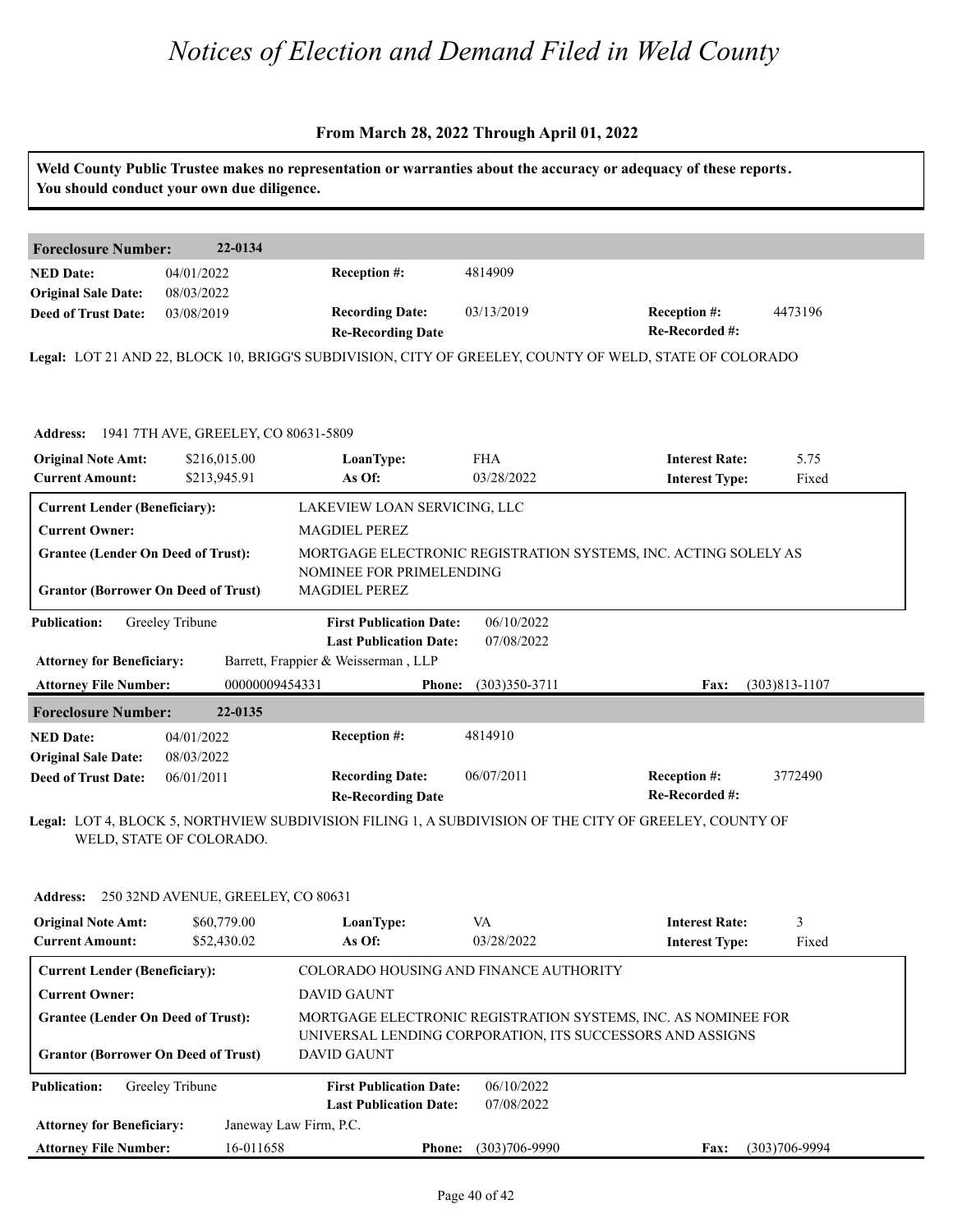# Notices of Election and Demand Filed in Weld County

**From March 28, 2022 Through April 01, 2022**

**Weld County Public Trustee makes no representation or warranties about the accuracy or adequacy of these reports. You should conduct your own due diligence.**

---

**Foreclosure Number:** 22-0134

| | | | | | |
|---|---|---|---|---|---|
| **NED Date:** | 04/01/2022 | **Reception #:** | 4814909 | | |
| **Original Sale Date:** | 08/03/2022 | | | | |
| **Deed of Trust Date:** | 03/08/2019 | **Recording Date:** | 03/13/2019 | **Reception #:** | 4473196 |
| | | **Re-Recording Date** | | **Re-Recorded #:** | |

**Legal:** LOT 21 AND 22, BLOCK 10, BRIGG'S SUBDIVISION, CITY OF GREELEY, COUNTY OF WELD, STATE OF COLORADO

**Address:** 1941 7TH AVE, GREELEY, CO 80631-5809

| | | | | | |
|---|---|---|---|---|---|
| **Original Note Amt:** | $216,015.00 | **LoanType:** | FHA | **Interest Rate:** | 5.75 |
| **Current Amount:** | $213,945.91 | **As Of:** | 03/28/2022 | **Interest Type:** | Fixed |

| | |
|---|---|
| **Current Lender (Beneficiary):** | LAKEVIEW LOAN SERVICING, LLC |
| **Current Owner:** | MAGDIEL PEREZ |
| **Grantee (Lender On Deed of Trust):** | MORTGAGE ELECTRONIC REGISTRATION SYSTEMS, INC. ACTING SOLELY AS NOMINEE FOR PRIMELENDING |
| **Grantor (Borrower On Deed of Trust)** | MAGDIEL PEREZ |

| | | | |
|---|---|---|---|
| **Publication:** | Greeley Tribune | **First Publication Date:** | 06/10/2022 |
| | | **Last Publication Date:** | 07/08/2022 |

**Attorney for Beneficiary:** Barrett, Frappier & Weisserman , LLP

**Attorney File Number:** 00000009454331 **Phone:** (303)350-3711 **Fax:** (303)813-1107

---

**Foreclosure Number:** 22-0135

| | | | | | |
|---|---|---|---|---|---|
| **NED Date:** | 04/01/2022 | **Reception #:** | 4814910 | | |
| **Original Sale Date:** | 08/03/2022 | | | | |
| **Deed of Trust Date:** | 06/01/2011 | **Recording Date:** | 06/07/2011 | **Reception #:** | 3772490 |
| | | **Re-Recording Date** | | **Re-Recorded #:** | |

**Legal:** LOT 4, BLOCK 5, NORTHVIEW SUBDIVISION FILING 1, A SUBDIVISION OF THE CITY OF GREELEY, COUNTY OF WELD, STATE OF COLORADO.

**Address:** 250 32ND AVENUE, GREELEY, CO 80631

| | | | | | |
|---|---|---|---|---|---|
| **Original Note Amt:** | $60,779.00 | **LoanType:** | VA | **Interest Rate:** | 3 |
| **Current Amount:** | $52,430.02 | **As Of:** | 03/28/2022 | **Interest Type:** | Fixed |

| | |
|---|---|
| **Current Lender (Beneficiary):** | COLORADO HOUSING AND FINANCE AUTHORITY |
| **Current Owner:** | DAVID GAUNT |
| **Grantee (Lender On Deed of Trust):** | MORTGAGE ELECTRONIC REGISTRATION SYSTEMS, INC. AS NOMINEE FOR UNIVERSAL LENDING CORPORATION, ITS SUCCESSORS AND ASSIGNS |
| **Grantor (Borrower On Deed of Trust)** | DAVID GAUNT |

| | | | |
|---|---|---|---|
| **Publication:** | Greeley Tribune | **First Publication Date:** | 06/10/2022 |
| | | **Last Publication Date:** | 07/08/2022 |

**Attorney for Beneficiary:** Janeway Law Firm, P.C.

**Attorney File Number:** 16-011658 **Phone:** (303)706-9990 **Fax:** (303)706-9994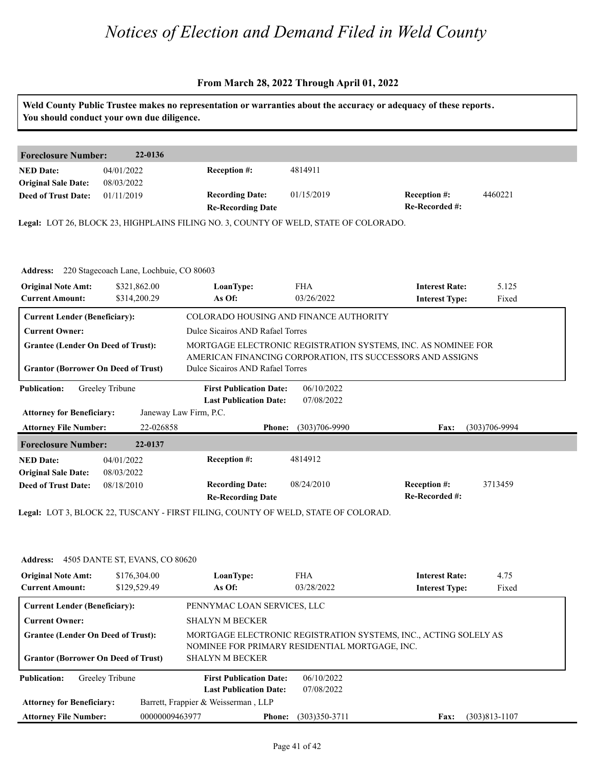# Notices of Election and Demand Filed in Weld County

### From March 28, 2022 Through April 01, 2022

**Weld County Public Trustee makes no representation or warranties about the accuracy or adequacy of these reports. You should conduct your own due diligence.**

---

**Foreclosure Number:** 22-0136

| | | | | | |
|---|---|---|---|---|---|
| **NED Date:** | 04/01/2022 | **Reception #:** | 4814911 | | |
| **Original Sale Date:** | 08/03/2022 | | | | |
| **Deed of Trust Date:** | 01/11/2019 | **Recording Date:** | 01/15/2019 | **Reception #:** | 4460221 |
| | | **Re-Recording Date** | | **Re-Recorded #:** | |

**Legal:** LOT 26, BLOCK 23, HIGHPLAINS FILING NO. 3, COUNTY OF WELD, STATE OF COLORADO.

**Address:** 220 Stagecoach Lane, Lochbuie, CO 80603

| | | | | | |
|---|---|---|---|---|---|
| **Original Note Amt:** | $321,862.00 | **LoanType:** | FHA | **Interest Rate:** | 5.125 |
| **Current Amount:** | $314,200.29 | **As Of:** | 03/26/2022 | **Interest Type:** | Fixed |

| | |
|---|---|
| **Current Lender (Beneficiary):** | COLORADO HOUSING AND FINANCE AUTHORITY |
| **Current Owner:** | Dulce Sicairos AND Rafael Torres |
| **Grantee (Lender On Deed of Trust):** | MORTGAGE ELECTRONIC REGISTRATION SYSTEMS, INC. AS NOMINEE FOR AMERICAN FINANCING CORPORATION, ITS SUCCESSORS AND ASSIGNS |
| **Grantor (Borrower On Deed of Trust)** | Dulce Sicairos AND Rafael Torres |

| | | | | | |
|---|---|---|---|---|---|
| **Publication:** | Greeley Tribune | **First Publication Date:** | 06/10/2022 | | |
| | | **Last Publication Date:** | 07/08/2022 | | |
| **Attorney for Beneficiary:** | Janeway Law Firm, P.C. | | | | |
| **Attorney File Number:** | 22-026858 | **Phone:** | (303)706-9990 | **Fax:** | (303)706-9994 |

---

**Foreclosure Number:** 22-0137

| | | | | | |
|---|---|---|---|---|---|
| **NED Date:** | 04/01/2022 | **Reception #:** | 4814912 | | |
| **Original Sale Date:** | 08/03/2022 | | | | |
| **Deed of Trust Date:** | 08/18/2010 | **Recording Date:** | 08/24/2010 | **Reception #:** | 3713459 |
| | | **Re-Recording Date** | | **Re-Recorded #:** | |

**Legal:** LOT 3, BLOCK 22, TUSCANY - FIRST FILING, COUNTY OF WELD, STATE OF COLORAD.

**Address:** 4505 DANTE ST, EVANS, CO 80620

| | | | | | |
|---|---|---|---|---|---|
| **Original Note Amt:** | $176,304.00 | **LoanType:** | FHA | **Interest Rate:** | 4.75 |
| **Current Amount:** | $129,529.49 | **As Of:** | 03/28/2022 | **Interest Type:** | Fixed |

| | |
|---|---|
| **Current Lender (Beneficiary):** | PENNYMAC LOAN SERVICES, LLC |
| **Current Owner:** | SHALYN M BECKER |
| **Grantee (Lender On Deed of Trust):** | MORTGAGE ELECTRONIC REGISTRATION SYSTEMS, INC., ACTING SOLELY AS NOMINEE FOR PRIMARY RESIDENTIAL MORTGAGE, INC. |
| **Grantor (Borrower On Deed of Trust)** | SHALYN M BECKER |

| | | | | | |
|---|---|---|---|---|---|
| **Publication:** | Greeley Tribune | **First Publication Date:** | 06/10/2022 | | |
| | | **Last Publication Date:** | 07/08/2022 | | |
| **Attorney for Beneficiary:** | Barrett, Frappier & Weisserman , LLP | | | | |
| **Attorney File Number:** | 00000009463977 | **Phone:** | (303)350-3711 | **Fax:** | (303)813-1107 |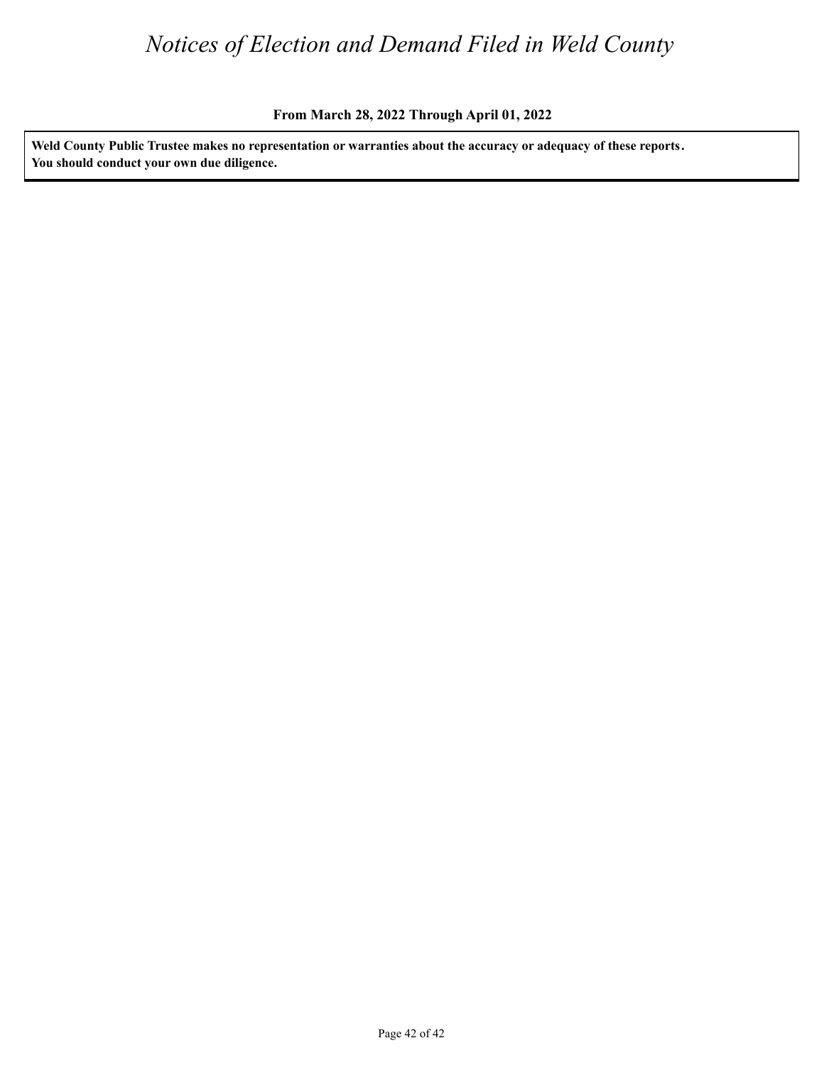# *Notices of Election and Demand Filed in Weld County*

**From March 28, 2022 Through April 01, 2022**

**Weld County Public Trustee makes no representation or warranties about the accuracy or adequacy of these reports.**
**You should conduct your own due diligence.**